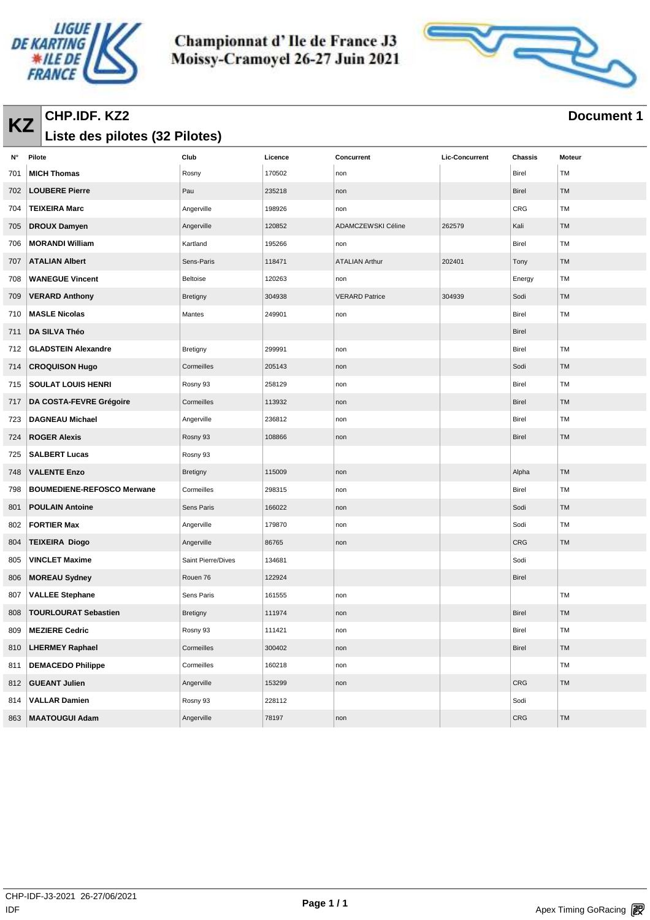# Championnat d' Ile de France J3
# Moissy-Cramoyel 26-27 Juin 2021

## KZ CHP.IDF. KZ2

## Liste des pilotes (32 Pilotes)

**Document 1**

| N° | Pilote | Club | Licence | Concurrent | Lic-Concurrent | Chassis | Moteur |
|---|---|---|---|---|---|---|---|
| 701 | **MICH Thomas** | Rosny | 170502 | non | | Birel | TM |
| 702 | **LOUBERE Pierre** | Pau | 235218 | non | | Birel | TM |
| 704 | **TEIXEIRA Marc** | Angerville | 198926 | non | | CRG | TM |
| 705 | **DROUX Damyen** | Angerville | 120852 | ADAMCZEWSKI Céline | 262579 | Kali | TM |
| 706 | **MORANDI William** | Kartland | 195266 | non | | Birel | TM |
| 707 | **ATALIAN Albert** | Sens-Paris | 118471 | ATALIAN Arthur | 202401 | Tony | TM |
| 708 | **WANEGUE Vincent** | Beltoise | 120263 | non | | Energy | TM |
| 709 | **VERARD Anthony** | Bretigny | 304938 | VERARD Patrice | 304939 | Sodi | TM |
| 710 | **MASLE Nicolas** | Mantes | 249901 | non | | Birel | TM |
| 711 | **DA SILVA Théo** | | | | | Birel | |
| 712 | **GLADSTEIN Alexandre** | Bretigny | 299991 | non | | Birel | TM |
| 714 | **CROQUISON Hugo** | Cormeilles | 205143 | non | | Sodi | TM |
| 715 | **SOULAT LOUIS HENRI** | Rosny 93 | 258129 | non | | Birel | TM |
| 717 | **DA COSTA-FEVRE Grégoire** | Cormeilles | 113932 | non | | Birel | TM |
| 723 | **DAGNEAU Michael** | Angerville | 236812 | non | | Birel | TM |
| 724 | **ROGER Alexis** | Rosny 93 | 108866 | non | | Birel | TM |
| 725 | **SALBERT Lucas** | Rosny 93 | | | | | |
| 748 | **VALENTE Enzo** | Bretigny | 115009 | non | | Alpha | TM |
| 798 | **BOUMEDIENE-REFOSCO Merwane** | Cormeilles | 298315 | non | | Birel | TM |
| 801 | **POULAIN Antoine** | Sens Paris | 166022 | non | | Sodi | TM |
| 802 | **FORTIER Max** | Angerville | 179870 | non | | Sodi | TM |
| 804 | **TEIXEIRA Diogo** | Angerville | 86765 | non | | CRG | TM |
| 805 | **VINCLET Maxime** | Saint Pierre/Dives | 134681 | | | Sodi | |
| 806 | **MOREAU Sydney** | Rouen 76 | 122924 | | | Birel | |
| 807 | **VALLEE Stephane** | Sens Paris | 161555 | non | | | TM |
| 808 | **TOURLOURAT Sebastien** | Bretigny | 111974 | non | | Birel | TM |
| 809 | **MEZIERE Cedric** | Rosny 93 | 111421 | non | | Birel | TM |
| 810 | **LHERMEY Raphael** | Cormeilles | 300402 | non | | Birel | TM |
| 811 | **DEMACEDO Philippe** | Cormeilles | 160218 | non | | | TM |
| 812 | **GUEANT Julien** | Angerville | 153299 | non | | CRG | TM |
| 814 | **VALLAR Damien** | Rosny 93 | 228112 | | | Sodi | |
| 863 | **MAATOUGUI Adam** | Angerville | 78197 | non | | CRG | TM |

CHP-IDF-J3-2021 26-27/06/2021
IDF

Apex Timing GoRacing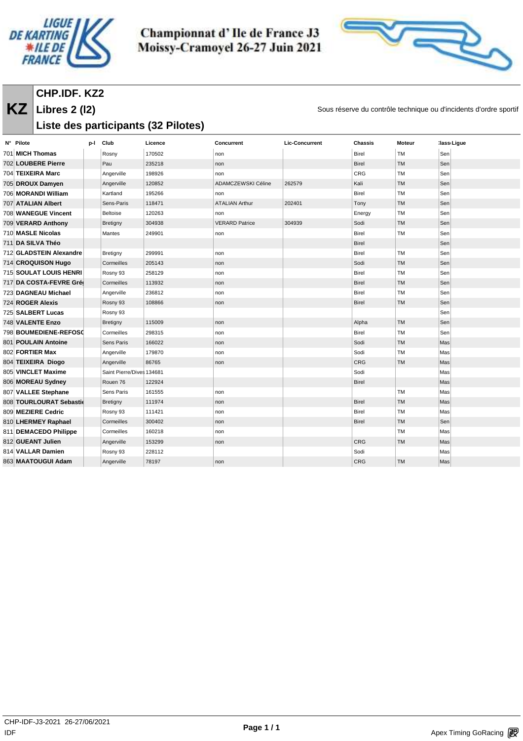# Championnat d' Ile de France J3
## Moissy-Cramoyel 26-27 Juin 2021

**KZ**

## CHP.IDF. KZ2

### Libres 2 (l2)

Sous réserve du contrôle technique ou d'incidents d'ordre sportif

### Liste des participants (32 Pilotes)

| N° | Pilote | p-l | Club | Licence | Concurrent | Lic-Concurrent | Chassis | Moteur | Class | Ligue |
|---|---|---|---|---|---|---|---|---|---|---|
| 701 | **MICH Thomas** | | Rosny | 170502 | non | | Birel | TM | Sen | |
| 702 | **LOUBERE Pierre** | | Pau | 235218 | non | | Birel | TM | Sen | |
| 704 | **TEIXEIRA Marc** | | Angerville | 198926 | non | | CRG | TM | Sen | |
| 705 | **DROUX Damyen** | | Angerville | 120852 | ADAMCZEWSKI Céline | 262579 | Kali | TM | Sen | |
| 706 | **MORANDI William** | | Kartland | 195266 | non | | Birel | TM | Sen | |
| 707 | **ATALIAN Albert** | | Sens-Paris | 118471 | ATALIAN Arthur | 202401 | Tony | TM | Sen | |
| 708 | **WANEGUE Vincent** | | Beltoise | 120263 | non | | Energy | TM | Sen | |
| 709 | **VERARD Anthony** | | Bretigny | 304938 | VERARD Patrice | 304939 | Sodi | TM | Sen | |
| 710 | **MASLE Nicolas** | | Mantes | 249901 | non | | Birel | TM | Sen | |
| 711 | **DA SILVA Théo** | | | | | | Birel | | Sen | |
| 712 | **GLADSTEIN Alexandre** | | Bretigny | 299991 | non | | Birel | TM | Sen | |
| 714 | **CROQUISON Hugo** | | Cormeilles | 205143 | non | | Sodi | TM | Sen | |
| 715 | **SOULAT LOUIS HENRI** | | Rosny 93 | 258129 | non | | Birel | TM | Sen | |
| 717 | **DA COSTA-FEVRE Gré** | | Cormeilles | 113932 | non | | Birel | TM | Sen | |
| 723 | **DAGNEAU Michael** | | Angerville | 236812 | non | | Birel | TM | Sen | |
| 724 | **ROGER Alexis** | | Rosny 93 | 108866 | non | | Birel | TM | Sen | |
| 725 | **SALBERT Lucas** | | Rosny 93 | | | | | | Sen | |
| 748 | **VALENTE Enzo** | | Bretigny | 115009 | non | | Alpha | TM | Sen | |
| 798 | **BOUMEDIENE-REFOSC** | | Cormeilles | 298315 | non | | Birel | TM | Sen | |
| 801 | **POULAIN Antoine** | | Sens Paris | 166022 | non | | Sodi | TM | Mas | |
| 802 | **FORTIER Max** | | Angerville | 179870 | non | | Sodi | TM | Mas | |
| 804 | **TEIXEIRA Diogo** | | Angerville | 86765 | non | | CRG | TM | Mas | |
| 805 | **VINCLET Maxime** | | Saint Pierre/Dives | 134681 | | | Sodi | | Mas | |
| 806 | **MOREAU Sydney** | | Rouen 76 | 122924 | | | Birel | | Mas | |
| 807 | **VALLEE Stephane** | | Sens Paris | 161555 | non | | | TM | Mas | |
| 808 | **TOURLOURAT Sebastie** | | Bretigny | 111974 | non | | Birel | TM | Mas | |
| 809 | **MEZIERE Cedric** | | Rosny 93 | 111421 | non | | Birel | TM | Mas | |
| 810 | **LHERMEY Raphael** | | Cormeilles | 300402 | non | | Birel | TM | Sen | |
| 811 | **DEMACEDO Philippe** | | Cormeilles | 160218 | non | | | TM | Mas | |
| 812 | **GUEANT Julien** | | Angerville | 153299 | non | | CRG | TM | Mas | |
| 814 | **VALLAR Damien** | | Rosny 93 | 228112 | | | Sodi | | Mas | |
| 863 | **MAATOUGUI Adam** | | Angerville | 78197 | non | | CRG | TM | Mas | |

CHP-IDF-J3-2021 26-27/06/2021
IDF

Apex Timing GoRacing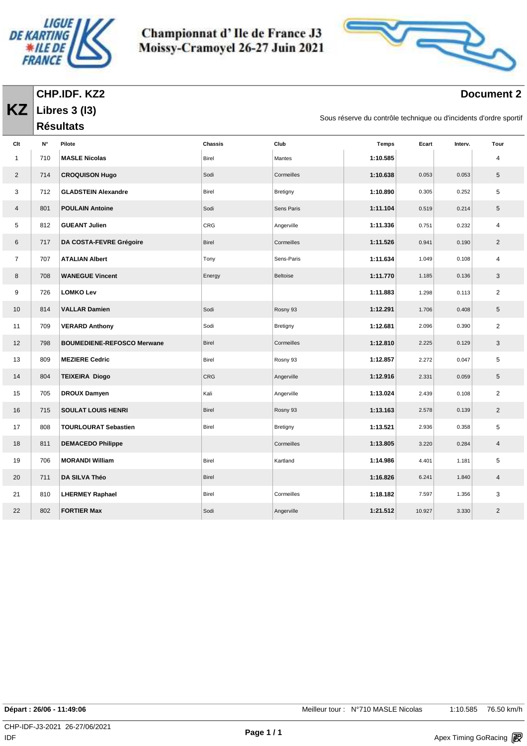# Championnat d' Ile de France J3
## Moissy-Cramoyel 26-27 Juin 2021

**KZ**

## CHP.IDF. KZ2
## Libres 3 (l3)
## Résultats

**Document 2**

Sous réserve du contrôle technique ou d'incidents d'ordre sportif

| Clt | N° | Pilote | Chassis | Club | Temps | Ecart | Interv. | Tour |
|---|---|---|---|---|---|---|---|---|
| 1 | 710 | **MASLE Nicolas** | Birel | Mantes | **1:10.585** | | | 4 |
| 2 | 714 | **CROQUISON Hugo** | Sodi | Cormeilles | **1:10.638** | 0.053 | 0.053 | 5 |
| 3 | 712 | **GLADSTEIN Alexandre** | Birel | Bretigny | **1:10.890** | 0.305 | 0.252 | 5 |
| 4 | 801 | **POULAIN Antoine** | Sodi | Sens Paris | **1:11.104** | 0.519 | 0.214 | 5 |
| 5 | 812 | **GUEANT Julien** | CRG | Angerville | **1:11.336** | 0.751 | 0.232 | 4 |
| 6 | 717 | **DA COSTA-FEVRE Grégoire** | Birel | Cormeilles | **1:11.526** | 0.941 | 0.190 | 2 |
| 7 | 707 | **ATALIAN Albert** | Tony | Sens-Paris | **1:11.634** | 1.049 | 0.108 | 4 |
| 8 | 708 | **WANEGUE Vincent** | Energy | Beltoise | **1:11.770** | 1.185 | 0.136 | 3 |
| 9 | 726 | **LOMKO Lev** | | | **1:11.883** | 1.298 | 0.113 | 2 |
| 10 | 814 | **VALLAR Damien** | Sodi | Rosny 93 | **1:12.291** | 1.706 | 0.408 | 5 |
| 11 | 709 | **VERARD Anthony** | Sodi | Bretigny | **1:12.681** | 2.096 | 0.390 | 2 |
| 12 | 798 | **BOUMEDIENE-REFOSCO Merwane** | Birel | Cormeilles | **1:12.810** | 2.225 | 0.129 | 3 |
| 13 | 809 | **MEZIERE Cedric** | Birel | Rosny 93 | **1:12.857** | 2.272 | 0.047 | 5 |
| 14 | 804 | **TEIXEIRA Diogo** | CRG | Angerville | **1:12.916** | 2.331 | 0.059 | 5 |
| 15 | 705 | **DROUX Damyen** | Kali | Angerville | **1:13.024** | 2.439 | 0.108 | 2 |
| 16 | 715 | **SOULAT LOUIS HENRI** | Birel | Rosny 93 | **1:13.163** | 2.578 | 0.139 | 2 |
| 17 | 808 | **TOURLOURAT Sebastien** | Birel | Bretigny | **1:13.521** | 2.936 | 0.358 | 5 |
| 18 | 811 | **DEMACEDO Philippe** | | Cormeilles | **1:13.805** | 3.220 | 0.284 | 4 |
| 19 | 706 | **MORANDI William** | Birel | Kartland | **1:14.986** | 4.401 | 1.181 | 5 |
| 20 | 711 | **DA SILVA Théo** | Birel | | **1:16.826** | 6.241 | 1.840 | 4 |
| 21 | 810 | **LHERMEY Raphael** | Birel | Cormeilles | **1:18.182** | 7.597 | 1.356 | 3 |
| 22 | 802 | **FORTIER Max** | Sodi | Angerville | **1:21.512** | 10.927 | 3.330 | 2 |

**Départ : 26/06 - 11:49:06**

Meilleur tour : N°710 MASLE Nicolas 1:10.585 76.50 km/h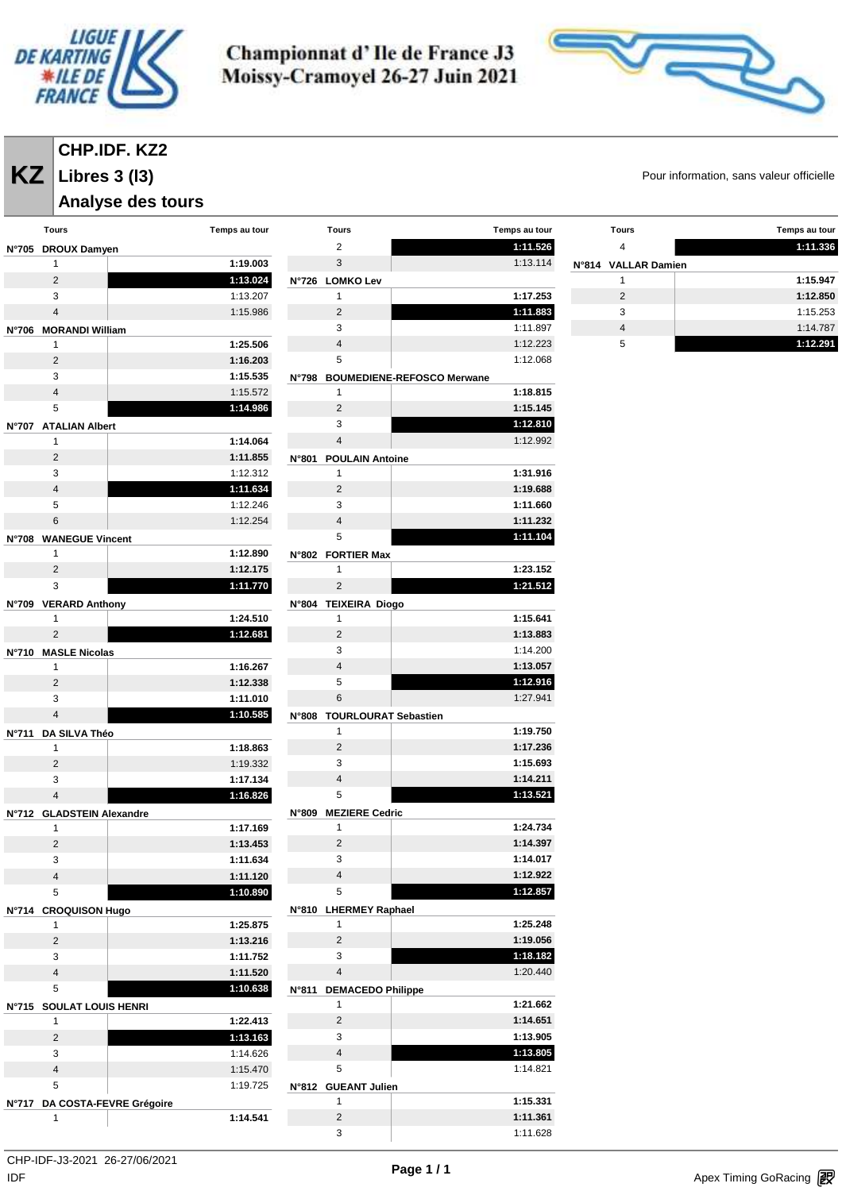# Championnat d' Ile de France J3
# Moissy-Cramoyel 26-27 Juin 2021

## KZ — CHP.IDF. KZ2
## Libres 3 (I3)
## Analyse des tours

Pour information, sans valeur officielle

**N°705 DROUX Damyen**

| Tours | Temps au tour |
|---|---|
| 1 | **1:19.003** |
| 2 | **1:13.024** |
| 3 | 1:13.207 |
| 4 | 1:15.986 |

**N°706 MORANDI William**

| Tours | Temps au tour |
|---|---|
| 1 | **1:25.506** |
| 2 | **1:16.203** |
| 3 | **1:15.535** |
| 4 | 1:15.572 |
| 5 | **1:14.986** |

**N°707 ATALIAN Albert**

| Tours | Temps au tour |
|---|---|
| 1 | **1:14.064** |
| 2 | **1:11.855** |
| 3 | 1:12.312 |
| 4 | **1:11.634** |
| 5 | 1:12.246 |
| 6 | 1:12.254 |

**N°708 WANEGUE Vincent**

| Tours | Temps au tour |
|---|---|
| 1 | **1:12.890** |
| 2 | **1:12.175** |
| 3 | **1:11.770** |

**N°709 VERARD Anthony**

| Tours | Temps au tour |
|---|---|
| 1 | **1:24.510** |
| 2 | **1:12.681** |

**N°710 MASLE Nicolas**

| Tours | Temps au tour |
|---|---|
| 1 | **1:16.267** |
| 2 | **1:12.338** |
| 3 | **1:11.010** |
| 4 | **1:10.585** |

**N°711 DA SILVA Théo**

| Tours | Temps au tour |
|---|---|
| 1 | **1:18.863** |
| 2 | 1:19.332 |
| 3 | **1:17.134** |
| 4 | **1:16.826** |

**N°712 GLADSTEIN Alexandre**

| Tours | Temps au tour |
|---|---|
| 1 | **1:17.169** |
| 2 | **1:13.453** |
| 3 | **1:11.634** |
| 4 | **1:11.120** |
| 5 | **1:10.890** |

**N°714 CROQUISON Hugo**

| Tours | Temps au tour |
|---|---|
| 1 | **1:25.875** |
| 2 | **1:13.216** |
| 3 | **1:11.752** |
| 4 | **1:11.520** |
| 5 | **1:10.638** |

**N°715 SOULAT LOUIS HENRI**

| Tours | Temps au tour |
|---|---|
| 1 | **1:22.413** |
| 2 | **1:13.163** |
| 3 | 1:14.626 |
| 4 | 1:15.470 |
| 5 | 1:19.725 |

**N°717 DA COSTA-FEVRE Grégoire**

| Tours | Temps au tour |
|---|---|
| 1 | **1:14.541** |
| 2 | **1:11.526** |
| 3 | 1:13.114 |

**N°726 LOMKO Lev**

| Tours | Temps au tour |
|---|---|
| 1 | **1:17.253** |
| 2 | **1:11.883** |
| 3 | 1:11.897 |
| 4 | 1:12.223 |
| 5 | 1:12.068 |

**N°798 BOUMEDIENE-REFOSCO Merwane**

| Tours | Temps au tour |
|---|---|
| 1 | **1:18.815** |
| 2 | **1:15.145** |
| 3 | **1:12.810** |
| 4 | 1:12.992 |

**N°801 POULAIN Antoine**

| Tours | Temps au tour |
|---|---|
| 1 | **1:31.916** |
| 2 | **1:19.688** |
| 3 | **1:11.660** |
| 4 | **1:11.232** |
| 5 | **1:11.104** |

**N°802 FORTIER Max**

| Tours | Temps au tour |
|---|---|
| 1 | **1:23.152** |
| 2 | **1:21.512** |

**N°804 TEIXEIRA Diogo**

| Tours | Temps au tour |
|---|---|
| 1 | **1:15.641** |
| 2 | **1:13.883** |
| 3 | 1:14.200 |
| 4 | **1:13.057** |
| 5 | **1:12.916** |
| 6 | 1:27.941 |

**N°808 TOURLOURAT Sebastien**

| Tours | Temps au tour |
|---|---|
| 1 | **1:19.750** |
| 2 | **1:17.236** |
| 3 | **1:15.693** |
| 4 | **1:14.211** |
| 5 | **1:13.521** |

**N°809 MEZIERE Cedric**

| Tours | Temps au tour |
|---|---|
| 1 | **1:24.734** |
| 2 | **1:14.397** |
| 3 | **1:14.017** |
| 4 | **1:12.922** |
| 5 | **1:12.857** |

**N°810 LHERMEY Raphael**

| Tours | Temps au tour |
|---|---|
| 1 | **1:25.248** |
| 2 | **1:19.056** |
| 3 | **1:18.182** |
| 4 | 1:20.440 |

**N°811 DEMACEDO Philippe**

| Tours | Temps au tour |
|---|---|
| 1 | **1:21.662** |
| 2 | **1:14.651** |
| 3 | **1:13.905** |
| 4 | **1:13.805** |
| 5 | 1:14.821 |

**N°812 GUEANT Julien**

| Tours | Temps au tour |
|---|---|
| 1 | **1:15.331** |
| 2 | **1:11.361** |
| 3 | 1:11.628 |
| 4 | **1:11.336** |

**N°814 VALLAR Damien**

| Tours | Temps au tour |
|---|---|
| 1 | **1:15.947** |
| 2 | **1:12.850** |
| 3 | 1:15.253 |
| 4 | 1:14.787 |
| 5 | **1:12.291** |

CHP-IDF-J3-2021 26-27/06/2021
IDF

Apex Timing GoRacing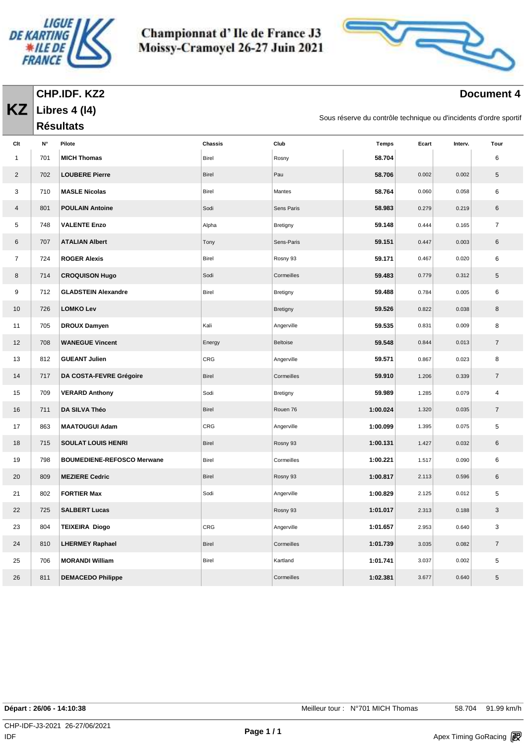# Championnat d' Ile de France J3
## Moissy-Cramoyel 26-27 Juin 2021

**KZ**

## CHP.IDF. KZ2
## Libres 4 (l4)
## Résultats

**Document 4**

Sous réserve du contrôle technique ou d'incidents d'ordre sportif

| Clt | N° | Pilote | Chassis | Club | Temps | Ecart | Interv. | Tour |
|---|---|---|---|---|---|---|---|---|
| 1 | 701 | **MICH Thomas** | Birel | Rosny | **58.704** | | | 6 |
| 2 | 702 | **LOUBERE Pierre** | Birel | Pau | **58.706** | 0.002 | 0.002 | 5 |
| 3 | 710 | **MASLE Nicolas** | Birel | Mantes | **58.764** | 0.060 | 0.058 | 6 |
| 4 | 801 | **POULAIN Antoine** | Sodi | Sens Paris | **58.983** | 0.279 | 0.219 | 6 |
| 5 | 748 | **VALENTE Enzo** | Alpha | Bretigny | **59.148** | 0.444 | 0.165 | 7 |
| 6 | 707 | **ATALIAN Albert** | Tony | Sens-Paris | **59.151** | 0.447 | 0.003 | 6 |
| 7 | 724 | **ROGER Alexis** | Birel | Rosny 93 | **59.171** | 0.467 | 0.020 | 6 |
| 8 | 714 | **CROQUISON Hugo** | Sodi | Cormeilles | **59.483** | 0.779 | 0.312 | 5 |
| 9 | 712 | **GLADSTEIN Alexandre** | Birel | Bretigny | **59.488** | 0.784 | 0.005 | 6 |
| 10 | 726 | **LOMKO Lev** | | Bretigny | **59.526** | 0.822 | 0.038 | 8 |
| 11 | 705 | **DROUX Damyen** | Kali | Angerville | **59.535** | 0.831 | 0.009 | 8 |
| 12 | 708 | **WANEGUE Vincent** | Energy | Beltoise | **59.548** | 0.844 | 0.013 | 7 |
| 13 | 812 | **GUEANT Julien** | CRG | Angerville | **59.571** | 0.867 | 0.023 | 8 |
| 14 | 717 | **DA COSTA-FEVRE Grégoire** | Birel | Cormeilles | **59.910** | 1.206 | 0.339 | 7 |
| 15 | 709 | **VERARD Anthony** | Sodi | Bretigny | **59.989** | 1.285 | 0.079 | 4 |
| 16 | 711 | **DA SILVA Théo** | Birel | Rouen 76 | **1:00.024** | 1.320 | 0.035 | 7 |
| 17 | 863 | **MAATOUGUI Adam** | CRG | Angerville | **1:00.099** | 1.395 | 0.075 | 5 |
| 18 | 715 | **SOULAT LOUIS HENRI** | Birel | Rosny 93 | **1:00.131** | 1.427 | 0.032 | 6 |
| 19 | 798 | **BOUMEDIENE-REFOSCO Merwane** | Birel | Cormeilles | **1:00.221** | 1.517 | 0.090 | 6 |
| 20 | 809 | **MEZIERE Cedric** | Birel | Rosny 93 | **1:00.817** | 2.113 | 0.596 | 6 |
| 21 | 802 | **FORTIER Max** | Sodi | Angerville | **1:00.829** | 2.125 | 0.012 | 5 |
| 22 | 725 | **SALBERT Lucas** | | Rosny 93 | **1:01.017** | 2.313 | 0.188 | 3 |
| 23 | 804 | **TEIXEIRA Diogo** | CRG | Angerville | **1:01.657** | 2.953 | 0.640 | 3 |
| 24 | 810 | **LHERMEY Raphael** | Birel | Cormeilles | **1:01.739** | 3.035 | 0.082 | 7 |
| 25 | 706 | **MORANDI William** | Birel | Kartland | **1:01.741** | 3.037 | 0.002 | 5 |
| 26 | 811 | **DEMACEDO Philippe** | | Cormeilles | **1:02.381** | 3.677 | 0.640 | 5 |

**Départ : 26/06 - 14:10:38** — Meilleur tour : N°701 MICH Thomas 58.704 91.99 km/h

CHP-IDF-J3-2021 26-27/06/2021
IDF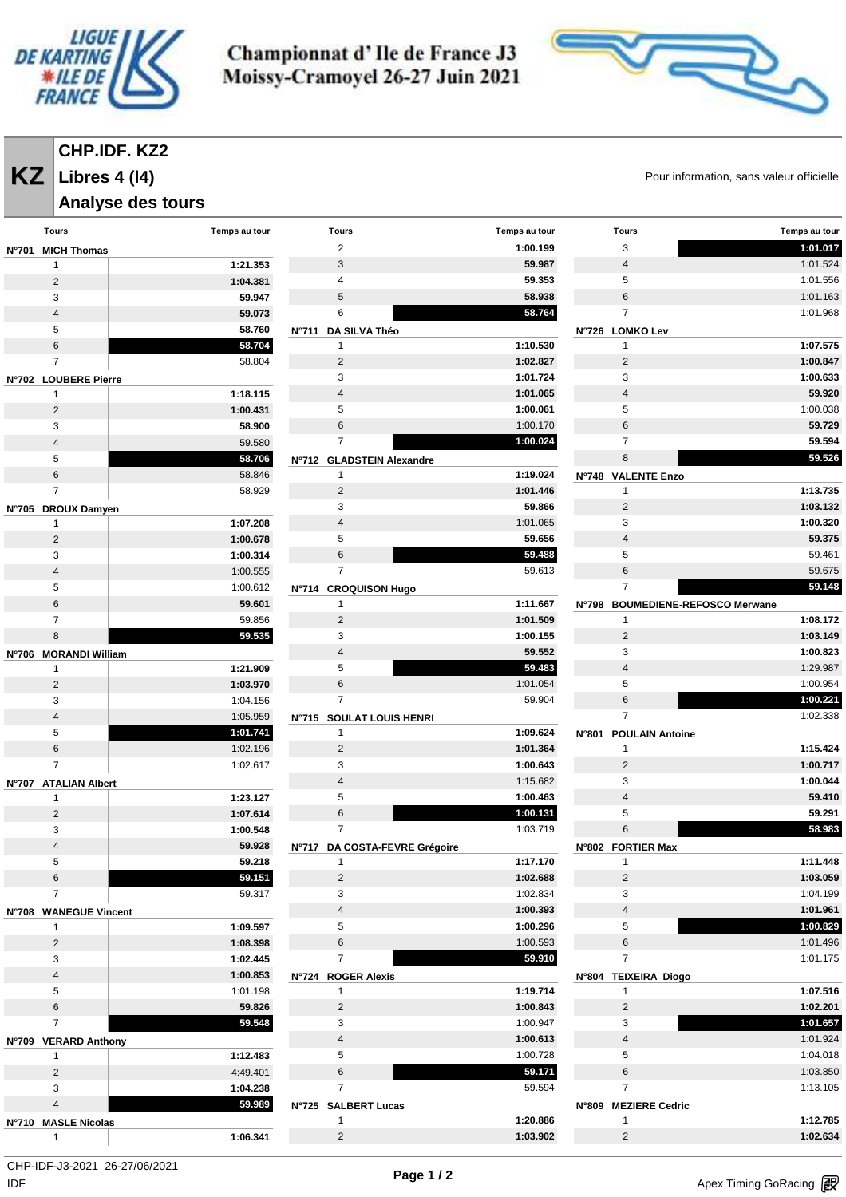# Championnat d' Ile de France J3
## Moissy-Cramoyel 26-27 Juin 2021

**KZ**

## CHP.IDF. KZ2
## Libres 4 (l4)
## Analyse des tours

Pour information, sans valeur officielle

**N°701 MICH Thomas**

| Tours | Temps au tour |
|---|---|
| 1 | **1:21.353** |
| 2 | **1:04.381** |
| 3 | **59.947** |
| 4 | **59.073** |
| 5 | **58.760** |
| 6 | **58.704** |
| 7 | 58.804 |

**N°702 LOUBERE Pierre**

| Tours | Temps au tour |
|---|---|
| 1 | **1:18.115** |
| 2 | **1:00.431** |
| 3 | **58.900** |
| 4 | 59.580 |
| 5 | **58.706** |
| 6 | 58.846 |
| 7 | 58.929 |

**N°705 DROUX Damyen**

| Tours | Temps au tour |
|---|---|
| 1 | **1:07.208** |
| 2 | **1:00.678** |
| 3 | **1:00.314** |
| 4 | 1:00.555 |
| 5 | 1:00.612 |
| 6 | **59.601** |
| 7 | 59.856 |
| 8 | **59.535** |

**N°706 MORANDI William**

| Tours | Temps au tour |
|---|---|
| 1 | **1:21.909** |
| 2 | **1:03.970** |
| 3 | 1:04.156 |
| 4 | 1:05.959 |
| 5 | **1:01.741** |
| 6 | 1:02.196 |
| 7 | 1:02.617 |

**N°707 ATALIAN Albert**

| Tours | Temps au tour |
|---|---|
| 1 | **1:23.127** |
| 2 | **1:07.614** |
| 3 | **1:00.548** |
| 4 | **59.928** |
| 5 | **59.218** |
| 6 | **59.151** |
| 7 | 59.317 |

**N°708 WANEGUE Vincent**

| Tours | Temps au tour |
|---|---|
| 1 | **1:09.597** |
| 2 | **1:08.398** |
| 3 | **1:02.445** |
| 4 | **1:00.853** |
| 5 | 1:01.198 |
| 6 | **59.826** |
| 7 | **59.548** |

**N°709 VERARD Anthony**

| Tours | Temps au tour |
|---|---|
| 1 | **1:12.483** |
| 2 | 4:49.401 |
| 3 | **1:04.238** |
| 4 | **59.989** |

**N°710 MASLE Nicolas**

| Tours | Temps au tour |
|---|---|
| 1 | **1:06.341** |
| 2 | **1:00.199** |
| 3 | **59.987** |
| 4 | **59.353** |
| 5 | **58.938** |
| 6 | **58.764** |

**N°711 DA SILVA Théo**

| Tours | Temps au tour |
|---|---|
| 1 | **1:10.530** |
| 2 | **1:02.827** |
| 3 | **1:01.724** |
| 4 | **1:01.065** |
| 5 | **1:00.061** |
| 6 | 1:00.170 |
| 7 | **1:00.024** |

**N°712 GLADSTEIN Alexandre**

| Tours | Temps au tour |
|---|---|
| 1 | **1:19.024** |
| 2 | **1:01.446** |
| 3 | **59.866** |
| 4 | 1:01.065 |
| 5 | **59.656** |
| 6 | **59.488** |
| 7 | 59.613 |

**N°714 CROQUISON Hugo**

| Tours | Temps au tour |
|---|---|
| 1 | **1:11.667** |
| 2 | **1:01.509** |
| 3 | **1:00.155** |
| 4 | **59.552** |
| 5 | **59.483** |
| 6 | 1:01.054 |
| 7 | 59.904 |

**N°715 SOULAT LOUIS HENRI**

| Tours | Temps au tour |
|---|---|
| 1 | **1:09.624** |
| 2 | **1:01.364** |
| 3 | **1:00.643** |
| 4 | 1:15.682 |
| 5 | **1:00.463** |
| 6 | **1:00.131** |
| 7 | 1:03.719 |

**N°717 DA COSTA-FEVRE Grégoire**

| Tours | Temps au tour |
|---|---|
| 1 | **1:17.170** |
| 2 | **1:02.688** |
| 3 | 1:02.834 |
| 4 | **1:00.393** |
| 5 | **1:00.296** |
| 6 | 1:00.593 |
| 7 | **59.910** |

**N°724 ROGER Alexis**

| Tours | Temps au tour |
|---|---|
| 1 | **1:19.714** |
| 2 | **1:00.843** |
| 3 | 1:00.947 |
| 4 | **1:00.613** |
| 5 | 1:00.728 |
| 6 | **59.171** |
| 7 | 59.594 |

**N°725 SALBERT Lucas**

| Tours | Temps au tour |
|---|---|
| 1 | **1:20.886** |
| 2 | **1:03.902** |
| 3 | **1:01.017** |
| 4 | 1:01.524 |
| 5 | 1:01.556 |
| 6 | 1:01.163 |
| 7 | 1:01.968 |

**N°726 LOMKO Lev**

| Tours | Temps au tour |
|---|---|
| 1 | **1:07.575** |
| 2 | **1:00.847** |
| 3 | **1:00.633** |
| 4 | **59.920** |
| 5 | 1:00.038 |
| 6 | **59.729** |
| 7 | **59.594** |
| 8 | **59.526** |

**N°748 VALENTE Enzo**

| Tours | Temps au tour |
|---|---|
| 1 | **1:13.735** |
| 2 | **1:03.132** |
| 3 | **1:00.320** |
| 4 | **59.375** |
| 5 | 59.461 |
| 6 | 59.675 |
| 7 | **59.148** |

**N°798 BOUMEDIENE-REFOSCO Merwane**

| Tours | Temps au tour |
|---|---|
| 1 | **1:08.172** |
| 2 | **1:03.149** |
| 3 | **1:00.823** |
| 4 | 1:29.987 |
| 5 | 1:00.954 |
| 6 | **1:00.221** |
| 7 | 1:02.338 |

**N°801 POULAIN Antoine**

| Tours | Temps au tour |
|---|---|
| 1 | **1:15.424** |
| 2 | **1:00.717** |
| 3 | **1:00.044** |
| 4 | **59.410** |
| 5 | **59.291** |
| 6 | **58.983** |

**N°802 FORTIER Max**

| Tours | Temps au tour |
|---|---|
| 1 | **1:11.448** |
| 2 | **1:03.059** |
| 3 | 1:04.199 |
| 4 | **1:01.961** |
| 5 | **1:00.829** |
| 6 | 1:01.496 |
| 7 | 1:01.175 |

**N°804 TEIXEIRA Diogo**

| Tours | Temps au tour |
|---|---|
| 1 | **1:07.516** |
| 2 | **1:02.201** |
| 3 | **1:01.657** |
| 4 | 1:01.924 |
| 5 | 1:04.018 |
| 6 | 1:03.850 |
| 7 | 1:13.105 |

**N°809 MEZIERE Cedric**

| Tours | Temps au tour |
|---|---|
| 1 | **1:12.785** |
| 2 | **1:02.634** |

CHP-IDF-J3-2021 26-27/06/2021
IDF

Apex Timing GoRacing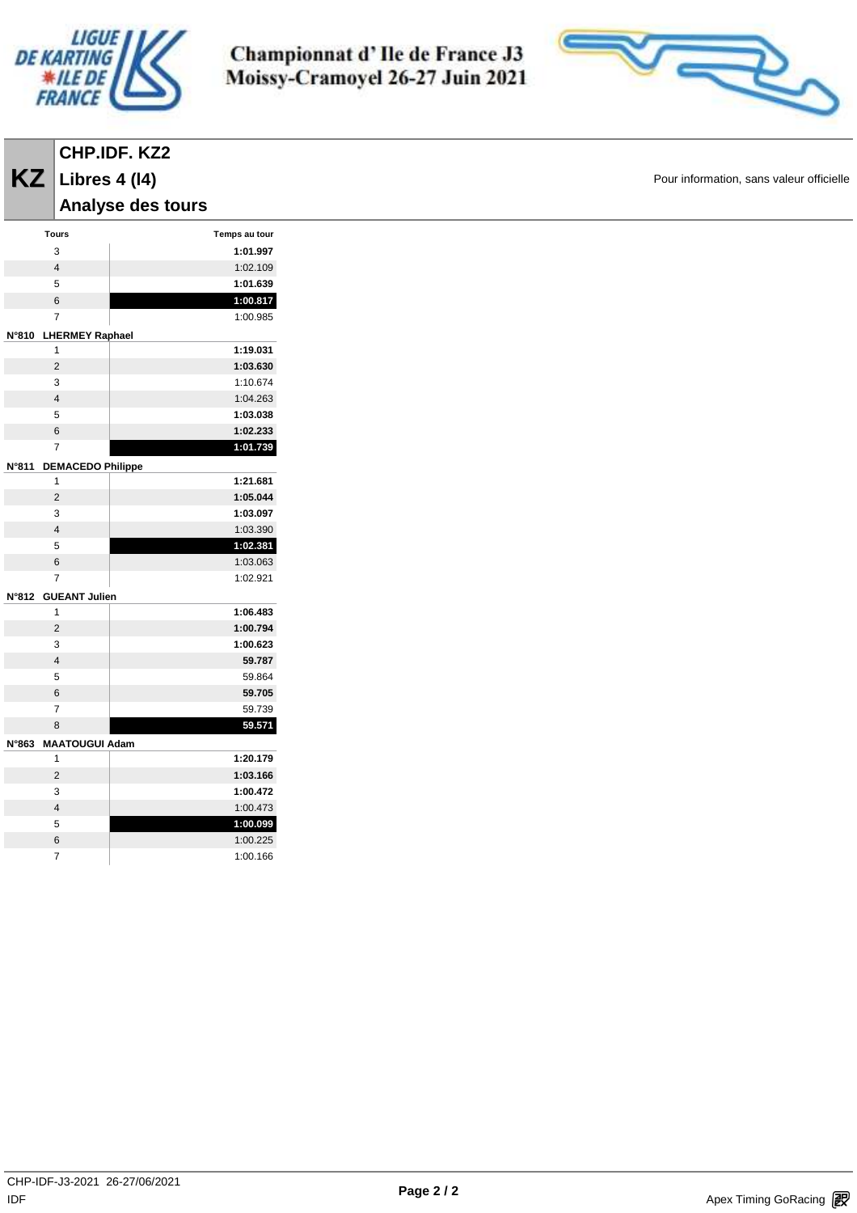# Championnat d' Ile de France J3
# Moissy-Cramoyel 26-27 Juin 2021

## KZ

## CHP.IDF. KZ2

## Libres 4 (l4)

## Analyse des tours

Pour information, sans valeur officielle

| Tours | Temps au tour |
|---|---|
| 3 | **1:01.997** |
| 4 | 1:02.109 |
| 5 | **1:01.639** |
| 6 | **1:00.817** |
| 7 | 1:00.985 |
| **N°810 LHERMEY Raphael** | |
| 1 | **1:19.031** |
| 2 | **1:03.630** |
| 3 | 1:10.674 |
| 4 | 1:04.263 |
| 5 | **1:03.038** |
| 6 | **1:02.233** |
| 7 | **1:01.739** |
| **N°811 DEMACEDO Philippe** | |
| 1 | **1:21.681** |
| 2 | **1:05.044** |
| 3 | **1:03.097** |
| 4 | 1:03.390 |
| 5 | **1:02.381** |
| 6 | 1:03.063 |
| 7 | 1:02.921 |
| **N°812 GUEANT Julien** | |
| 1 | **1:06.483** |
| 2 | **1:00.794** |
| 3 | **1:00.623** |
| 4 | **59.787** |
| 5 | 59.864 |
| 6 | **59.705** |
| 7 | 59.739 |
| 8 | **59.571** |
| **N°863 MAATOUGUI Adam** | |
| 1 | **1:20.179** |
| 2 | **1:03.166** |
| 3 | **1:00.472** |
| 4 | 1:00.473 |
| 5 | **1:00.099** |
| 6 | 1:00.225 |
| 7 | 1:00.166 |

CHP-IDF-J3-2021 26-27/06/2021
IDF

Apex Timing GoRacing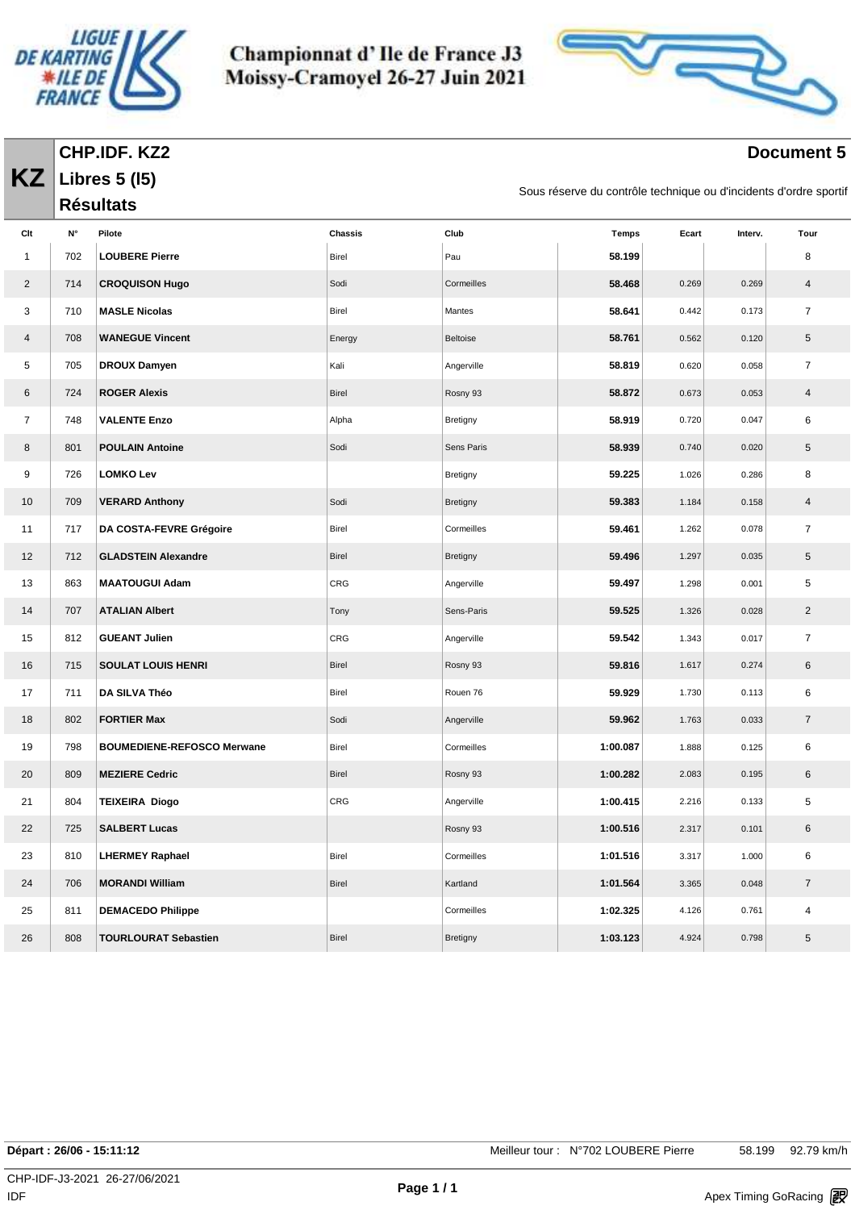# Championnat d' Ile de France J3
## Moissy-Cramoyel 26-27 Juin 2021

**KZ** **CHP.IDF. KZ2**

**Libres 5 (l5)**

**Résultats**

**Document 5**

Sous réserve du contrôle technique ou d'incidents d'ordre sportif

| Clt | N° | Pilote | Chassis | Club | Temps | Ecart | Interv. | Tour |
|---|---|---|---|---|---|---|---|---|
| 1 | 702 | **LOUBERE Pierre** | Birel | Pau | **58.199** | | | 8 |
| 2 | 714 | **CROQUISON Hugo** | Sodi | Cormeilles | **58.468** | 0.269 | 0.269 | 4 |
| 3 | 710 | **MASLE Nicolas** | Birel | Mantes | **58.641** | 0.442 | 0.173 | 7 |
| 4 | 708 | **WANEGUE Vincent** | Energy | Beltoise | **58.761** | 0.562 | 0.120 | 5 |
| 5 | 705 | **DROUX Damyen** | Kali | Angerville | **58.819** | 0.620 | 0.058 | 7 |
| 6 | 724 | **ROGER Alexis** | Birel | Rosny 93 | **58.872** | 0.673 | 0.053 | 4 |
| 7 | 748 | **VALENTE Enzo** | Alpha | Bretigny | **58.919** | 0.720 | 0.047 | 6 |
| 8 | 801 | **POULAIN Antoine** | Sodi | Sens Paris | **58.939** | 0.740 | 0.020 | 5 |
| 9 | 726 | **LOMKO Lev** | | Bretigny | **59.225** | 1.026 | 0.286 | 8 |
| 10 | 709 | **VERARD Anthony** | Sodi | Bretigny | **59.383** | 1.184 | 0.158 | 4 |
| 11 | 717 | **DA COSTA-FEVRE Grégoire** | Birel | Cormeilles | **59.461** | 1.262 | 0.078 | 7 |
| 12 | 712 | **GLADSTEIN Alexandre** | Birel | Bretigny | **59.496** | 1.297 | 0.035 | 5 |
| 13 | 863 | **MAATOUGUI Adam** | CRG | Angerville | **59.497** | 1.298 | 0.001 | 5 |
| 14 | 707 | **ATALIAN Albert** | Tony | Sens-Paris | **59.525** | 1.326 | 0.028 | 2 |
| 15 | 812 | **GUEANT Julien** | CRG | Angerville | **59.542** | 1.343 | 0.017 | 7 |
| 16 | 715 | **SOULAT LOUIS HENRI** | Birel | Rosny 93 | **59.816** | 1.617 | 0.274 | 6 |
| 17 | 711 | **DA SILVA Théo** | Birel | Rouen 76 | **59.929** | 1.730 | 0.113 | 6 |
| 18 | 802 | **FORTIER Max** | Sodi | Angerville | **59.962** | 1.763 | 0.033 | 7 |
| 19 | 798 | **BOUMEDIENE-REFOSCO Merwane** | Birel | Cormeilles | **1:00.087** | 1.888 | 0.125 | 6 |
| 20 | 809 | **MEZIERE Cedric** | Birel | Rosny 93 | **1:00.282** | 2.083 | 0.195 | 6 |
| 21 | 804 | **TEIXEIRA Diogo** | CRG | Angerville | **1:00.415** | 2.216 | 0.133 | 5 |
| 22 | 725 | **SALBERT Lucas** | | Rosny 93 | **1:00.516** | 2.317 | 0.101 | 6 |
| 23 | 810 | **LHERMEY Raphael** | Birel | Cormeilles | **1:01.516** | 3.317 | 1.000 | 6 |
| 24 | 706 | **MORANDI William** | Birel | Kartland | **1:01.564** | 3.365 | 0.048 | 7 |
| 25 | 811 | **DEMACEDO Philippe** | | Cormeilles | **1:02.325** | 4.126 | 0.761 | 4 |
| 26 | 808 | **TOURLOURAT Sebastien** | Birel | Bretigny | **1:03.123** | 4.924 | 0.798 | 5 |

**Départ : 26/06 - 15:11:12** Meilleur tour : N°702 LOUBERE Pierre 58.199 92.79 km/h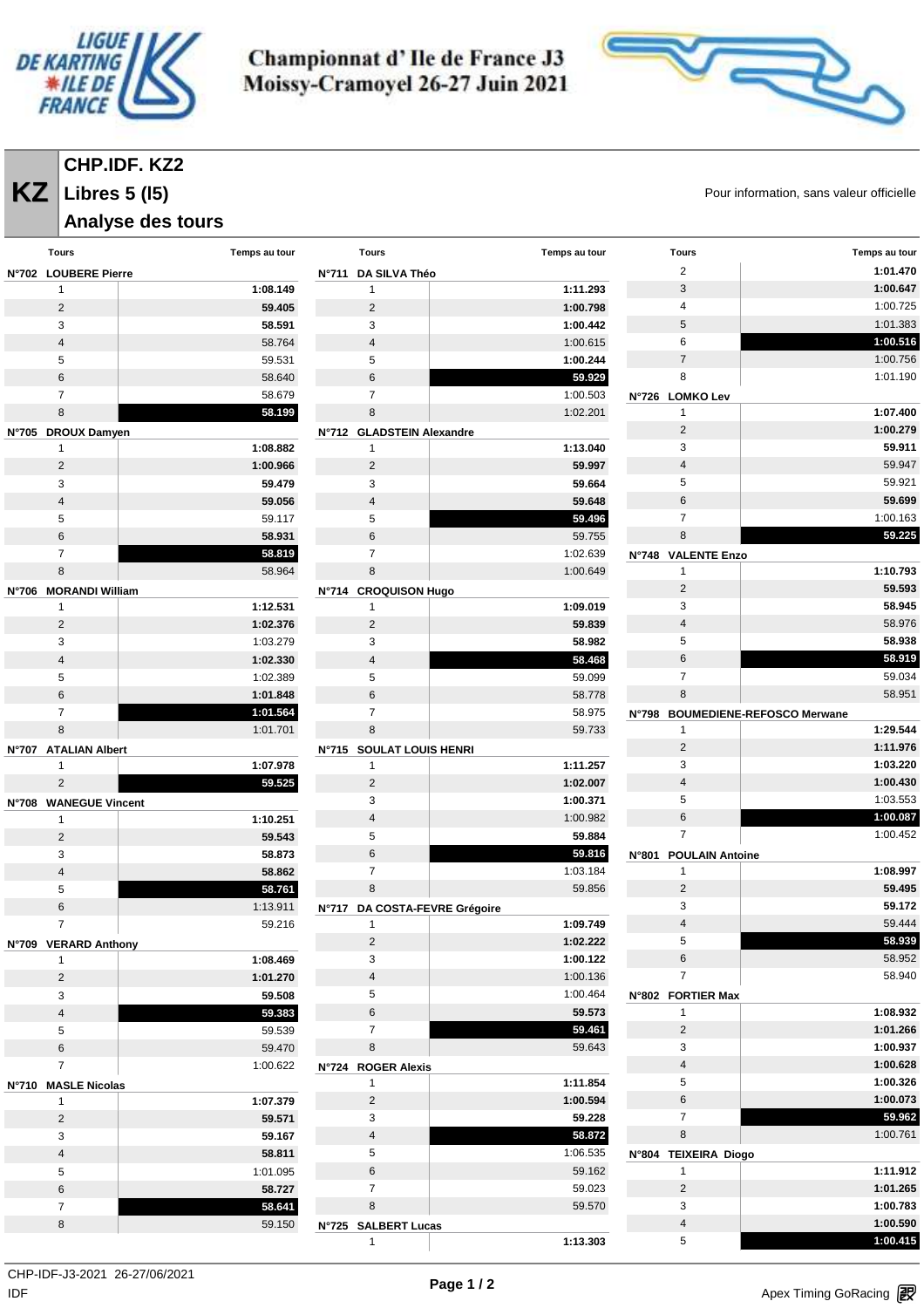# Championnat d' Ile de France J3
# Moissy-Cramoyel 26-27 Juin 2021

**KZ**

## CHP.IDF. KZ2
## Libres 5 (l5)
## Analyse des tours

Pour information, sans valeur officielle

### N°702 LOUBERE Pierre

| Tours | Temps au tour |
|---|---|
| 1 | **1:08.149** |
| 2 | **59.405** |
| 3 | **58.591** |
| 4 | 58.764 |
| 5 | 59.531 |
| 6 | 58.640 |
| 7 | 58.679 |
| 8 | **58.199** |

### N°705 DROUX Damyen

| Tours | Temps au tour |
|---|---|
| 1 | **1:08.882** |
| 2 | **1:00.966** |
| 3 | **59.479** |
| 4 | **59.056** |
| 5 | 59.117 |
| 6 | **58.931** |
| 7 | **58.819** |
| 8 | 58.964 |

### N°706 MORANDI William

| Tours | Temps au tour |
|---|---|
| 1 | **1:12.531** |
| 2 | **1:02.376** |
| 3 | 1:03.279 |
| 4 | **1:02.330** |
| 5 | 1:02.389 |
| 6 | **1:01.848** |
| 7 | **1:01.564** |
| 8 | 1:01.701 |

### N°707 ATALIAN Albert

| Tours | Temps au tour |
|---|---|
| 1 | **1:07.978** |
| 2 | **59.525** |

### N°708 WANEGUE Vincent

| Tours | Temps au tour |
|---|---|
| 1 | **1:10.251** |
| 2 | **59.543** |
| 3 | **58.873** |
| 4 | **58.862** |
| 5 | **58.761** |
| 6 | 1:13.911 |
| 7 | 59.216 |

### N°709 VERARD Anthony

| Tours | Temps au tour |
|---|---|
| 1 | **1:08.469** |
| 2 | **1:01.270** |
| 3 | **59.508** |
| 4 | **59.383** |
| 5 | 59.539 |
| 6 | 59.470 |
| 7 | 1:00.622 |

### N°710 MASLE Nicolas

| Tours | Temps au tour |
|---|---|
| 1 | **1:07.379** |
| 2 | **59.571** |
| 3 | **59.167** |
| 4 | **58.811** |
| 5 | 1:01.095 |
| 6 | **58.727** |
| 7 | **58.641** |
| 8 | 59.150 |

### N°711 DA SILVA Théo

| Tours | Temps au tour |
|---|---|
| 1 | **1:11.293** |
| 2 | **1:00.798** |
| 3 | **1:00.442** |
| 4 | 1:00.615 |
| 5 | **1:00.244** |
| 6 | **59.929** |
| 7 | 1:00.503 |
| 8 | 1:02.201 |

### N°712 GLADSTEIN Alexandre

| Tours | Temps au tour |
|---|---|
| 1 | **1:13.040** |
| 2 | **59.997** |
| 3 | **59.664** |
| 4 | **59.648** |
| 5 | **59.496** |
| 6 | 59.755 |
| 7 | 1:02.639 |
| 8 | 1:00.649 |

### N°714 CROQUISON Hugo

| Tours | Temps au tour |
|---|---|
| 1 | **1:09.019** |
| 2 | **59.839** |
| 3 | **58.982** |
| 4 | **58.468** |
| 5 | 59.099 |
| 6 | 58.778 |
| 7 | 58.975 |
| 8 | 59.733 |

### N°715 SOULAT LOUIS HENRI

| Tours | Temps au tour |
|---|---|
| 1 | **1:11.257** |
| 2 | **1:02.007** |
| 3 | **1:00.371** |
| 4 | 1:00.982 |
| 5 | **59.884** |
| 6 | **59.816** |
| 7 | 1:03.184 |
| 8 | 59.856 |

### N°717 DA COSTA-FEVRE Grégoire

| Tours | Temps au tour |
|---|---|
| 1 | **1:09.749** |
| 2 | **1:02.222** |
| 3 | **1:00.122** |
| 4 | 1:00.136 |
| 5 | 1:00.464 |
| 6 | **59.573** |
| 7 | **59.461** |
| 8 | 59.643 |

### N°724 ROGER Alexis

| Tours | Temps au tour |
|---|---|
| 1 | **1:11.854** |
| 2 | **1:00.594** |
| 3 | **59.228** |
| 4 | **58.872** |
| 5 | 1:06.535 |
| 6 | 59.162 |
| 7 | 59.023 |
| 8 | 59.570 |

### N°725 SALBERT Lucas

| Tours | Temps au tour |
|---|---|
| 1 | **1:13.303** |
| 2 | **1:01.470** |
| 3 | **1:00.647** |
| 4 | 1:00.725 |
| 5 | 1:01.383 |
| 6 | **1:00.516** |
| 7 | 1:00.756 |
| 8 | 1:01.190 |

### N°726 LOMKO Lev

| Tours | Temps au tour |
|---|---|
| 1 | **1:07.400** |
| 2 | **1:00.279** |
| 3 | **59.911** |
| 4 | 59.947 |
| 5 | 59.921 |
| 6 | **59.699** |
| 7 | 1:00.163 |
| 8 | **59.225** |

### N°748 VALENTE Enzo

| Tours | Temps au tour |
|---|---|
| 1 | **1:10.793** |
| 2 | **59.593** |
| 3 | **58.945** |
| 4 | 58.976 |
| 5 | **58.938** |
| 6 | **58.919** |
| 7 | 59.034 |
| 8 | 58.951 |

### N°798 BOUMEDIENE-REFOSCO Merwane

| Tours | Temps au tour |
|---|---|
| 1 | **1:29.544** |
| 2 | **1:11.976** |
| 3 | **1:03.220** |
| 4 | **1:00.430** |
| 5 | 1:03.553 |
| 6 | **1:00.087** |
| 7 | 1:00.452 |

### N°801 POULAIN Antoine

| Tours | Temps au tour |
|---|---|
| 1 | **1:08.997** |
| 2 | **59.495** |
| 3 | **59.172** |
| 4 | 59.444 |
| 5 | **58.939** |
| 6 | 58.952 |
| 7 | 58.940 |

### N°802 FORTIER Max

| Tours | Temps au tour |
|---|---|
| 1 | **1:08.932** |
| 2 | **1:01.266** |
| 3 | **1:00.937** |
| 4 | **1:00.628** |
| 5 | **1:00.326** |
| 6 | **1:00.073** |
| 7 | **59.962** |
| 8 | 1:00.761 |

### N°804 TEIXEIRA Diogo

| Tours | Temps au tour |
|---|---|
| 1 | **1:11.912** |
| 2 | **1:01.265** |
| 3 | **1:00.783** |
| 4 | **1:00.590** |
| 5 | **1:00.415** |

CHP-IDF-J3-2021 26-27/06/2021
IDF

Apex Timing GoRacing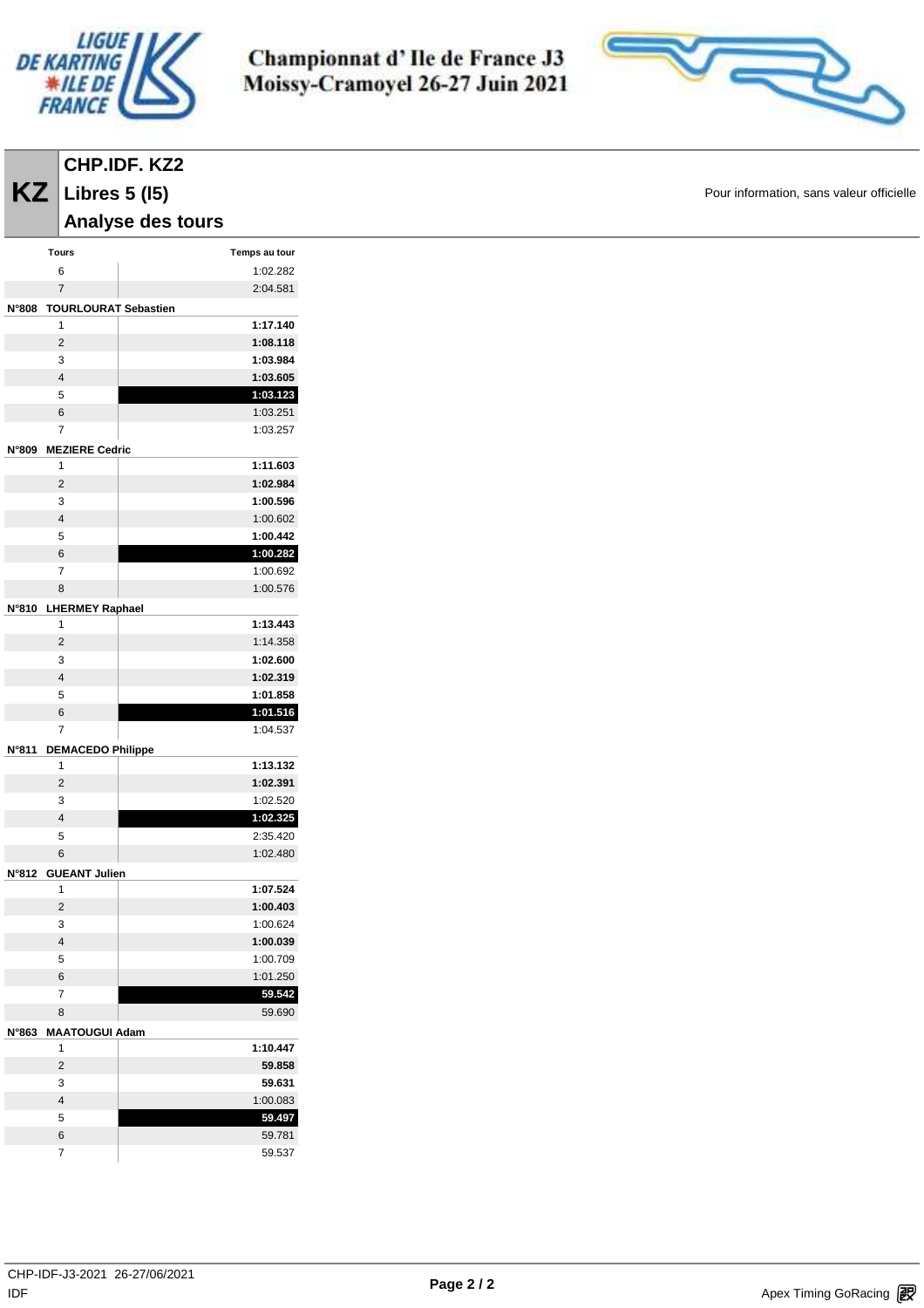Championnat d' Ile de France J3
Moissy-Cramoyel 26-27 Juin 2021

# KZ CHP.IDF. KZ2

## Libres 5 (l5)

## Analyse des tours

Pour information, sans valeur officielle

| Tours | Temps au tour |
|---|---|
| 6 | 1:02.282 |
| 7 | 2:04.581 |
| **N°808 TOURLOURAT Sebastien** | |
| 1 | **1:17.140** |
| 2 | **1:08.118** |
| 3 | **1:03.984** |
| 4 | **1:03.605** |
| 5 | **1:03.123** |
| 6 | 1:03.251 |
| 7 | 1:03.257 |
| **N°809 MEZIERE Cedric** | |
| 1 | **1:11.603** |
| 2 | **1:02.984** |
| 3 | **1:00.596** |
| 4 | 1:00.602 |
| 5 | **1:00.442** |
| 6 | **1:00.282** |
| 7 | 1:00.692 |
| 8 | 1:00.576 |
| **N°810 LHERMEY Raphael** | |
| 1 | **1:13.443** |
| 2 | 1:14.358 |
| 3 | **1:02.600** |
| 4 | **1:02.319** |
| 5 | **1:01.858** |
| 6 | **1:01.516** |
| 7 | 1:04.537 |
| **N°811 DEMACEDO Philippe** | |
| 1 | **1:13.132** |
| 2 | **1:02.391** |
| 3 | 1:02.520 |
| 4 | **1:02.325** |
| 5 | 2:35.420 |
| 6 | 1:02.480 |
| **N°812 GUEANT Julien** | |
| 1 | **1:07.524** |
| 2 | **1:00.403** |
| 3 | 1:00.624 |
| 4 | **1:00.039** |
| 5 | 1:00.709 |
| 6 | 1:01.250 |
| 7 | **59.542** |
| 8 | 59.690 |
| **N°863 MAATOUGUI Adam** | |
| 1 | **1:10.447** |
| 2 | **59.858** |
| 3 | **59.631** |
| 4 | 1:00.083 |
| 5 | **59.497** |
| 6 | 59.781 |
| 7 | 59.537 |

CHP-IDF-J3-2021 26-27/06/2021
IDF

Apex Timing GoRacing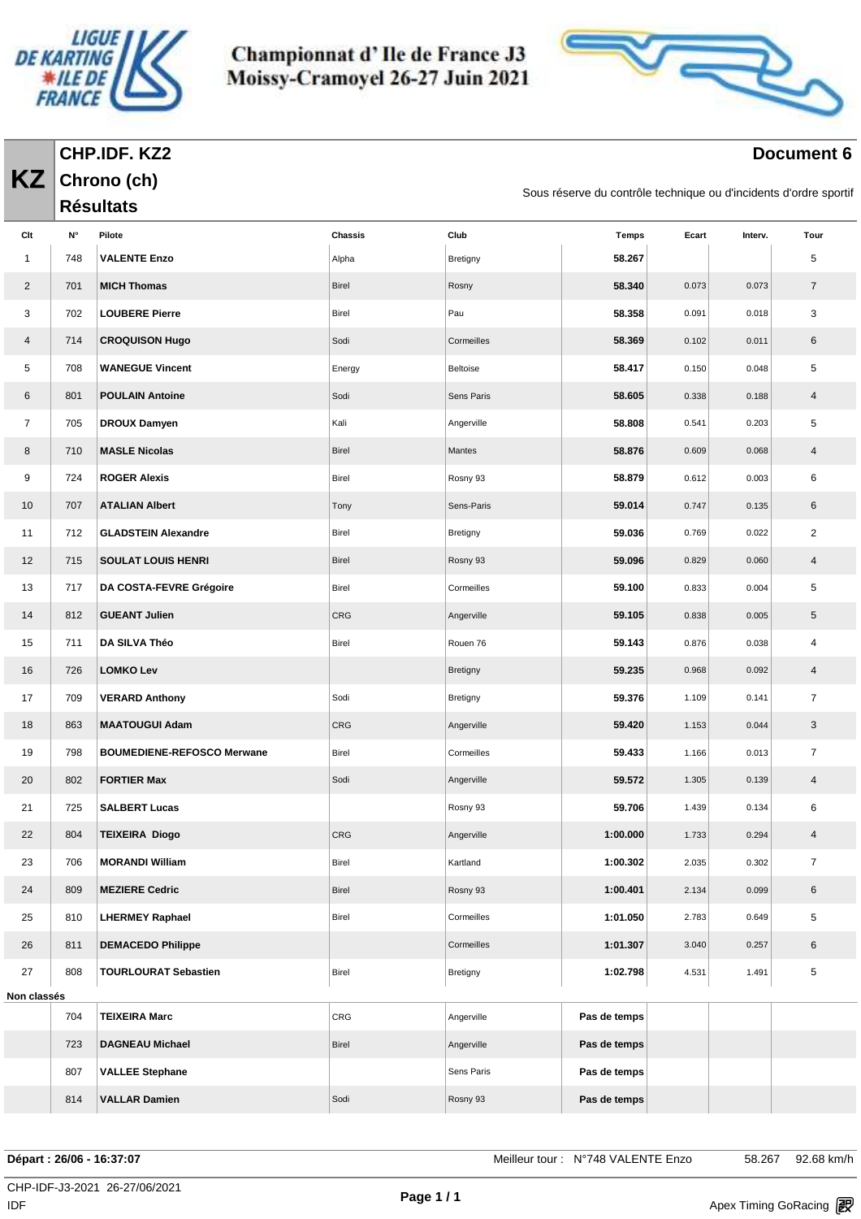# Championnat d' Ile de France J3
## Moissy-Cramoyel 26-27 Juin 2021

**KZ**

## CHP.IDF. KZ2
## Chrono (ch)
## Résultats

**Document 6**

Sous réserve du contrôle technique ou d'incidents d'ordre sportif

| Clt | N° | Pilote | Chassis | Club | Temps | Ecart | Interv. | Tour |
|---|---|---|---|---|---|---|---|---|
| 1 | 748 | **VALENTE Enzo** | Alpha | Bretigny | **58.267** | | | 5 |
| 2 | 701 | **MICH Thomas** | Birel | Rosny | **58.340** | 0.073 | 0.073 | 7 |
| 3 | 702 | **LOUBERE Pierre** | Birel | Pau | **58.358** | 0.091 | 0.018 | 3 |
| 4 | 714 | **CROQUISON Hugo** | Sodi | Cormeilles | **58.369** | 0.102 | 0.011 | 6 |
| 5 | 708 | **WANEGUE Vincent** | Energy | Beltoise | **58.417** | 0.150 | 0.048 | 5 |
| 6 | 801 | **POULAIN Antoine** | Sodi | Sens Paris | **58.605** | 0.338 | 0.188 | 4 |
| 7 | 705 | **DROUX Damyen** | Kali | Angerville | **58.808** | 0.541 | 0.203 | 5 |
| 8 | 710 | **MASLE Nicolas** | Birel | Mantes | **58.876** | 0.609 | 0.068 | 4 |
| 9 | 724 | **ROGER Alexis** | Birel | Rosny 93 | **58.879** | 0.612 | 0.003 | 6 |
| 10 | 707 | **ATALIAN Albert** | Tony | Sens-Paris | **59.014** | 0.747 | 0.135 | 6 |
| 11 | 712 | **GLADSTEIN Alexandre** | Birel | Bretigny | **59.036** | 0.769 | 0.022 | 2 |
| 12 | 715 | **SOULAT LOUIS HENRI** | Birel | Rosny 93 | **59.096** | 0.829 | 0.060 | 4 |
| 13 | 717 | **DA COSTA-FEVRE Grégoire** | Birel | Cormeilles | **59.100** | 0.833 | 0.004 | 5 |
| 14 | 812 | **GUEANT Julien** | CRG | Angerville | **59.105** | 0.838 | 0.005 | 5 |
| 15 | 711 | **DA SILVA Théo** | Birel | Rouen 76 | **59.143** | 0.876 | 0.038 | 4 |
| 16 | 726 | **LOMKO Lev** | | Bretigny | **59.235** | 0.968 | 0.092 | 4 |
| 17 | 709 | **VERARD Anthony** | Sodi | Bretigny | **59.376** | 1.109 | 0.141 | 7 |
| 18 | 863 | **MAATOUGUI Adam** | CRG | Angerville | **59.420** | 1.153 | 0.044 | 3 |
| 19 | 798 | **BOUMEDIENE-REFOSCO Merwane** | Birel | Cormeilles | **59.433** | 1.166 | 0.013 | 7 |
| 20 | 802 | **FORTIER Max** | Sodi | Angerville | **59.572** | 1.305 | 0.139 | 4 |
| 21 | 725 | **SALBERT Lucas** | | Rosny 93 | **59.706** | 1.439 | 0.134 | 6 |
| 22 | 804 | **TEIXEIRA Diogo** | CRG | Angerville | **1:00.000** | 1.733 | 0.294 | 4 |
| 23 | 706 | **MORANDI William** | Birel | Kartland | **1:00.302** | 2.035 | 0.302 | 7 |
| 24 | 809 | **MEZIERE Cedric** | Birel | Rosny 93 | **1:00.401** | 2.134 | 0.099 | 6 |
| 25 | 810 | **LHERMEY Raphael** | Birel | Cormeilles | **1:01.050** | 2.783 | 0.649 | 5 |
| 26 | 811 | **DEMACEDO Philippe** | | Cormeilles | **1:01.307** | 3.040 | 0.257 | 6 |
| 27 | 808 | **TOURLOURAT Sebastien** | Birel | Bretigny | **1:02.798** | 4.531 | 1.491 | 5 |
| **Non classés** | | | | | | | | |
| | 704 | **TEIXEIRA Marc** | CRG | Angerville | **Pas de temps** | | | |
| | 723 | **DAGNEAU Michael** | Birel | Angerville | **Pas de temps** | | | |
| | 807 | **VALLEE Stephane** | | Sens Paris | **Pas de temps** | | | |
| | 814 | **VALLAR Damien** | Sodi | Rosny 93 | **Pas de temps** | | | |

**Départ : 26/06 - 16:37:07** Meilleur tour : N°748 VALENTE Enzo 58.267 92.68 km/h

CHP-IDF-J3-2021 26-27/06/2021
IDF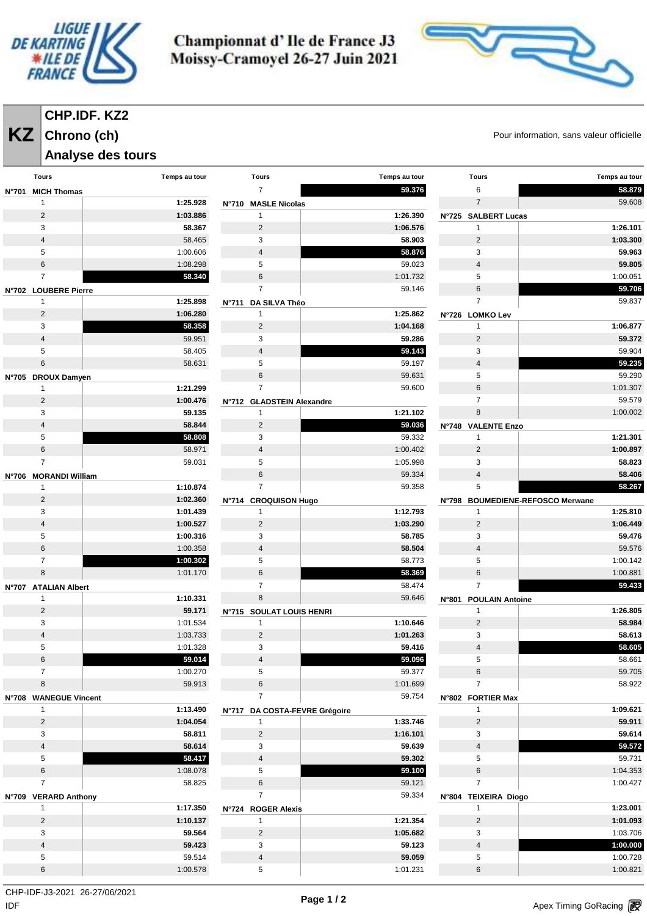# Championnat d' Ile de France J3
# Moissy-Cramoyel 26-27 Juin 2021

## KZ — CHP.IDF. KZ2

## Chrono (ch)

## Analyse des tours

Pour information, sans valeur officielle

**N°701 MICH Thomas**

| Tours | Temps au tour |
|---|---|
| 1 | **1:25.928** |
| 2 | **1:03.886** |
| 3 | **58.367** |
| 4 | 58.465 |
| 5 | 1:00.606 |
| 6 | 1:08.298 |
| 7 | **58.340** |

**N°702 LOUBERE Pierre**

| Tours | Temps au tour |
|---|---|
| 1 | **1:25.898** |
| 2 | **1:06.280** |
| 3 | **58.358** |
| 4 | 59.951 |
| 5 | 58.405 |
| 6 | 58.631 |

**N°705 DROUX Damyen**

| Tours | Temps au tour |
|---|---|
| 1 | **1:21.299** |
| 2 | **1:00.476** |
| 3 | **59.135** |
| 4 | **58.844** |
| 5 | **58.808** |
| 6 | 58.971 |
| 7 | 59.031 |

**N°706 MORANDI William**

| Tours | Temps au tour |
|---|---|
| 1 | **1:10.874** |
| 2 | **1:02.360** |
| 3 | **1:01.439** |
| 4 | **1:00.527** |
| 5 | **1:00.316** |
| 6 | 1:00.358 |
| 7 | **1:00.302** |
| 8 | 1:01.170 |

**N°707 ATALIAN Albert**

| Tours | Temps au tour |
|---|---|
| 1 | **1:10.331** |
| 2 | **59.171** |
| 3 | 1:01.534 |
| 4 | 1:03.733 |
| 5 | 1:01.328 |
| 6 | **59.014** |
| 7 | 1:00.270 |
| 8 | 59.913 |

**N°708 WANEGUE Vincent**

| Tours | Temps au tour |
|---|---|
| 1 | **1:13.490** |
| 2 | **1:04.054** |
| 3 | **58.811** |
| 4 | **58.614** |
| 5 | **58.417** |
| 6 | 1:08.078 |
| 7 | 58.825 |

**N°709 VERARD Anthony**

| Tours | Temps au tour |
|---|---|
| 1 | **1:17.350** |
| 2 | **1:10.137** |
| 3 | **59.564** |
| 4 | **59.423** |
| 5 | 59.514 |
| 6 | 1:00.578 |
| 7 | **59.376** |

**N°710 MASLE Nicolas**

| Tours | Temps au tour |
|---|---|
| 1 | **1:26.390** |
| 2 | **1:06.576** |
| 3 | **58.903** |
| 4 | **58.876** |
| 5 | 59.023 |
| 6 | 1:01.732 |
| 7 | 59.146 |

**N°711 DA SILVA Théo**

| Tours | Temps au tour |
|---|---|
| 1 | **1:25.862** |
| 2 | **1:04.168** |
| 3 | **59.286** |
| 4 | **59.143** |
| 5 | 59.197 |
| 6 | 59.631 |
| 7 | 59.600 |

**N°712 GLADSTEIN Alexandre**

| Tours | Temps au tour |
|---|---|
| 1 | **1:21.102** |
| 2 | **59.036** |
| 3 | 59.332 |
| 4 | 1:00.402 |
| 5 | 1:05.998 |
| 6 | 59.334 |
| 7 | 59.358 |

**N°714 CROQUISON Hugo**

| Tours | Temps au tour |
|---|---|
| 1 | **1:12.793** |
| 2 | **1:03.290** |
| 3 | **58.785** |
| 4 | **58.504** |
| 5 | 58.773 |
| 6 | **58.369** |
| 7 | 58.474 |
| 8 | 59.646 |

**N°715 SOULAT LOUIS HENRI**

| Tours | Temps au tour |
|---|---|
| 1 | **1:10.646** |
| 2 | **1:01.263** |
| 3 | **59.416** |
| 4 | **59.096** |
| 5 | 59.377 |
| 6 | 1:01.699 |
| 7 | 59.754 |

**N°717 DA COSTA-FEVRE Grégoire**

| Tours | Temps au tour |
|---|---|
| 1 | **1:33.746** |
| 2 | **1:16.101** |
| 3 | **59.639** |
| 4 | **59.302** |
| 5 | **59.100** |
| 6 | 59.121 |
| 7 | 59.334 |

**N°724 ROGER Alexis**

| Tours | Temps au tour |
|---|---|
| 1 | **1:21.354** |
| 2 | **1:05.682** |
| 3 | **59.123** |
| 4 | **59.059** |
| 5 | 1:01.231 |
| 6 | **58.879** |
| 7 | 59.608 |

**N°725 SALBERT Lucas**

| Tours | Temps au tour |
|---|---|
| 1 | **1:26.101** |
| 2 | **1:03.300** |
| 3 | **59.963** |
| 4 | **59.805** |
| 5 | 1:00.051 |
| 6 | **59.706** |
| 7 | 59.837 |

**N°726 LOMKO Lev**

| Tours | Temps au tour |
|---|---|
| 1 | **1:06.877** |
| 2 | **59.372** |
| 3 | 59.904 |
| 4 | **59.235** |
| 5 | 59.290 |
| 6 | 1:01.307 |
| 7 | 59.579 |
| 8 | 1:00.002 |

**N°748 VALENTE Enzo**

| Tours | Temps au tour |
|---|---|
| 1 | **1:21.301** |
| 2 | **1:00.897** |
| 3 | **58.823** |
| 4 | **58.406** |
| 5 | **58.267** |

**N°798 BOUMEDIENE-REFOSCO Merwane**

| Tours | Temps au tour |
|---|---|
| 1 | **1:25.810** |
| 2 | **1:06.449** |
| 3 | **59.476** |
| 4 | 59.576 |
| 5 | 1:00.142 |
| 6 | 1:00.881 |
| 7 | **59.433** |

**N°801 POULAIN Antoine**

| Tours | Temps au tour |
|---|---|
| 1 | **1:26.805** |
| 2 | **58.984** |
| 3 | **58.613** |
| 4 | **58.605** |
| 5 | 58.661 |
| 6 | 59.705 |
| 7 | 58.922 |

**N°802 FORTIER Max**

| Tours | Temps au tour |
|---|---|
| 1 | **1:09.621** |
| 2 | **59.911** |
| 3 | **59.614** |
| 4 | **59.572** |
| 5 | 59.731 |
| 6 | 1:04.353 |
| 7 | 1:00.427 |

**N°804 TEIXEIRA Diogo**

| Tours | Temps au tour |
|---|---|
| 1 | **1:23.001** |
| 2 | **1:01.093** |
| 3 | 1:03.706 |
| 4 | **1:00.000** |
| 5 | 1:00.728 |
| 6 | 1:00.821 |

CHP-IDF-J3-2021 26-27/06/2021
IDF

Apex Timing GoRacing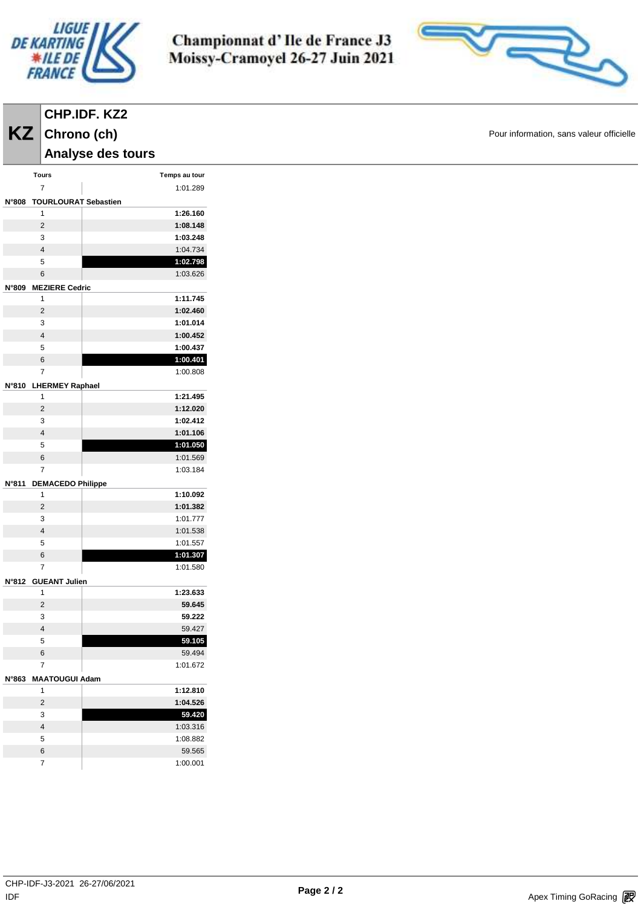# Championnat d' Ile de France J3
## Moissy-Cramoyel 26-27 Juin 2021

**KZ**

## CHP.IDF. KZ2
## Chrono (ch)
## Analyse des tours

Pour information, sans valeur officielle

| Tours | Temps au tour |
|---|---|
| 7 | 1:01.289 |
| **N°808 TOURLOURAT Sebastien** | |
| 1 | **1:26.160** |
| 2 | **1:08.148** |
| 3 | **1:03.248** |
| 4 | 1:04.734 |
| 5 | **1:02.798** |
| 6 | 1:03.626 |
| **N°809 MEZIERE Cedric** | |
| 1 | **1:11.745** |
| 2 | **1:02.460** |
| 3 | **1:01.014** |
| 4 | **1:00.452** |
| 5 | **1:00.437** |
| 6 | **1:00.401** |
| 7 | 1:00.808 |
| **N°810 LHERMEY Raphael** | |
| 1 | **1:21.495** |
| 2 | **1:12.020** |
| 3 | **1:02.412** |
| 4 | **1:01.106** |
| 5 | **1:01.050** |
| 6 | 1:01.569 |
| 7 | 1:03.184 |
| **N°811 DEMACEDO Philippe** | |
| 1 | **1:10.092** |
| 2 | **1:01.382** |
| 3 | 1:01.777 |
| 4 | 1:01.538 |
| 5 | 1:01.557 |
| 6 | **1:01.307** |
| 7 | 1:01.580 |
| **N°812 GUEANT Julien** | |
| 1 | **1:23.633** |
| 2 | **59.645** |
| 3 | **59.222** |
| 4 | 59.427 |
| 5 | **59.105** |
| 6 | 59.494 |
| 7 | 1:01.672 |
| **N°863 MAATOUGUI Adam** | |
| 1 | **1:12.810** |
| 2 | **1:04.526** |
| 3 | **59.420** |
| 4 | 1:03.316 |
| 5 | 1:08.882 |
| 6 | 59.565 |
| 7 | 1:00.001 |

CHP-IDF-J3-2021 26-27/06/2021
IDF

Apex Timing GoRacing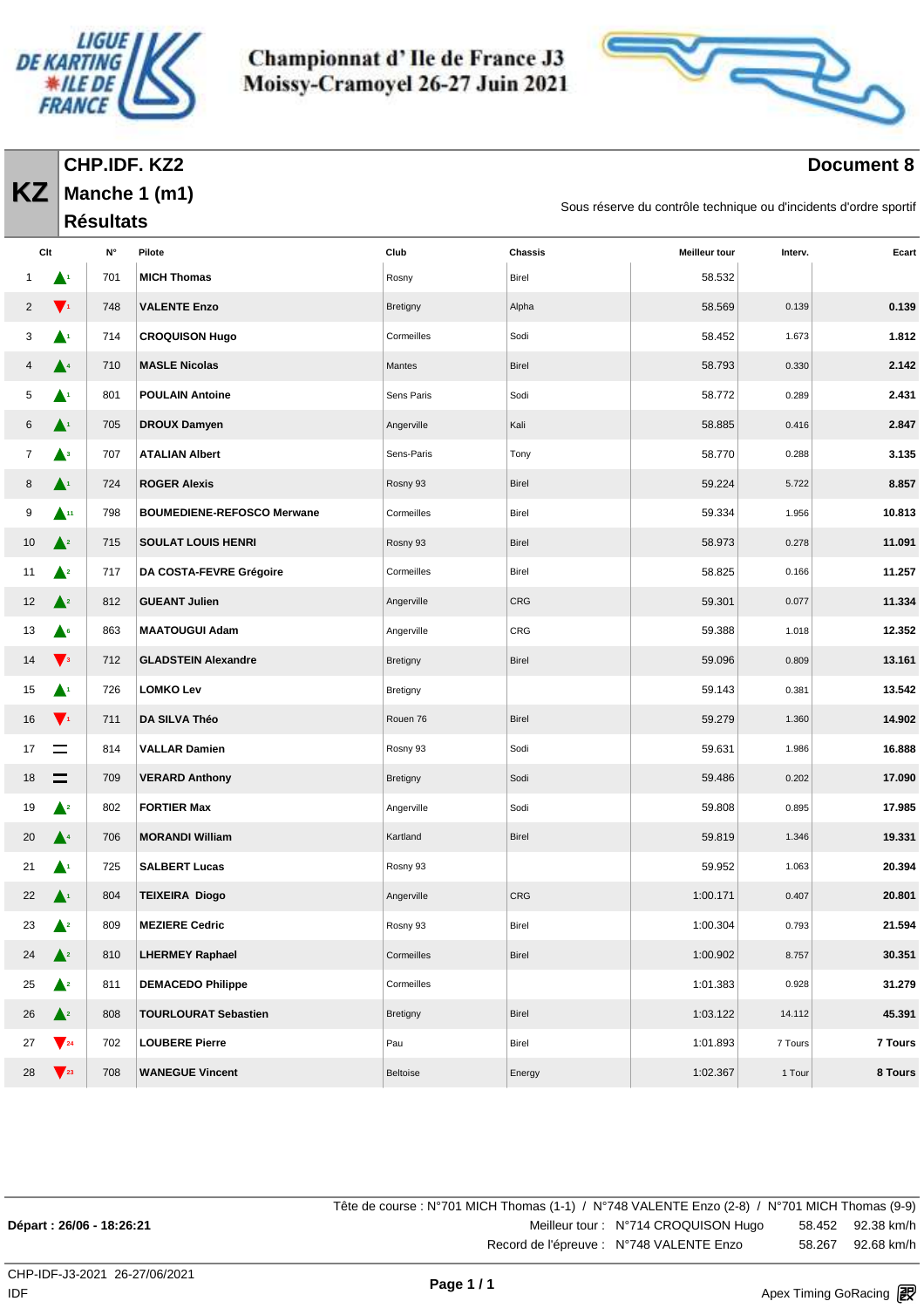# Championnat d' Ile de France J3
# Moissy-Cramoyel 26-27 Juin 2021

**KZ**

## CHP.IDF. KZ2
## Manche 1 (m1)
## Résultats

**Document 8**

Sous réserve du contrôle technique ou d'incidents d'ordre sportif

| Clt | | N° | Pilote | Club | Chassis | Meilleur tour | Interv. | Ecart |
|---|---|---|---|---|---|---|---|---|
| 1 | ▲1 | 701 | **MICH Thomas** | Rosny | Birel | 58.532 | | |
| 2 | ▼1 | 748 | **VALENTE Enzo** | Bretigny | Alpha | 58.569 | 0.139 | **0.139** |
| 3 | ▲1 | 714 | **CROQUISON Hugo** | Cormeilles | Sodi | 58.452 | 1.673 | **1.812** |
| 4 | ▲4 | 710 | **MASLE Nicolas** | Mantes | Birel | 58.793 | 0.330 | **2.142** |
| 5 | ▲1 | 801 | **POULAIN Antoine** | Sens Paris | Sodi | 58.772 | 0.289 | **2.431** |
| 6 | ▲1 | 705 | **DROUX Damyen** | Angerville | Kali | 58.885 | 0.416 | **2.847** |
| 7 | ▲3 | 707 | **ATALIAN Albert** | Sens-Paris | Tony | 58.770 | 0.288 | **3.135** |
| 8 | ▲1 | 724 | **ROGER Alexis** | Rosny 93 | Birel | 59.224 | 5.722 | **8.857** |
| 9 | ▲11 | 798 | **BOUMEDIENE-REFOSCO Merwane** | Cormeilles | Birel | 59.334 | 1.956 | **10.813** |
| 10 | ▲2 | 715 | **SOULAT LOUIS HENRI** | Rosny 93 | Birel | 58.973 | 0.278 | **11.091** |
| 11 | ▲2 | 717 | **DA COSTA-FEVRE Grégoire** | Cormeilles | Birel | 58.825 | 0.166 | **11.257** |
| 12 | ▲2 | 812 | **GUEANT Julien** | Angerville | CRG | 59.301 | 0.077 | **11.334** |
| 13 | ▲6 | 863 | **MAATOUGUI Adam** | Angerville | CRG | 59.388 | 1.018 | **12.352** |
| 14 | ▼3 | 712 | **GLADSTEIN Alexandre** | Bretigny | Birel | 59.096 | 0.809 | **13.161** |
| 15 | ▲1 | 726 | **LOMKO Lev** | Bretigny | | 59.143 | 0.381 | **13.542** |
| 16 | ▼1 | 711 | **DA SILVA Théo** | Rouen 76 | Birel | 59.279 | 1.360 | **14.902** |
| 17 | = | 814 | **VALLAR Damien** | Rosny 93 | Sodi | 59.631 | 1.986 | **16.888** |
| 18 | = | 709 | **VERARD Anthony** | Bretigny | Sodi | 59.486 | 0.202 | **17.090** |
| 19 | ▲2 | 802 | **FORTIER Max** | Angerville | Sodi | 59.808 | 0.895 | **17.985** |
| 20 | ▲4 | 706 | **MORANDI William** | Kartland | Birel | 59.819 | 1.346 | **19.331** |
| 21 | ▲1 | 725 | **SALBERT Lucas** | Rosny 93 | | 59.952 | 1.063 | **20.394** |
| 22 | ▲1 | 804 | **TEIXEIRA Diogo** | Angerville | CRG | 1:00.171 | 0.407 | **20.801** |
| 23 | ▲2 | 809 | **MEZIERE Cedric** | Rosny 93 | Birel | 1:00.304 | 0.793 | **21.594** |
| 24 | ▲2 | 810 | **LHERMEY Raphael** | Cormeilles | Birel | 1:00.902 | 8.757 | **30.351** |
| 25 | ▲2 | 811 | **DEMACEDO Philippe** | Cormeilles | | 1:01.383 | 0.928 | **31.279** |
| 26 | ▲2 | 808 | **TOURLOURAT Sebastien** | Bretigny | Birel | 1:03.122 | 14.112 | **45.391** |
| 27 | ▼24 | 702 | **LOUBERE Pierre** | Pau | Birel | 1:01.893 | 7 Tours | **7 Tours** |
| 28 | ▼23 | 708 | **WANEGUE Vincent** | Beltoise | Energy | 1:02.367 | 1 Tour | **8 Tours** |

Tête de course : N°701 MICH Thomas (1-1) / N°748 VALENTE Enzo (2-8) / N°701 MICH Thomas (9-9)

**Départ : 26/06 - 18:26:21**

Meilleur tour : N°714 CROQUISON Hugo 58.452 92.38 km/h

Record de l'épreuve : N°748 VALENTE Enzo 58.267 92.68 km/h

CHP-IDF-J3-2021 26-27/06/2021
IDF

Apex Timing GoRacing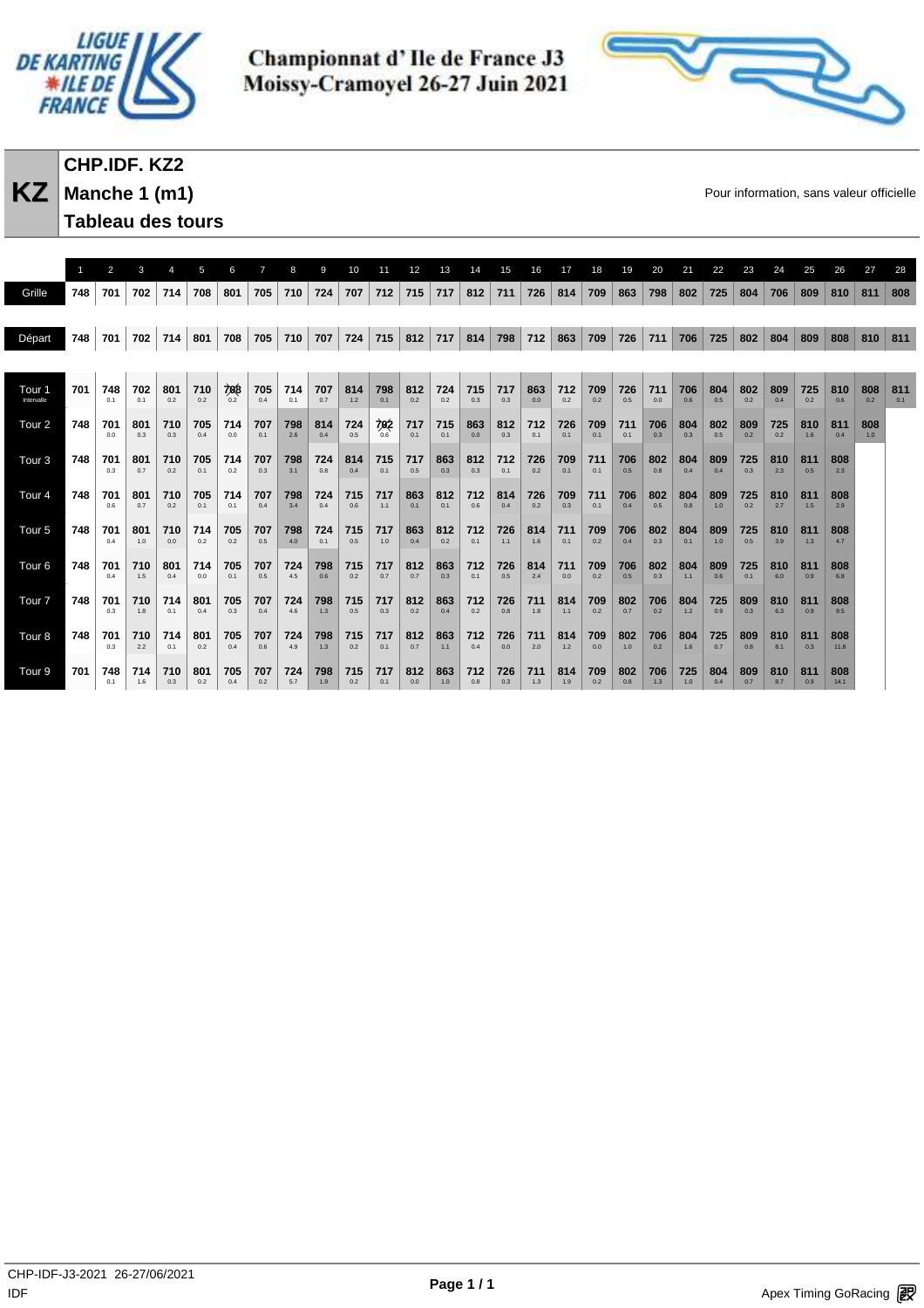# Championnat d' Ile de France J3
# Moissy-Cramoyel 26-27 Juin 2021

**KZ**

## CHP.IDF. KZ2
## Manche 1 (m1)
## Tableau des tours

Pour information, sans valeur officielle

| | 1 | 2 | 3 | 4 | 5 | 6 | 7 | 8 | 9 | 10 | 11 | 12 | 13 | 14 | 15 | 16 | 17 | 18 | 19 | 20 | 21 | 22 | 23 | 24 | 25 | 26 | 27 | 28 |
|---|---|---|---|---|---|---|---|---|---|---|---|---|---|---|---|---|---|---|---|---|---|---|---|---|---|---|---|---|
| Grille | 748 | 701 | 702 | 714 | 708 | 801 | 705 | 710 | 724 | 707 | 712 | 715 | 717 | 812 | 711 | 726 | 814 | 709 | 863 | 798 | 802 | 725 | 804 | 706 | 809 | 810 | 811 | 808 |
| Départ | 748 | 701 | 702 | 714 | 801 | 708 | 705 | 710 | 707 | 724 | 715 | 812 | 717 | 814 | 798 | 712 | 863 | 709 | 726 | 711 | 706 | 725 | 802 | 804 | 809 | 808 | 810 | 811 |
| Tour 1 Intervalle | 701 | 748 0.1 | 702 0.1 | 801 0.2 | 710 0.2 | 708 0.2 | 705 0.4 | 714 0.1 | 707 0.7 | 814 1.2 | 798 0.1 | 812 0.2 | 724 0.2 | 715 0.3 | 717 0.3 | 863 0.0 | 712 0.2 | 709 0.2 | 726 0.5 | 711 0.0 | 706 0.6 | 804 0.5 | 802 0.2 | 809 0.4 | 725 0.2 | 810 0.6 | 808 0.2 | 811 0.1 |
| Tour 2 | 748 | 701 0.0 | 801 0.3 | 710 0.3 | 705 0.4 | 714 0.0 | 707 0.1 | 798 2.6 | 814 0.4 | 724 0.5 | 702 0.6 | 717 0.1 | 715 0.1 | 863 0.0 | 812 0.3 | 712 0.1 | 726 0.1 | 709 0.1 | 711 0.1 | 706 0.3 | 804 0.3 | 802 0.5 | 809 0.2 | 725 0.2 | 810 1.6 | 811 0.4 | 808 1.0 | |
| Tour 3 | 748 | 701 0.3 | 801 0.7 | 710 0.2 | 705 0.1 | 714 0.2 | 707 0.3 | 798 3.1 | 724 0.8 | 814 0.4 | 715 0.1 | 717 0.5 | 863 0.3 | 812 0.3 | 712 0.1 | 726 0.2 | 709 0.1 | 711 0.1 | 706 0.5 | 802 0.8 | 804 0.4 | 809 0.4 | 725 0.3 | 810 2.3 | 811 0.5 | 808 2.3 | | |
| Tour 4 | 748 | 701 0.6 | 801 0.7 | 710 0.2 | 705 0.1 | 714 0.1 | 707 0.4 | 798 3.4 | 724 0.4 | 715 0.6 | 717 1.1 | 863 0.1 | 812 0.1 | 712 0.6 | 814 0.4 | 726 0.2 | 709 0.3 | 711 0.1 | 706 0.4 | 802 0.5 | 804 0.8 | 809 1.0 | 725 0.2 | 810 2.7 | 811 1.5 | 808 2.9 | | |
| Tour 5 | 748 | 701 0.4 | 801 1.0 | 710 0.0 | 714 0.2 | 705 0.2 | 707 0.5 | 798 4.0 | 724 0.1 | 715 0.5 | 717 1.0 | 863 0.4 | 812 0.2 | 712 0.1 | 726 1.1 | 814 1.6 | 711 0.1 | 709 0.2 | 706 0.4 | 802 0.3 | 804 0.1 | 809 1.0 | 725 0.5 | 810 3.9 | 811 1.3 | 808 4.7 | | |
| Tour 6 | 748 | 701 0.4 | 710 1.5 | 801 0.4 | 714 0.0 | 705 0.1 | 707 0.5 | 724 4.5 | 798 0.6 | 715 0.2 | 717 0.7 | 812 0.7 | 863 0.3 | 712 0.1 | 726 0.5 | 814 2.4 | 711 0.0 | 709 0.2 | 706 0.5 | 802 0.3 | 804 1.1 | 809 0.6 | 725 0.1 | 810 6.0 | 811 0.9 | 808 6.8 | | |
| Tour 7 | 748 | 701 0.3 | 710 1.8 | 714 0.1 | 801 0.4 | 705 0.3 | 707 0.4 | 724 4.6 | 798 1.3 | 715 0.5 | 717 0.3 | 812 0.2 | 863 0.4 | 712 0.2 | 726 0.8 | 711 1.8 | 814 1.1 | 709 0.2 | 802 0.7 | 706 0.2 | 804 1.2 | 725 0.9 | 809 0.3 | 810 6.3 | 811 0.9 | 808 9.5 | | |
| Tour 8 | 748 | 701 0.3 | 710 2.2 | 714 0.1 | 801 0.2 | 705 0.4 | 707 0.6 | 724 4.9 | 798 1.3 | 715 0.2 | 717 0.1 | 812 0.7 | 863 1.1 | 712 0.4 | 726 0.0 | 711 2.0 | 814 1.2 | 709 0.0 | 802 1.0 | 706 0.2 | 804 1.6 | 725 0.7 | 809 0.8 | 810 8.1 | 811 0.3 | 808 11.8 | | |
| Tour 9 | 701 | 748 0.1 | 714 1.6 | 710 0.3 | 801 0.2 | 705 0.4 | 707 0.2 | 724 5.7 | 798 1.9 | 715 0.2 | 717 0.1 | 812 0.0 | 863 1.0 | 712 0.8 | 726 0.3 | 711 1.3 | 814 1.9 | 709 0.2 | 802 0.8 | 706 1.3 | 725 1.0 | 804 0.4 | 809 0.7 | 810 8.7 | 811 0.9 | 808 14.1 | | |

CHP-IDF-J3-2021 26-27/06/2021
IDF

Apex Timing GoRacing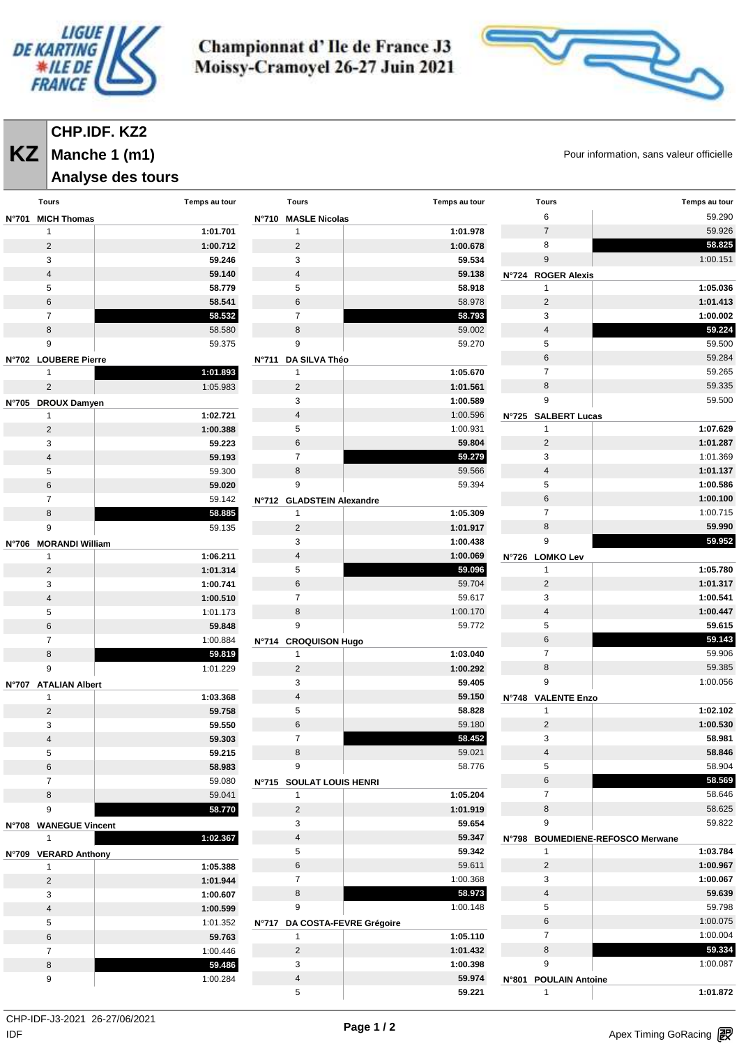# Championnat d' Ile de France J3
# Moissy-Cramoyel 26-27 Juin 2021

## KZ — CHP.IDF. KZ2
## Manche 1 (m1)
## Analyse des tours

Pour information, sans valeur officielle

**N°701 MICH Thomas**

| Tours | Temps au tour |
|---|---|
| 1 | **1:01.701** |
| 2 | **1:00.712** |
| 3 | **59.246** |
| 4 | **59.140** |
| 5 | **58.779** |
| 6 | **58.541** |
| 7 | **58.532** |
| 8 | 58.580 |
| 9 | 59.375 |

**N°702 LOUBERE Pierre**

| Tours | Temps au tour |
|---|---|
| 1 | **1:01.893** |
| 2 | 1:05.983 |

**N°705 DROUX Damyen**

| Tours | Temps au tour |
|---|---|
| 1 | **1:02.721** |
| 2 | **1:00.388** |
| 3 | **59.223** |
| 4 | **59.193** |
| 5 | 59.300 |
| 6 | **59.020** |
| 7 | 59.142 |
| 8 | **58.885** |
| 9 | 59.135 |

**N°706 MORANDI William**

| Tours | Temps au tour |
|---|---|
| 1 | **1:06.211** |
| 2 | **1:01.314** |
| 3 | **1:00.741** |
| 4 | **1:00.510** |
| 5 | 1:01.173 |
| 6 | **59.848** |
| 7 | 1:00.884 |
| 8 | **59.819** |
| 9 | 1:01.229 |

**N°707 ATALIAN Albert**

| Tours | Temps au tour |
|---|---|
| 1 | **1:03.368** |
| 2 | **59.758** |
| 3 | **59.550** |
| 4 | **59.303** |
| 5 | **59.215** |
| 6 | **58.983** |
| 7 | 59.080 |
| 8 | 59.041 |
| 9 | **58.770** |

**N°708 WANEGUE Vincent**

| Tours | Temps au tour |
|---|---|
| 1 | **1:02.367** |

**N°709 VERARD Anthony**

| Tours | Temps au tour |
|---|---|
| 1 | **1:05.388** |
| 2 | **1:01.944** |
| 3 | **1:00.607** |
| 4 | **1:00.599** |
| 5 | 1:01.352 |
| 6 | **59.763** |
| 7 | 1:00.446 |
| 8 | **59.486** |
| 9 | 1:00.284 |

**N°710 MASLE Nicolas**

| Tours | Temps au tour |
|---|---|
| 1 | **1:01.978** |
| 2 | **1:00.678** |
| 3 | **59.534** |
| 4 | **59.138** |
| 5 | **58.918** |
| 6 | 58.978 |
| 7 | **58.793** |
| 8 | 59.002 |
| 9 | 59.270 |

**N°711 DA SILVA Théo**

| Tours | Temps au tour |
|---|---|
| 1 | **1:05.670** |
| 2 | **1:01.561** |
| 3 | **1:00.589** |
| 4 | 1:00.596 |
| 5 | 1:00.931 |
| 6 | **59.804** |
| 7 | **59.279** |
| 8 | 59.566 |
| 9 | 59.394 |

**N°712 GLADSTEIN Alexandre**

| Tours | Temps au tour |
|---|---|
| 1 | **1:05.309** |
| 2 | **1:01.917** |
| 3 | **1:00.438** |
| 4 | **1:00.069** |
| 5 | **59.096** |
| 6 | 59.704 |
| 7 | 59.617 |
| 8 | 1:00.170 |
| 9 | 59.772 |

**N°714 CROQUISON Hugo**

| Tours | Temps au tour |
|---|---|
| 1 | **1:03.040** |
| 2 | **1:00.292** |
| 3 | **59.405** |
| 4 | **59.150** |
| 5 | **58.828** |
| 6 | 59.180 |
| 7 | **58.452** |
| 8 | 59.021 |
| 9 | 58.776 |

**N°715 SOULAT LOUIS HENRI**

| Tours | Temps au tour |
|---|---|
| 1 | **1:05.204** |
| 2 | **1:01.919** |
| 3 | **59.654** |
| 4 | **59.347** |
| 5 | **59.342** |
| 6 | 59.611 |
| 7 | 1:00.368 |
| 8 | **58.973** |
| 9 | 1:00.148 |

**N°717 DA COSTA-FEVRE Grégoire**

| Tours | Temps au tour |
|---|---|
| 1 | **1:05.110** |
| 2 | **1:01.432** |
| 3 | **1:00.398** |
| 4 | **59.974** |
| 5 | **59.221** |
| 6 | 59.290 |
| 7 | 59.926 |
| 8 | **58.825** |
| 9 | 1:00.151 |

**N°724 ROGER Alexis**

| Tours | Temps au tour |
|---|---|
| 1 | **1:05.036** |
| 2 | **1:01.413** |
| 3 | **1:00.002** |
| 4 | **59.224** |
| 5 | 59.500 |
| 6 | 59.284 |
| 7 | 59.265 |
| 8 | 59.335 |
| 9 | 59.500 |

**N°725 SALBERT Lucas**

| Tours | Temps au tour |
|---|---|
| 1 | **1:07.629** |
| 2 | **1:01.287** |
| 3 | 1:01.369 |
| 4 | **1:01.137** |
| 5 | **1:00.586** |
| 6 | **1:00.100** |
| 7 | 1:00.715 |
| 8 | **59.990** |
| 9 | **59.952** |

**N°726 LOMKO Lev**

| Tours | Temps au tour |
|---|---|
| 1 | **1:05.780** |
| 2 | **1:01.317** |
| 3 | **1:00.541** |
| 4 | **1:00.447** |
| 5 | **59.615** |
| 6 | **59.143** |
| 7 | 59.906 |
| 8 | 59.385 |
| 9 | 1:00.056 |

**N°748 VALENTE Enzo**

| Tours | Temps au tour |
|---|---|
| 1 | **1:02.102** |
| 2 | **1:00.530** |
| 3 | **58.981** |
| 4 | **58.846** |
| 5 | 58.904 |
| 6 | **58.569** |
| 7 | 58.646 |
| 8 | 58.625 |
| 9 | 59.822 |

**N°798 BOUMEDIENE-REFOSCO Merwane**

| Tours | Temps au tour |
|---|---|
| 1 | **1:03.784** |
| 2 | **1:00.967** |
| 3 | **1:00.067** |
| 4 | **59.639** |
| 5 | 59.798 |
| 6 | 1:00.075 |
| 7 | 1:00.004 |
| 8 | **59.334** |
| 9 | 1:00.087 |

**N°801 POULAIN Antoine**

| Tours | Temps au tour |
|---|---|
| 1 | **1:01.872** |

CHP-IDF-J3-2021 26-27/06/2021
IDF

Apex Timing GoRacing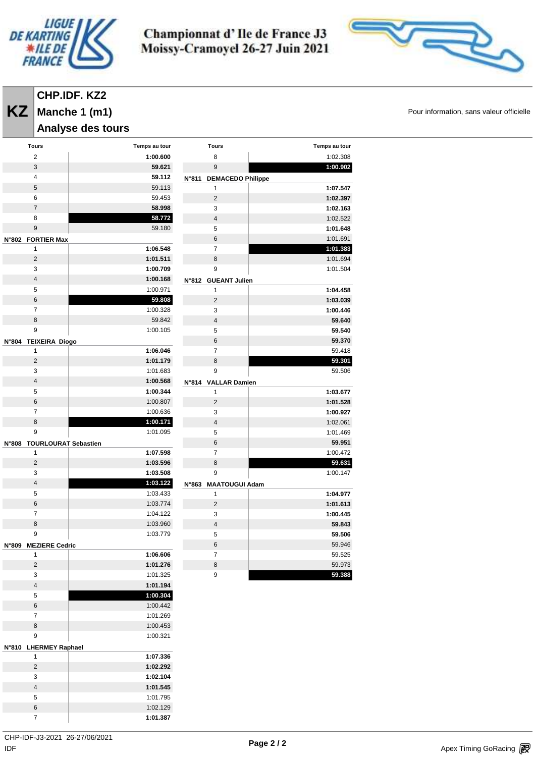# Championnat d' Ile de France J3
## Moissy-Cramoyel 26-27 Juin 2021

**KZ** **CHP.IDF. KZ2**
**Manche 1 (m1)**
**Analyse des tours**

Pour information, sans valeur officielle

| Tours | Temps au tour |
|---|---|
| 2 | **1:00.600** |
| 3 | **59.621** |
| 4 | **59.112** |
| 5 | 59.113 |
| 6 | 59.453 |
| 7 | **58.998** |
| 8 | **58.772** |
| 9 | 59.180 |
| **N°802 FORTIER Max** | |
| 1 | **1:06.548** |
| 2 | **1:01.511** |
| 3 | **1:00.709** |
| 4 | **1:00.168** |
| 5 | 1:00.971 |
| 6 | **59.808** |
| 7 | 1:00.328 |
| 8 | 59.842 |
| 9 | 1:00.105 |
| **N°804 TEIXEIRA Diogo** | |
| 1 | **1:06.046** |
| 2 | **1:01.179** |
| 3 | 1:01.683 |
| 4 | **1:00.568** |
| 5 | **1:00.344** |
| 6 | 1:00.807 |
| 7 | 1:00.636 |
| 8 | **1:00.171** |
| 9 | 1:01.095 |
| **N°808 TOURLOURAT Sebastien** | |
| 1 | **1:07.598** |
| 2 | **1:03.596** |
| 3 | **1:03.508** |
| 4 | **1:03.122** |
| 5 | 1:03.433 |
| 6 | 1:03.774 |
| 7 | 1:04.122 |
| 8 | 1:03.960 |
| 9 | 1:03.779 |
| **N°809 MEZIERE Cedric** | |
| 1 | **1:06.606** |
| 2 | **1:01.276** |
| 3 | 1:01.325 |
| 4 | **1:01.194** |
| 5 | **1:00.304** |
| 6 | 1:00.442 |
| 7 | 1:01.269 |
| 8 | 1:00.453 |
| 9 | 1:00.321 |
| **N°810 LHERMEY Raphael** | |
| 1 | **1:07.336** |
| 2 | **1:02.292** |
| 3 | **1:02.104** |
| 4 | **1:01.545** |
| 5 | 1:01.795 |
| 6 | 1:02.129 |
| 7 | **1:01.387** |

| Tours | Temps au tour |
|---|---|
| 8 | 1:02.308 |
| 9 | **1:00.902** |
| **N°811 DEMACEDO Philippe** | |
| 1 | **1:07.547** |
| 2 | **1:02.397** |
| 3 | **1:02.163** |
| 4 | 1:02.522 |
| 5 | **1:01.648** |
| 6 | 1:01.691 |
| 7 | **1:01.383** |
| 8 | 1:01.694 |
| 9 | 1:01.504 |
| **N°812 GUEANT Julien** | |
| 1 | **1:04.458** |
| 2 | **1:03.039** |
| 3 | **1:00.446** |
| 4 | **59.640** |
| 5 | **59.540** |
| 6 | **59.370** |
| 7 | 59.418 |
| 8 | **59.301** |
| 9 | 59.506 |
| **N°814 VALLAR Damien** | |
| 1 | **1:03.677** |
| 2 | **1:01.528** |
| 3 | **1:00.927** |
| 4 | 1:02.061 |
| 5 | 1:01.469 |
| 6 | **59.951** |
| 7 | 1:00.472 |
| 8 | **59.631** |
| 9 | 1:00.147 |
| **N°863 MAATOUGUI Adam** | |
| 1 | **1:04.977** |
| 2 | **1:01.613** |
| 3 | **1:00.445** |
| 4 | **59.843** |
| 5 | **59.506** |
| 6 | 59.946 |
| 7 | 59.525 |
| 8 | 59.973 |
| 9 | **59.388** |

CHP-IDF-J3-2021 26-27/06/2021
IDF

Apex Timing GoRacing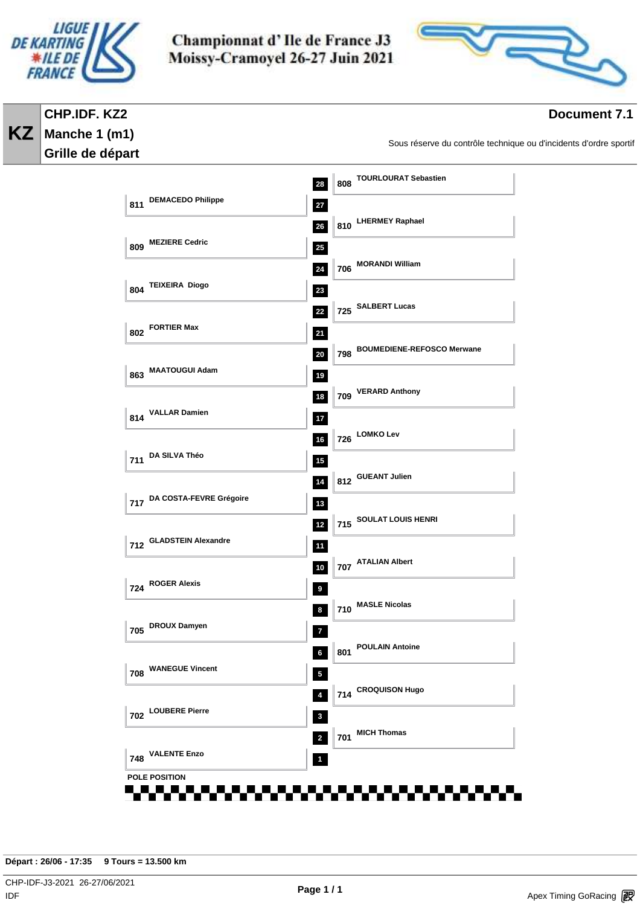# Championnat d' Ile de France J3
## Moissy-Cramoyel 26-27 Juin 2021

**KZ**

**CHP.IDF. KZ2**
**Manche 1 (m1)**
**Grille de départ**

**Document 7.1**

Sous réserve du contrôle technique ou d'incidents d'ordre sportif

| Position | N° | Pilote |
|---|---|---|
| 28 | 808 | TOURLOURAT Sebastien |
| 27 | 811 | DEMACEDO Philippe |
| 26 | 810 | LHERMEY Raphael |
| 25 | 809 | MEZIERE Cedric |
| 24 | 706 | MORANDI William |
| 23 | 804 | TEIXEIRA Diogo |
| 22 | 725 | SALBERT Lucas |
| 21 | 802 | FORTIER Max |
| 20 | 798 | BOUMEDIENE-REFOSCO Merwane |
| 19 | 863 | MAATOUGUI Adam |
| 18 | 709 | VERARD Anthony |
| 17 | 814 | VALLAR Damien |
| 16 | 726 | LOMKO Lev |
| 15 | 711 | DA SILVA Théo |
| 14 | 812 | GUEANT Julien |
| 13 | 717 | DA COSTA-FEVRE Grégoire |
| 12 | 715 | SOULAT LOUIS HENRI |
| 11 | 712 | GLADSTEIN Alexandre |
| 10 | 707 | ATALIAN Albert |
| 9 | 724 | ROGER Alexis |
| 8 | 710 | MASLE Nicolas |
| 7 | 705 | DROUX Damyen |
| 6 | 801 | POULAIN Antoine |
| 5 | 708 | WANEGUE Vincent |
| 4 | 714 | CROQUISON Hugo |
| 3 | 702 | LOUBERE Pierre |
| 2 | 701 | MICH Thomas |
| 1 | 748 | VALENTE Enzo |

POLE POSITION

**Départ : 26/06 - 17:35    9 Tours = 13.500 km**

CHP-IDF-J3-2021 26-27/06/2021
IDF

Apex Timing GoRacing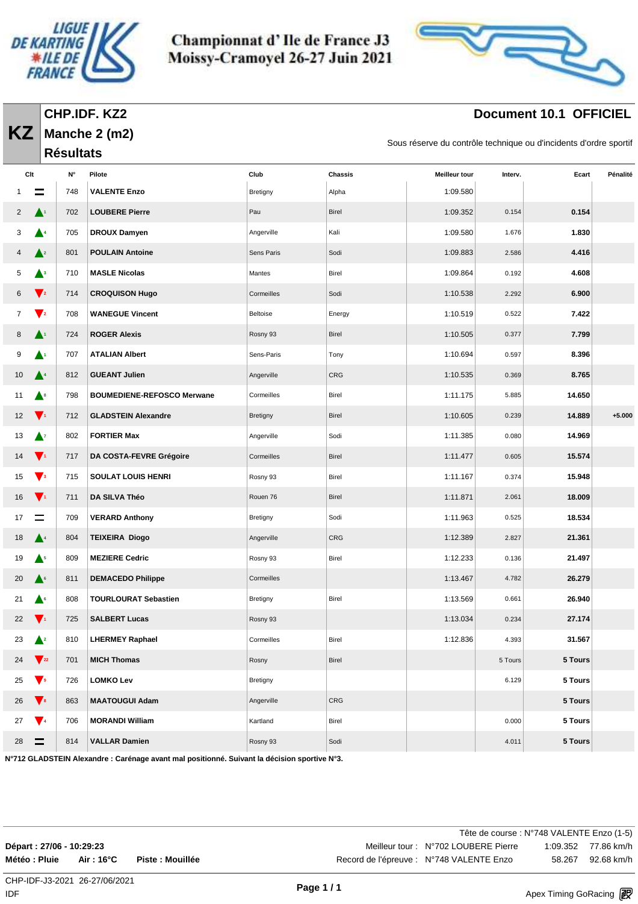# Championnat d' Ile de France J3 Moissy-Cramoyel 26-27 Juin 2021

## KZ — CHP.IDF. KZ2 — Manche 2 (m2) — Résultats

**Document 10.1 OFFICIEL**

Sous réserve du contrôle technique ou d'incidents d'ordre sportif

| Clt | | N° | Pilote | Club | Chassis | Meilleur tour | Interv. | Ecart | Pénalité |
|---|---|---|---|---|---|---|---|---|---|
| 1 | = | 748 | VALENTE Enzo | Bretigny | Alpha | 1:09.580 | | | |
| 2 | ▲1 | 702 | LOUBERE Pierre | Pau | Birel | 1:09.352 | 0.154 | 0.154 | |
| 3 | ▲4 | 705 | DROUX Damyen | Angerville | Kali | 1:09.580 | 1.676 | 1.830 | |
| 4 | ▲2 | 801 | POULAIN Antoine | Sens Paris | Sodi | 1:09.883 | 2.586 | 4.416 | |
| 5 | ▲3 | 710 | MASLE Nicolas | Mantes | Birel | 1:09.864 | 0.192 | 4.608 | |
| 6 | ▼2 | 714 | CROQUISON Hugo | Cormeilles | Sodi | 1:10.538 | 2.292 | 6.900 | |
| 7 | ▼2 | 708 | WANEGUE Vincent | Beltoise | Energy | 1:10.519 | 0.522 | 7.422 | |
| 8 | ▲1 | 724 | ROGER Alexis | Rosny 93 | Birel | 1:10.505 | 0.377 | 7.799 | |
| 9 | ▲1 | 707 | ATALIAN Albert | Sens-Paris | Tony | 1:10.694 | 0.597 | 8.396 | |
| 10 | ▲4 | 812 | GUEANT Julien | Angerville | CRG | 1:10.535 | 0.369 | 8.765 | |
| 11 | ▲8 | 798 | BOUMEDIENE-REFOSCO Merwane | Cormeilles | Birel | 1:11.175 | 5.885 | 14.650 | |
| 12 | ▼1 | 712 | GLADSTEIN Alexandre | Bretigny | Birel | 1:10.605 | 0.239 | 14.889 | +5.000 |
| 13 | ▲7 | 802 | FORTIER Max | Angerville | Sodi | 1:11.385 | 0.080 | 14.969 | |
| 14 | ▼1 | 717 | DA COSTA-FEVRE Grégoire | Cormeilles | Birel | 1:11.477 | 0.605 | 15.574 | |
| 15 | ▼3 | 715 | SOULAT LOUIS HENRI | Rosny 93 | Birel | 1:11.167 | 0.374 | 15.948 | |
| 16 | ▼1 | 711 | DA SILVA Théo | Rouen 76 | Birel | 1:11.871 | 2.061 | 18.009 | |
| 17 | = | 709 | VERARD Anthony | Bretigny | Sodi | 1:11.963 | 0.525 | 18.534 | |
| 18 | ▲4 | 804 | TEIXEIRA Diogo | Angerville | CRG | 1:12.389 | 2.827 | 21.361 | |
| 19 | ▲5 | 809 | MEZIERE Cedric | Rosny 93 | Birel | 1:12.233 | 0.136 | 21.497 | |
| 20 | ▲6 | 811 | DEMACEDO Philippe | Cormeilles | | 1:13.467 | 4.782 | 26.279 | |
| 21 | ▲6 | 808 | TOURLOURAT Sebastien | Bretigny | Birel | 1:13.569 | 0.661 | 26.940 | |
| 22 | ▼1 | 725 | SALBERT Lucas | Rosny 93 | | 1:13.034 | 0.234 | 27.174 | |
| 23 | ▲2 | 810 | LHERMEY Raphael | Cormeilles | Birel | 1:12.836 | 4.393 | 31.567 | |
| 24 | ▼22 | 701 | MICH Thomas | Rosny | Birel | | 5 Tours | 5 Tours | |
| 25 | ▼9 | 726 | LOMKO Lev | Bretigny | | | 6.129 | 5 Tours | |
| 26 | ▼8 | 863 | MAATOUGUI Adam | Angerville | CRG | | | 5 Tours | |
| 27 | ▼4 | 706 | MORANDI William | Kartland | Birel | | 0.000 | 5 Tours | |
| 28 | = | 814 | VALLAR Damien | Rosny 93 | Sodi | | 4.011 | 5 Tours | |

**N°712 GLADSTEIN Alexandre : Carénage avant mal positionné. Suivant la décision sportive N°3.**

Tête de course : N°748 VALENTE Enzo (1-5)

**Départ : 27/06 - 10:29:23**
**Météo : Pluie    Air : 16°C    Piste : Mouillée**

| | | | |
|---|---|---|---|
| Meilleur tour : | N°702 LOUBERE Pierre | 1:09.352 | 77.86 km/h |
| Record de l'épreuve : | N°748 VALENTE Enzo | 58.267 | 92.68 km/h |

CHP-IDF-J3-2021 26-27/06/2021
IDF

Apex Timing GoRacing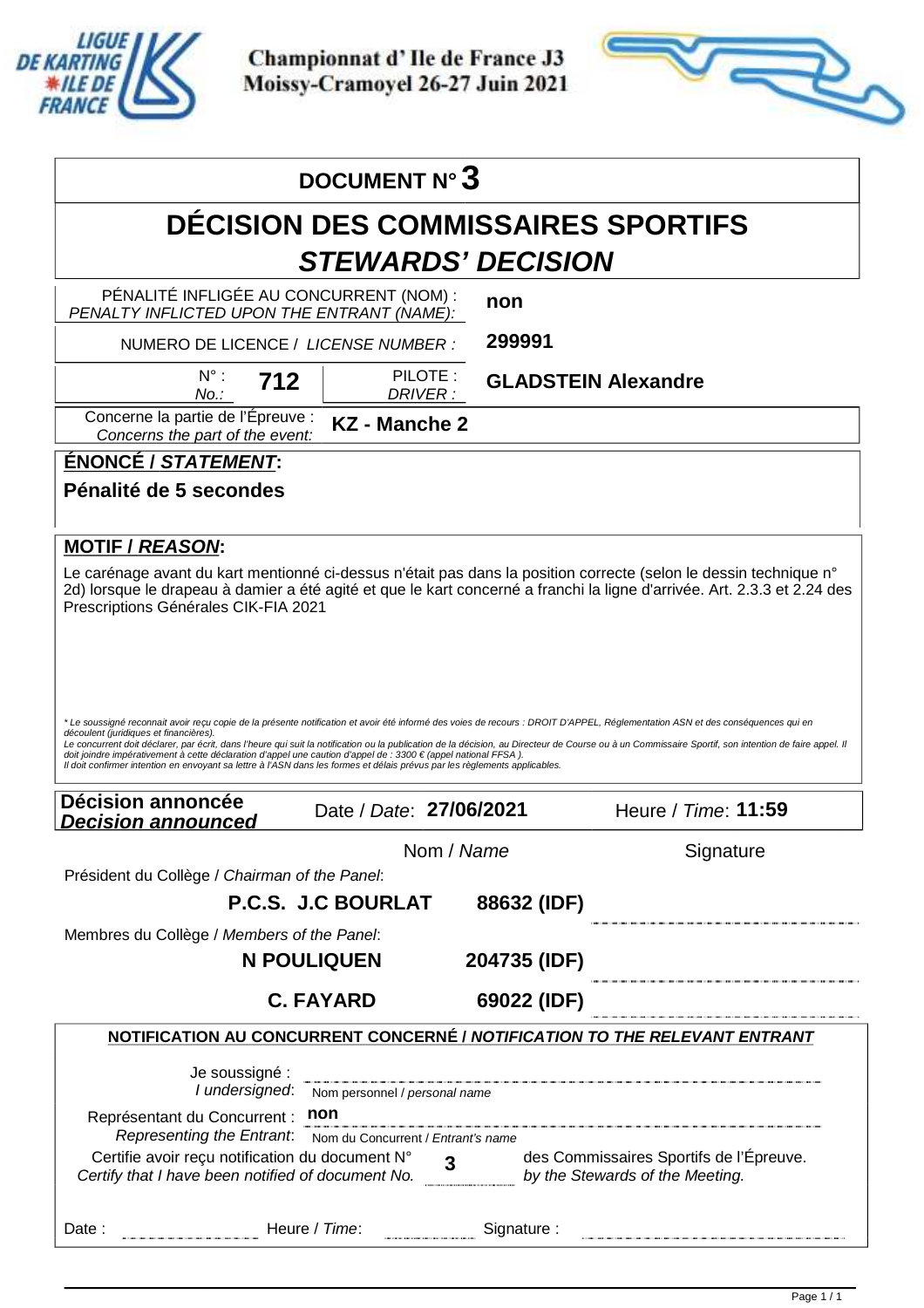Championnat d' Ile de France J3
Moissy-Cramoyel 26-27 Juin 2021

# DOCUMENT N° 3

## DÉCISION DES COMMISSAIRES SPORTIFS
## *STEWARDS' DECISION*

| | |
|---|---|
| PÉNALITÉ INFLIGÉE AU CONCURRENT (NOM) : *PENALTY INFLICTED UPON THE ENTRANT (NAME):* | **non** |
| NUMERO DE LICENCE / *LICENSE NUMBER :* | **299991** |
| N° : *No.:* **712** — PILOTE : *DRIVER :* | **GLADSTEIN Alexandre** |
| Concerne la partie de l'Épreuve : *Concerns the part of the event:* | **KZ - Manche 2** |

**ÉNONCÉ / *STATEMENT*:**

**Pénalité de 5 secondes**

**MOTIF / *REASON*:**

Le carénage avant du kart mentionné ci-dessus n'était pas dans la position correcte (selon le dessin technique n° 2d) lorsque le drapeau à damier a été agité et que le kart concerné a franchi la ligne d'arrivée. Art. 2.3.3 et 2.24 des Prescriptions Générales CIK-FIA 2021

*\* Le soussigné reconnait avoir reçu copie de la présente notification et avoir été informé des voies de recours : DROIT D'APPEL, Réglementation ASN et des conséquences qui en découlent (juridiques et financières).*
*Le concurrent doit déclarer, par écrit, dans l'heure qui suit la notification ou la publication de la décision, au Directeur de Course ou à un Commissaire Sportif, son intention de faire appel. Il doit joindre impérativement à cette déclaration d'appel une caution d'appel de : 3300 € (appel national FFSA ).*
*Il doit confirmer intention en envoyant sa lettre à l'ASN dans les formes et délais prévus par les règlements applicables.*

**Décision annoncée** ***Decision announced*** — Date / *Date*: **27/06/2021** — Heure / *Time*: **11:59**

| | Nom / *Name* | | Signature |
|---|---|---|---|
| Président du Collège / *Chairman of the Panel*: | **P.C.S. J.C BOURLAT** | **88632 (IDF)** | |
| Membres du Collège / *Members of the Panel*: | **N POULIQUEN** | **204735 (IDF)** | |
| | **C. FAYARD** | **69022 (IDF)** | |

**NOTIFICATION AU CONCURRENT CONCERNÉ / *NOTIFICATION TO THE RELEVANT ENTRANT***

Je soussigné : / *I undersigned*: ______________ Nom personnel / *personal name*

Représentant du Concurrent : / *Representing the Entrant*: **non** — Nom du Concurrent / *Entrant's name*

Certifie avoir reçu notification du document N° / *Certify that I have been notified of document No.* **3** des Commissaires Sportifs de l'Épreuve. / *by the Stewards of the Meeting.*

Date : ______________ Heure / *Time*: ______________ Signature : ______________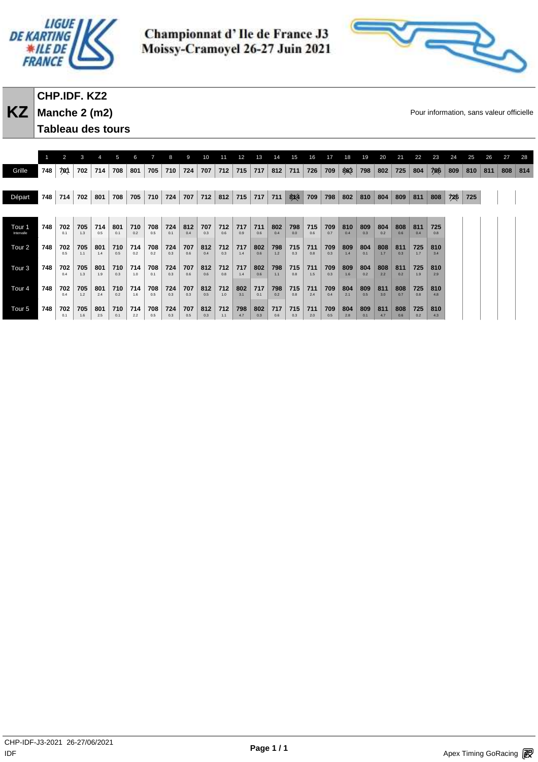Championnat d' Ile de France J3
Moissy-Cramoyel 26-27 Juin 2021

# KZ

## CHP.IDF. KZ2

## Manche 2 (m2)

## Tableau des tours

Pour information, sans valeur officielle

| | 1 | 2 | 3 | 4 | 5 | 6 | 7 | 8 | 9 | 10 | 11 | 12 | 13 | 14 | 15 | 16 | 17 | 18 | 19 | 20 | 21 | 22 | 23 | 24 | 25 | 26 | 27 | 28 |
|---|---|---|---|---|---|---|---|---|---|---|---|---|---|---|---|---|---|---|---|---|---|---|---|---|---|---|---|---|
| Grille | 748 | 701 | 702 | 714 | 708 | 801 | 705 | 710 | 724 | 707 | 712 | 715 | 717 | 812 | 711 | 726 | 709 | 803 | 798 | 802 | 725 | 804 | 706 | 809 | 810 | 811 | 808 | 814 |
| Départ | 748 | 714 | 702 | 801 | 708 | 705 | 710 | 724 | 707 | 712 | 812 | 715 | 717 | 711 | 814 | 709 | 798 | 802 | 810 | 804 | 809 | 811 | 808 | 726 | 725 | | | |
| Tour 1 Intervalle | 748 | 702 0.1 | 705 1.3 | 714 0.5 | 801 0.1 | 710 0.2 | 708 0.5 | 724 0.1 | 812 0.4 | 707 0.3 | 712 0.6 | 717 0.9 | 711 0.6 | 802 0.4 | 798 0.0 | 715 0.6 | 709 0.7 | 810 0.4 | 809 0.3 | 804 0.2 | 808 0.6 | 811 0.4 | 725 0.8 | | | | | |
| Tour 2 | 748 | 702 0.5 | 705 1.1 | 801 1.4 | 710 0.5 | 714 0.2 | 708 0.2 | 724 0.3 | 707 0.6 | 812 0.4 | 712 0.3 | 717 1.4 | 802 0.6 | 798 1.2 | 715 0.3 | 711 0.8 | 709 0.3 | 809 1.4 | 804 0.1 | 808 1.7 | 811 0.3 | 725 1.7 | 810 3.4 | | | | | |
| Tour 3 | 748 | 702 0.4 | 705 1.3 | 801 1.9 | 710 0.3 | 714 1.0 | 708 0.1 | 724 0.3 | 707 0.6 | 812 0.6 | 712 0.8 | 717 1.4 | 802 0.6 | 798 1.1 | 715 0.8 | 711 1.5 | 709 0.3 | 809 1.6 | 804 0.2 | 808 2.2 | 811 0.2 | 725 1.9 | 810 2.9 | | | | | |
| Tour 4 | 748 | 702 0.4 | 705 1.2 | 801 2.4 | 710 0.2 | 714 1.6 | 708 0.5 | 724 0.3 | 707 0.3 | 812 0.5 | 712 1.0 | 802 3.1 | 717 0.1 | 798 0.2 | 715 0.8 | 711 2.4 | 709 0.4 | 804 2.1 | 809 0.5 | 811 3.0 | 808 0.7 | 725 0.8 | 810 4.8 | | | | | |
| Tour 5 | 748 | 702 0.1 | 705 1.6 | 801 2.5 | 710 0.1 | 714 2.2 | 708 0.5 | 724 0.3 | 707 0.5 | 812 0.3 | 712 1.1 | 798 4.7 | 802 0.3 | 717 0.6 | 715 0.3 | 711 2.0 | 709 0.5 | 804 2.8 | 809 0.1 | 811 4.7 | 808 0.6 | 725 0.2 | 810 4.3 | | | | | |

CHP-IDF-J3-2021 26-27/06/2021
IDF

Apex Timing GoRacing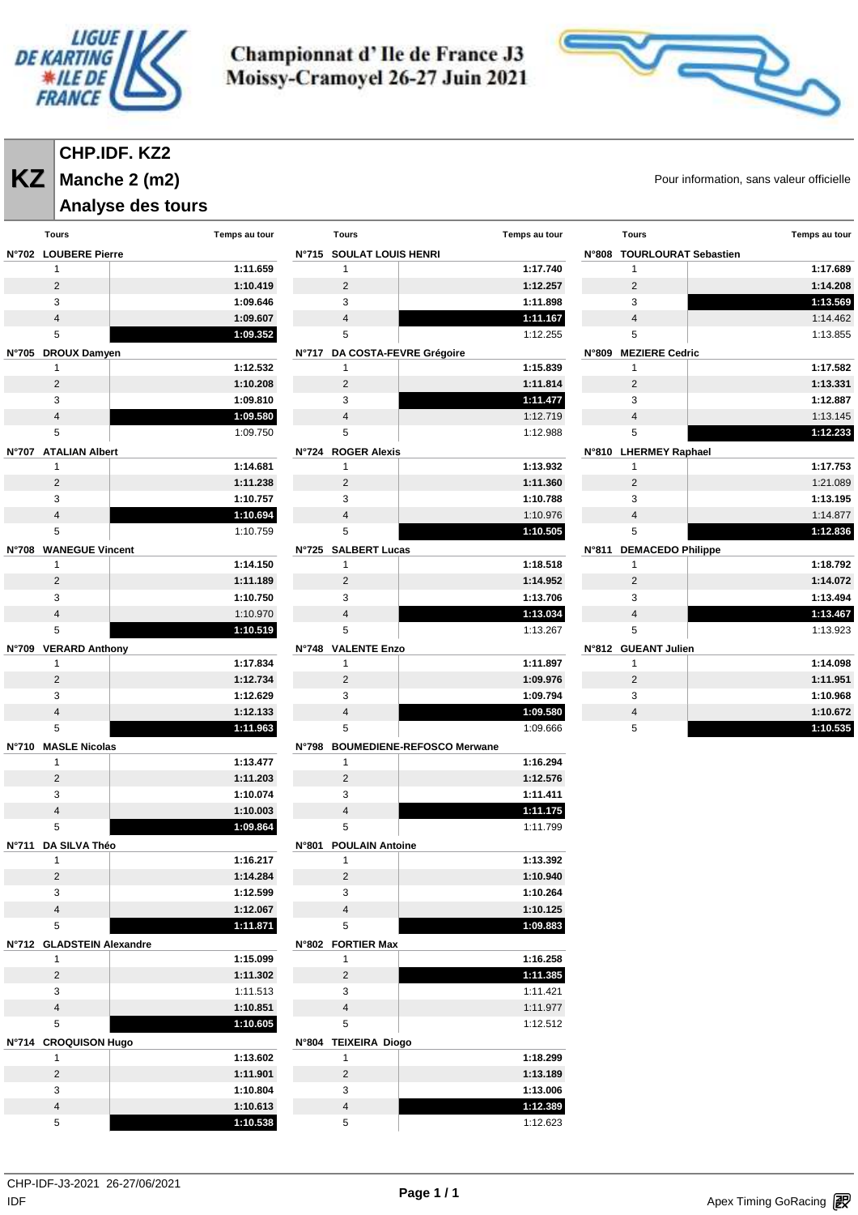# Championnat d' Ile de France J3
# Moissy-Cramoyel 26-27 Juin 2021

## KZ — CHP.IDF. KZ2
## Manche 2 (m2)
## Analyse des tours

Pour information, sans valeur officielle

### N°702 LOUBERE Pierre

| Tours | Temps au tour |
|---|---|
| 1 | **1:11.659** |
| 2 | **1:10.419** |
| 3 | **1:09.646** |
| 4 | **1:09.607** |
| 5 | **1:09.352** |

### N°705 DROUX Damyen

| Tours | Temps au tour |
|---|---|
| 1 | **1:12.532** |
| 2 | **1:10.208** |
| 3 | **1:09.810** |
| 4 | **1:09.580** |
| 5 | 1:09.750 |

### N°707 ATALIAN Albert

| Tours | Temps au tour |
|---|---|
| 1 | **1:14.681** |
| 2 | **1:11.238** |
| 3 | **1:10.757** |
| 4 | **1:10.694** |
| 5 | 1:10.759 |

### N°708 WANEGUE Vincent

| Tours | Temps au tour |
|---|---|
| 1 | **1:14.150** |
| 2 | **1:11.189** |
| 3 | **1:10.750** |
| 4 | 1:10.970 |
| 5 | **1:10.519** |

### N°709 VERARD Anthony

| Tours | Temps au tour |
|---|---|
| 1 | **1:17.834** |
| 2 | **1:12.734** |
| 3 | **1:12.629** |
| 4 | **1:12.133** |
| 5 | **1:11.963** |

### N°710 MASLE Nicolas

| Tours | Temps au tour |
|---|---|
| 1 | **1:13.477** |
| 2 | **1:11.203** |
| 3 | **1:10.074** |
| 4 | **1:10.003** |
| 5 | **1:09.864** |

### N°711 DA SILVA Théo

| Tours | Temps au tour |
|---|---|
| 1 | **1:16.217** |
| 2 | **1:14.284** |
| 3 | **1:12.599** |
| 4 | **1:12.067** |
| 5 | **1:11.871** |

### N°712 GLADSTEIN Alexandre

| Tours | Temps au tour |
|---|---|
| 1 | **1:15.099** |
| 2 | **1:11.302** |
| 3 | 1:11.513 |
| 4 | **1:10.851** |
| 5 | **1:10.605** |

### N°714 CROQUISON Hugo

| Tours | Temps au tour |
|---|---|
| 1 | **1:13.602** |
| 2 | **1:11.901** |
| 3 | **1:10.804** |
| 4 | **1:10.613** |
| 5 | **1:10.538** |

### N°715 SOULAT LOUIS HENRI

| Tours | Temps au tour |
|---|---|
| 1 | **1:17.740** |
| 2 | **1:12.257** |
| 3 | **1:11.898** |
| 4 | **1:11.167** |
| 5 | 1:12.255 |

### N°717 DA COSTA-FEVRE Grégoire

| Tours | Temps au tour |
|---|---|
| 1 | **1:15.839** |
| 2 | **1:11.814** |
| 3 | **1:11.477** |
| 4 | 1:12.719 |
| 5 | 1:12.988 |

### N°724 ROGER Alexis

| Tours | Temps au tour |
|---|---|
| 1 | **1:13.932** |
| 2 | **1:11.360** |
| 3 | **1:10.788** |
| 4 | 1:10.976 |
| 5 | **1:10.505** |

### N°725 SALBERT Lucas

| Tours | Temps au tour |
|---|---|
| 1 | **1:18.518** |
| 2 | **1:14.952** |
| 3 | **1:13.706** |
| 4 | **1:13.034** |
| 5 | 1:13.267 |

### N°748 VALENTE Enzo

| Tours | Temps au tour |
|---|---|
| 1 | **1:11.897** |
| 2 | **1:09.976** |
| 3 | **1:09.794** |
| 4 | **1:09.580** |
| 5 | 1:09.666 |

### N°798 BOUMEDIENE-REFOSCO Merwane

| Tours | Temps au tour |
|---|---|
| 1 | **1:16.294** |
| 2 | **1:12.576** |
| 3 | **1:11.411** |
| 4 | **1:11.175** |
| 5 | 1:11.799 |

### N°801 POULAIN Antoine

| Tours | Temps au tour |
|---|---|
| 1 | **1:13.392** |
| 2 | **1:10.940** |
| 3 | **1:10.264** |
| 4 | **1:10.125** |
| 5 | **1:09.883** |

### N°802 FORTIER Max

| Tours | Temps au tour |
|---|---|
| 1 | **1:16.258** |
| 2 | **1:11.385** |
| 3 | 1:11.421 |
| 4 | 1:11.977 |
| 5 | 1:12.512 |

### N°804 TEIXEIRA Diogo

| Tours | Temps au tour |
|---|---|
| 1 | **1:18.299** |
| 2 | **1:13.189** |
| 3 | **1:13.006** |
| 4 | **1:12.389** |
| 5 | 1:12.623 |

### N°808 TOURLOURAT Sebastien

| Tours | Temps au tour |
|---|---|
| 1 | **1:17.689** |
| 2 | **1:14.208** |
| 3 | **1:13.569** |
| 4 | 1:14.462 |
| 5 | 1:13.855 |

### N°809 MEZIERE Cedric

| Tours | Temps au tour |
|---|---|
| 1 | **1:17.582** |
| 2 | **1:13.331** |
| 3 | **1:12.887** |
| 4 | 1:13.145 |
| 5 | **1:12.233** |

### N°810 LHERMEY Raphael

| Tours | Temps au tour |
|---|---|
| 1 | **1:17.753** |
| 2 | 1:21.089 |
| 3 | **1:13.195** |
| 4 | 1:14.877 |
| 5 | **1:12.836** |

### N°811 DEMACEDO Philippe

| Tours | Temps au tour |
|---|---|
| 1 | **1:18.792** |
| 2 | **1:14.072** |
| 3 | **1:13.494** |
| 4 | **1:13.467** |
| 5 | 1:13.923 |

### N°812 GUEANT Julien

| Tours | Temps au tour |
|---|---|
| 1 | **1:14.098** |
| 2 | **1:11.951** |
| 3 | **1:10.968** |
| 4 | **1:10.672** |
| 5 | **1:10.535** |

CHP-IDF-J3-2021 26-27/06/2021
IDF

Apex Timing GoRacing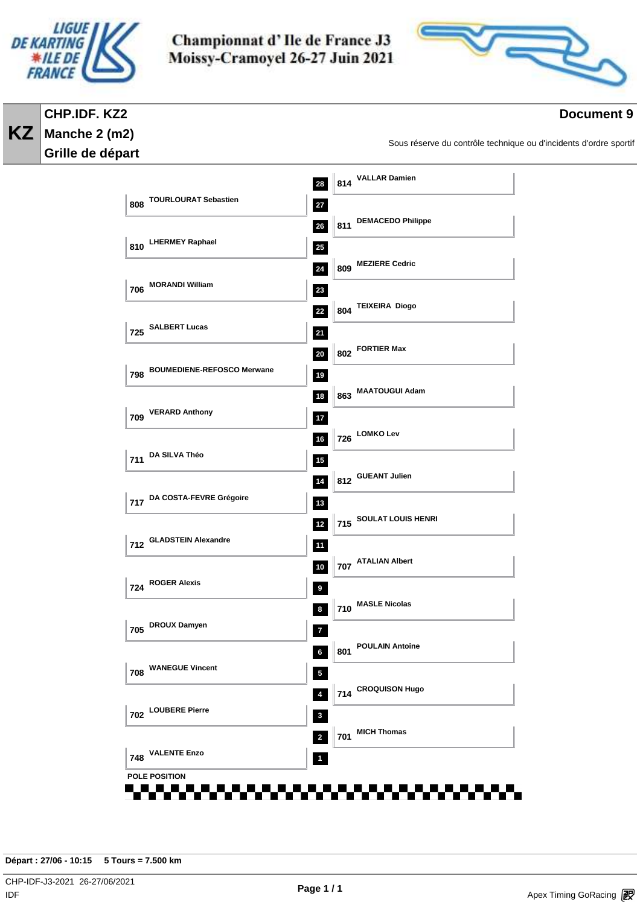# Championnat d' Ile de France J3
# Moissy-Cramoyel 26-27 Juin 2021

**KZ**

## CHP.IDF. KZ2
## Manche 2 (m2)
## Grille de départ

**Document 9**

Sous réserve du contrôle technique ou d'incidents d'ordre sportif

| Position | N° | Pilote |
|---|---|---|
| 28 | 814 | VALLAR Damien |
| 27 | 808 | TOURLOURAT Sebastien |
| 26 | 811 | DEMACEDO Philippe |
| 25 | 810 | LHERMEY Raphael |
| 24 | 809 | MEZIERE Cedric |
| 23 | 706 | MORANDI William |
| 22 | 804 | TEIXEIRA Diogo |
| 21 | 725 | SALBERT Lucas |
| 20 | 802 | FORTIER Max |
| 19 | 798 | BOUMEDIENE-REFOSCO Merwane |
| 18 | 863 | MAATOUGUI Adam |
| 17 | 709 | VERARD Anthony |
| 16 | 726 | LOMKO Lev |
| 15 | 711 | DA SILVA Théo |
| 14 | 812 | GUEANT Julien |
| 13 | 717 | DA COSTA-FEVRE Grégoire |
| 12 | 715 | SOULAT LOUIS HENRI |
| 11 | 712 | GLADSTEIN Alexandre |
| 10 | 707 | ATALIAN Albert |
| 9 | 724 | ROGER Alexis |
| 8 | 710 | MASLE Nicolas |
| 7 | 705 | DROUX Damyen |
| 6 | 801 | POULAIN Antoine |
| 5 | 708 | WANEGUE Vincent |
| 4 | 714 | CROQUISON Hugo |
| 3 | 702 | LOUBERE Pierre |
| 2 | 701 | MICH Thomas |
| 1 | 748 | VALENTE Enzo |

POLE POSITION

**Départ : 27/06 - 10:15 5 Tours = 7.500 km**

CHP-IDF-J3-2021 26-27/06/2021
IDF

Apex Timing GoRacing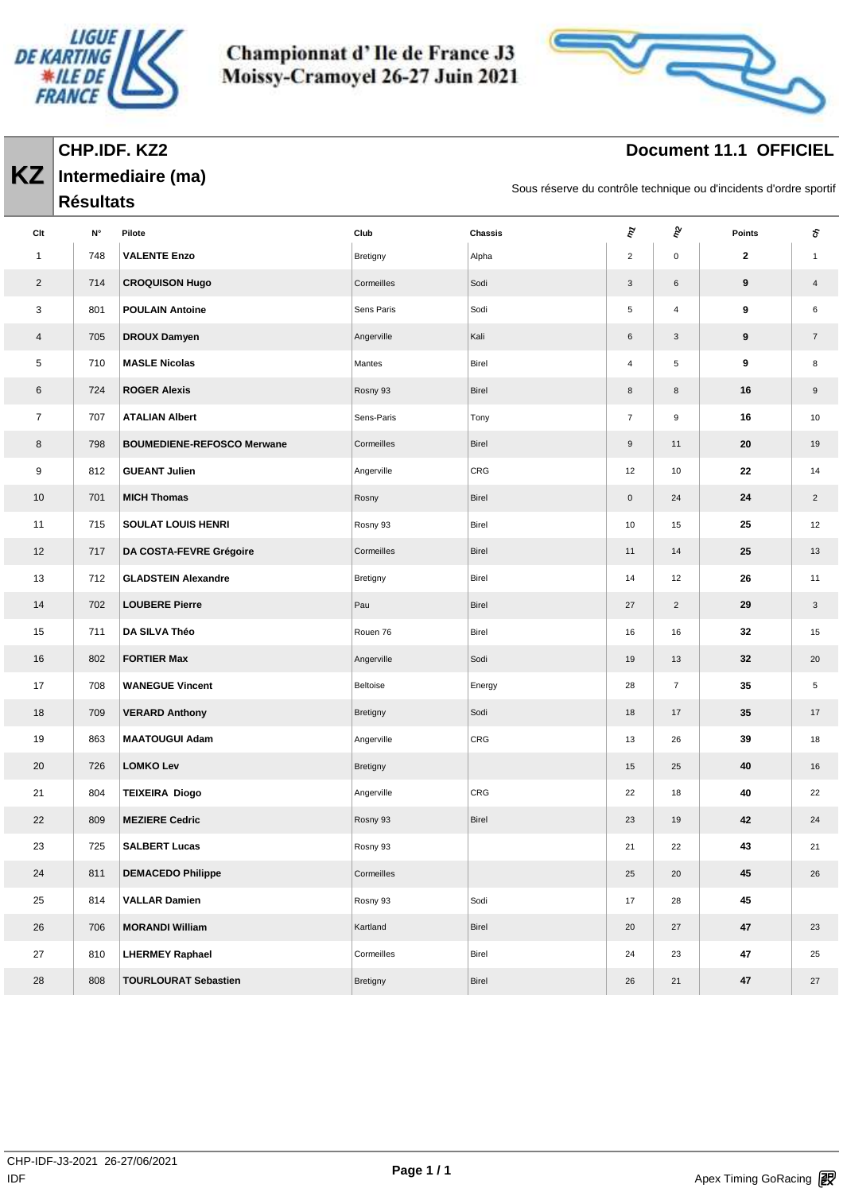# Championnat d' Ile de France J3
# Moissy-Cramoyel 26-27 Juin 2021

**KZ**

## CHP.IDF. KZ2 Intermediaire (ma) Résultats

**Document 11.1 OFFICIEL**

Sous réserve du contrôle technique ou d'incidents d'ordre sportif

| Clt | N° | Pilote | Club | Chassis | m1 | m2 | Points | ch |
|---|---|---|---|---|---|---|---|---|
| 1 | 748 | **VALENTE Enzo** | Bretigny | Alpha | 2 | 0 | **2** | 1 |
| 2 | 714 | **CROQUISON Hugo** | Cormeilles | Sodi | 3 | 6 | **9** | 4 |
| 3 | 801 | **POULAIN Antoine** | Sens Paris | Sodi | 5 | 4 | **9** | 6 |
| 4 | 705 | **DROUX Damyen** | Angerville | Kali | 6 | 3 | **9** | 7 |
| 5 | 710 | **MASLE Nicolas** | Mantes | Birel | 4 | 5 | **9** | 8 |
| 6 | 724 | **ROGER Alexis** | Rosny 93 | Birel | 8 | 8 | **16** | 9 |
| 7 | 707 | **ATALIAN Albert** | Sens-Paris | Tony | 7 | 9 | **16** | 10 |
| 8 | 798 | **BOUMEDIENE-REFOSCO Merwane** | Cormeilles | Birel | 9 | 11 | **20** | 19 |
| 9 | 812 | **GUEANT Julien** | Angerville | CRG | 12 | 10 | **22** | 14 |
| 10 | 701 | **MICH Thomas** | Rosny | Birel | 0 | 24 | **24** | 2 |
| 11 | 715 | **SOULAT LOUIS HENRI** | Rosny 93 | Birel | 10 | 15 | **25** | 12 |
| 12 | 717 | **DA COSTA-FEVRE Grégoire** | Cormeilles | Birel | 11 | 14 | **25** | 13 |
| 13 | 712 | **GLADSTEIN Alexandre** | Bretigny | Birel | 14 | 12 | **26** | 11 |
| 14 | 702 | **LOUBERE Pierre** | Pau | Birel | 27 | 2 | **29** | 3 |
| 15 | 711 | **DA SILVA Théo** | Rouen 76 | Birel | 16 | 16 | **32** | 15 |
| 16 | 802 | **FORTIER Max** | Angerville | Sodi | 19 | 13 | **32** | 20 |
| 17 | 708 | **WANEGUE Vincent** | Beltoise | Energy | 28 | 7 | **35** | 5 |
| 18 | 709 | **VERARD Anthony** | Bretigny | Sodi | 18 | 17 | **35** | 17 |
| 19 | 863 | **MAATOUGUI Adam** | Angerville | CRG | 13 | 26 | **39** | 18 |
| 20 | 726 | **LOMKO Lev** | Bretigny | | 15 | 25 | **40** | 16 |
| 21 | 804 | **TEIXEIRA Diogo** | Angerville | CRG | 22 | 18 | **40** | 22 |
| 22 | 809 | **MEZIERE Cedric** | Rosny 93 | Birel | 23 | 19 | **42** | 24 |
| 23 | 725 | **SALBERT Lucas** | Rosny 93 | | 21 | 22 | **43** | 21 |
| 24 | 811 | **DEMACEDO Philippe** | Cormeilles | | 25 | 20 | **45** | 26 |
| 25 | 814 | **VALLAR Damien** | Rosny 93 | Sodi | 17 | 28 | **45** | |
| 26 | 706 | **MORANDI William** | Kartland | Birel | 20 | 27 | **47** | 23 |
| 27 | 810 | **LHERMEY Raphael** | Cormeilles | Birel | 24 | 23 | **47** | 25 |
| 28 | 808 | **TOURLOURAT Sebastien** | Bretigny | Birel | 26 | 21 | **47** | 27 |

CHP-IDF-J3-2021 26-27/06/2021
IDF

Apex Timing GoRacing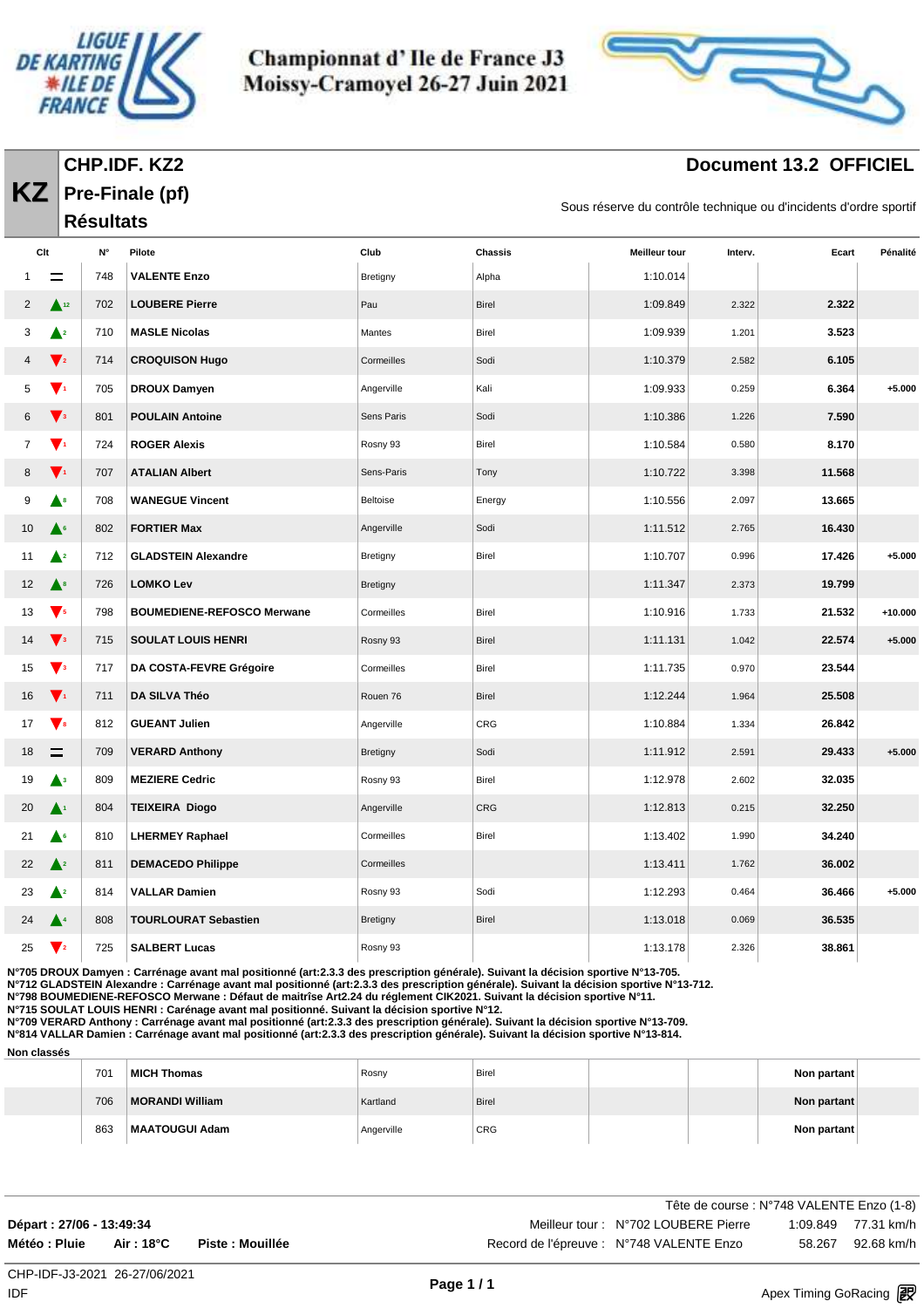# Championnat d' Ile de France J3
## Moissy-Cramoyel 26-27 Juin 2021

**KZ** | **CHP.IDF. KZ2**
**Pre-Finale (pf)**
**Résultats**

**Document 13.2 OFFICIEL**

Sous réserve du contrôle technique ou d'incidents d'ordre sportif

| Clt | | N° | Pilote | Club | Chassis | Meilleur tour | Interv. | Ecart | Pénalité |
|---|---|---|---|---|---|---|---|---|---|
| 1 | = | 748 | **VALENTE Enzo** | Bretigny | Alpha | 1:10.014 | | | |
| 2 | ▲12 | 702 | **LOUBERE Pierre** | Pau | Birel | 1:09.849 | 2.322 | **2.322** | |
| 3 | ▲2 | 710 | **MASLE Nicolas** | Mantes | Birel | 1:09.939 | 1.201 | **3.523** | |
| 4 | ▼2 | 714 | **CROQUISON Hugo** | Cormeilles | Sodi | 1:10.379 | 2.582 | **6.105** | |
| 5 | ▼1 | 705 | **DROUX Damyen** | Angerville | Kali | 1:09.933 | 0.259 | **6.364** | +5.000 |
| 6 | ▼3 | 801 | **POULAIN Antoine** | Sens Paris | Sodi | 1:10.386 | 1.226 | **7.590** | |
| 7 | ▼1 | 724 | **ROGER Alexis** | Rosny 93 | Birel | 1:10.584 | 0.580 | **8.170** | |
| 8 | ▼1 | 707 | **ATALIAN Albert** | Sens-Paris | Tony | 1:10.722 | 3.398 | **11.568** | |
| 9 | ▲8 | 708 | **WANEGUE Vincent** | Beltoise | Energy | 1:10.556 | 2.097 | **13.665** | |
| 10 | ▲6 | 802 | **FORTIER Max** | Angerville | Sodi | 1:11.512 | 2.765 | **16.430** | |
| 11 | ▲2 | 712 | **GLADSTEIN Alexandre** | Bretigny | Birel | 1:10.707 | 0.996 | **17.426** | +5.000 |
| 12 | ▲8 | 726 | **LOMKO Lev** | Bretigny | | 1:11.347 | 2.373 | **19.799** | |
| 13 | ▼5 | 798 | **BOUMEDIENE-REFOSCO Merwane** | Cormeilles | Birel | 1:10.916 | 1.733 | **21.532** | +10.000 |
| 14 | ▼3 | 715 | **SOULAT LOUIS HENRI** | Rosny 93 | Birel | 1:11.131 | 1.042 | **22.574** | +5.000 |
| 15 | ▼3 | 717 | **DA COSTA-FEVRE Grégoire** | Cormeilles | Birel | 1:11.735 | 0.970 | **23.544** | |
| 16 | ▼1 | 711 | **DA SILVA Théo** | Rouen 76 | Birel | 1:12.244 | 1.964 | **25.508** | |
| 17 | ▼8 | 812 | **GUEANT Julien** | Angerville | CRG | 1:10.884 | 1.334 | **26.842** | |
| 18 | = | 709 | **VERARD Anthony** | Bretigny | Sodi | 1:11.912 | 2.591 | **29.433** | +5.000 |
| 19 | ▲3 | 809 | **MEZIERE Cedric** | Rosny 93 | Birel | 1:12.978 | 2.602 | **32.035** | |
| 20 | ▲1 | 804 | **TEIXEIRA Diogo** | Angerville | CRG | 1:12.813 | 0.215 | **32.250** | |
| 21 | ▲6 | 810 | **LHERMEY Raphael** | Cormeilles | Birel | 1:13.402 | 1.990 | **34.240** | |
| 22 | ▲2 | 811 | **DEMACEDO Philippe** | Cormeilles | | 1:13.411 | 1.762 | **36.002** | |
| 23 | ▲2 | 814 | **VALLAR Damien** | Rosny 93 | Sodi | 1:12.293 | 0.464 | **36.466** | +5.000 |
| 24 | ▲4 | 808 | **TOURLOURAT Sebastien** | Bretigny | Birel | 1:13.018 | 0.069 | **36.535** | |
| 25 | ▼2 | 725 | **SALBERT Lucas** | Rosny 93 | | 1:13.178 | 2.326 | **38.861** | |

**N°705 DROUX Damyen : Carrénage avant mal positionné (art:2.3.3 des prescription générale). Suivant la décision sportive N°13-705.**
**N°712 GLADSTEIN Alexandre : Carrénage avant mal positionné (art:2.3.3 des prescription générale). Suivant la décision sportive N°13-712.**
**N°798 BOUMEDIENE-REFOSCO Merwane : Défaut de maitrîse Art2.24 du réglement CIK2021. Suivant la décision sportive N°11.**
**N°715 SOULAT LOUIS HENRI : Carénage avant mal positionné. Suivant la décision sportive N°12.**
**N°709 VERARD Anthony : Carrénage avant mal positionné (art:2.3.3 des prescription générale). Suivant la décision sportive N°13-709.**
**N°814 VALLAR Damien : Carrénage avant mal positionné (art:2.3.3 des prescription générale). Suivant la décision sportive N°13-814.**

**Non classés**

| | N° | Pilote | Club | Chassis | | | Ecart |
|---|---|---|---|---|---|---|---|
| | 701 | **MICH Thomas** | Rosny | Birel | | | **Non partant** |
| | 706 | **MORANDI William** | Kartland | Birel | | | **Non partant** |
| | 863 | **MAATOUGUI Adam** | Angerville | CRG | | | **Non partant** |

Tête de course : N°748 VALENTE Enzo (1-8)

**Départ : 27/06 - 13:49:34**
**Météo : Pluie** **Air : 18°C** **Piste : Mouillée**

Meilleur tour : N°702 LOUBERE Pierre 1:09.849 77.31 km/h
Record de l'épreuve : N°748 VALENTE Enzo 58.267 92.68 km/h

CHP-IDF-J3-2021 26-27/06/2021
IDF

Apex Timing GoRacing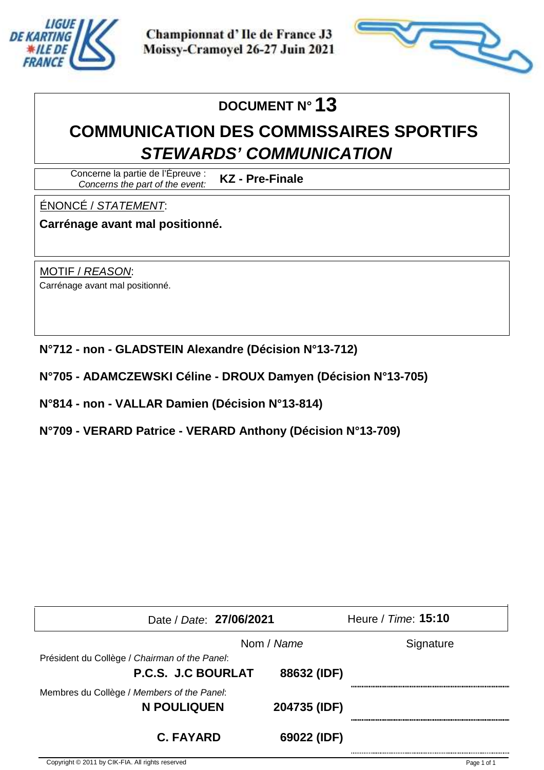Championnat d' Ile de France J3
Moissy-Cramoyel 26-27 Juin 2021

# DOCUMENT N° 13

## COMMUNICATION DES COMMISSAIRES SPORTIFS
## *STEWARDS' COMMUNICATION*

Concerne la partie de l'Épreuve : *Concerns the part of the event:* **KZ - Pre-Finale**

ÉNONCÉ / *STATEMENT*:

**Carrénage avant mal positionné.**

MOTIF / *REASON*:

Carrénage avant mal positionné.

**N°712 - non - GLADSTEIN Alexandre (Décision N°13-712)**

**N°705 - ADAMCZEWSKI Céline - DROUX Damyen (Décision N°13-705)**

**N°814 - non - VALLAR Damien (Décision N°13-814)**

**N°709 - VERARD Patrice - VERARD Anthony (Décision N°13-709)**

Date / *Date*: **27/06/2021** Heure / *Time*: **15:10**

| | Nom / *Name* | Signature |
|---|---|---|
| Président du Collège / *Chairman of the Panel*: | | |
| **P.C.S. J.C BOURLAT** | **88632 (IDF)** | |
| Membres du Collège / *Members of the Panel*: | | |
| **N POULIQUEN** | **204735 (IDF)** | |
| **C. FAYARD** | **69022 (IDF)** | |

Copyright © 2011 by CIK-FIA. All rights reserved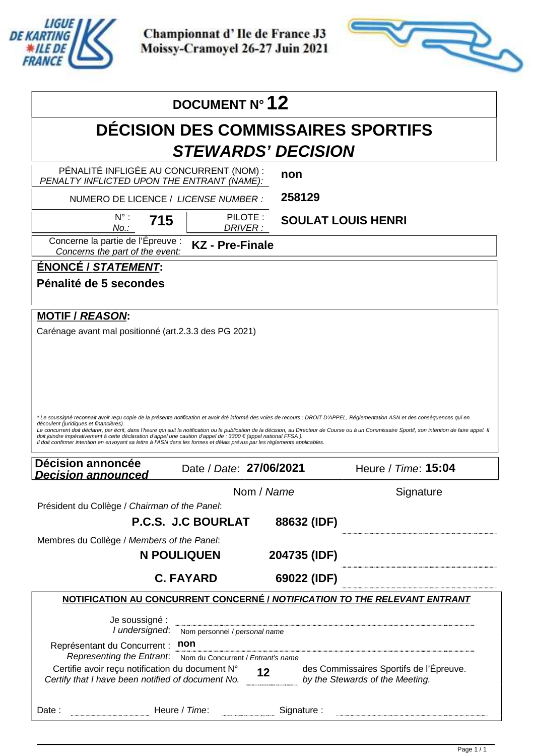Championnat d' Ile de France J3
Moissy-Cramoyel 26-27 Juin 2021

# DOCUMENT N° 12

## DÉCISION DES COMMISSAIRES SPORTIFS
## *STEWARDS' DECISION*

| | |
|---|---|
| PÉNALITÉ INFLIGÉE AU CONCURRENT (NOM) : *PENALTY INFLICTED UPON THE ENTRANT (NAME):* | **non** |
| NUMERO DE LICENCE / *LICENSE NUMBER :* | **258129** |
| N° : *No.:* **715** — PILOTE : *DRIVER :* | **SOULAT LOUIS HENRI** |
| Concerne la partie de l'Épreuve : *Concerns the part of the event:* | **KZ - Pre-Finale** |

**ÉNONCÉ / *STATEMENT*:**

**Pénalité de 5 secondes**

**MOTIF / *REASON*:**

Carénage avant mal positionné (art.2.3.3 des PG 2021)

*\* Le soussigné reconnait avoir reçu copie de la présente notification et avoir été informé des voies de recours : DROIT D'APPEL, Réglementation ASN et des conséquences qui en découlent (juridiques et financières).*
*Le concurrent doit déclarer, par écrit, dans l'heure qui suit la notification ou la publication de la décision, au Directeur de Course ou à un Commissaire Sportif, son intention de faire appel. Il doit joindre impérativement à cette déclaration d'appel une caution d'appel de : 3300 € (appel national FFSA ).*
*Il doit confirmer intention en envoyant sa lettre à l'ASN dans les formes et délais prévus par les règlements applicables.*

**Décision annoncée / *Decision announced*** — Date / *Date*: **27/06/2021** — Heure / *Time*: **15:04**

| | Nom / *Name* | | Signature |
|---|---|---|---|
| Président du Collège / *Chairman of the Panel*: | **P.C.S. J.C BOURLAT** | **88632 (IDF)** | |
| Membres du Collège / *Members of the Panel*: | **N POULIQUEN** | **204735 (IDF)** | |
| | **C. FAYARD** | **69022 (IDF)** | |

**NOTIFICATION AU CONCURRENT CONCERNÉ / *NOTIFICATION TO THE RELEVANT ENTRANT***

Je soussigné : / *I undersigned*: ______________ Nom personnel / *personal name*

Représentant du Concurrent : / *Representing the Entrant*: **non** — Nom du Concurrent / *Entrant's name*

Certifie avoir reçu notification du document N° **12** des Commissaires Sportifs de l'Épreuve.
*Certify that I have been notified of document No.* **12** *by the Stewards of the Meeting.*

Date : ______________ Heure / *Time*: ______________ Signature : ______________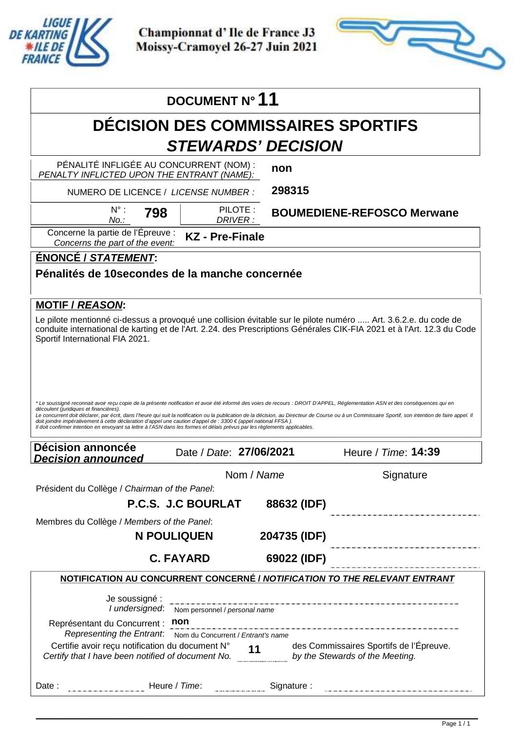Championnat d' Ile de France J3
Moissy-Cramoyel 26-27 Juin 2021

## DOCUMENT N° 11

# DÉCISION DES COMMISSAIRES SPORTIFS
# *STEWARDS' DECISION*

| | |
|---|---|
| PÉNALITÉ INFLIGÉE AU CONCURRENT (NOM) : *PENALTY INFLICTED UPON THE ENTRANT (NAME):* | **non** |
| NUMERO DE LICENCE / *LICENSE NUMBER :* | **298315** |
| N° : *No.:* **798** — PILOTE : *DRIVER :* | **BOUMEDIENE-REFOSCO Merwane** |
| Concerne la partie de l'Épreuve : *Concerns the part of the event:* | **KZ - Pre-Finale** |

**ÉNONCÉ / *STATEMENT*:**

**Pénalités de 10secondes de la manche concernée**

**MOTIF / *REASON*:**

Le pilote mentionné ci-dessus a provoqué une collision évitable sur le pilote numéro ..... Art. 3.6.2.e. du code de conduite international de karting et de l'Art. 2.24. des Prescriptions Générales CIK-FIA 2021 et à l'Art. 12.3 du Code Sportif International FIA 2021.

*\* Le soussigné reconnait avoir reçu copie de la présente notification et avoir été informé des voies de recours : DROIT D'APPEL, Réglementation ASN et des conséquences qui en découlent (juridiques et financières).*
*Le concurrent doit déclarer, par écrit, dans l'heure qui suit la notification ou la publication de la décision, au Directeur de Course ou à un Commissaire Sportif, son intention de faire appel. Il doit joindre impérativement à cette déclaration d'appel une caution d'appel de : 3300 € (appel national FFSA ).*
*Il doit confirmer intention en envoyant sa lettre à l'ASN dans les formes et délais prévus par les règlements applicables.*

**Décision annoncée** / ***Decision announced*** — Date / *Date*: **27/06/2021** — Heure / *Time*: **14:39**

| | Nom / *Name* | | Signature |
|---|---|---|---|
| Président du Collège / *Chairman of the Panel*: | **P.C.S. J.C BOURLAT** | **88632 (IDF)** | |
| Membres du Collège / *Members of the Panel*: | **N POULIQUEN** | **204735 (IDF)** | |
| | **C. FAYARD** | **69022 (IDF)** | |

**NOTIFICATION AU CONCURRENT CONCERNÉ / *NOTIFICATION TO THE RELEVANT ENTRANT***

Je soussigné : / *I undersigned*: ______________________ Nom personnel / *personal name*

Représentant du Concurrent : / *Representing the Entrant*: **non** — Nom du Concurrent / *Entrant's name*

Certifie avoir reçu notification du document N° / *Certify that I have been notified of document No.* **11** des Commissaires Sportifs de l'Épreuve. / *by the Stewards of the Meeting.*

Date : ____________ Heure / *Time*: ____________ Signature : ____________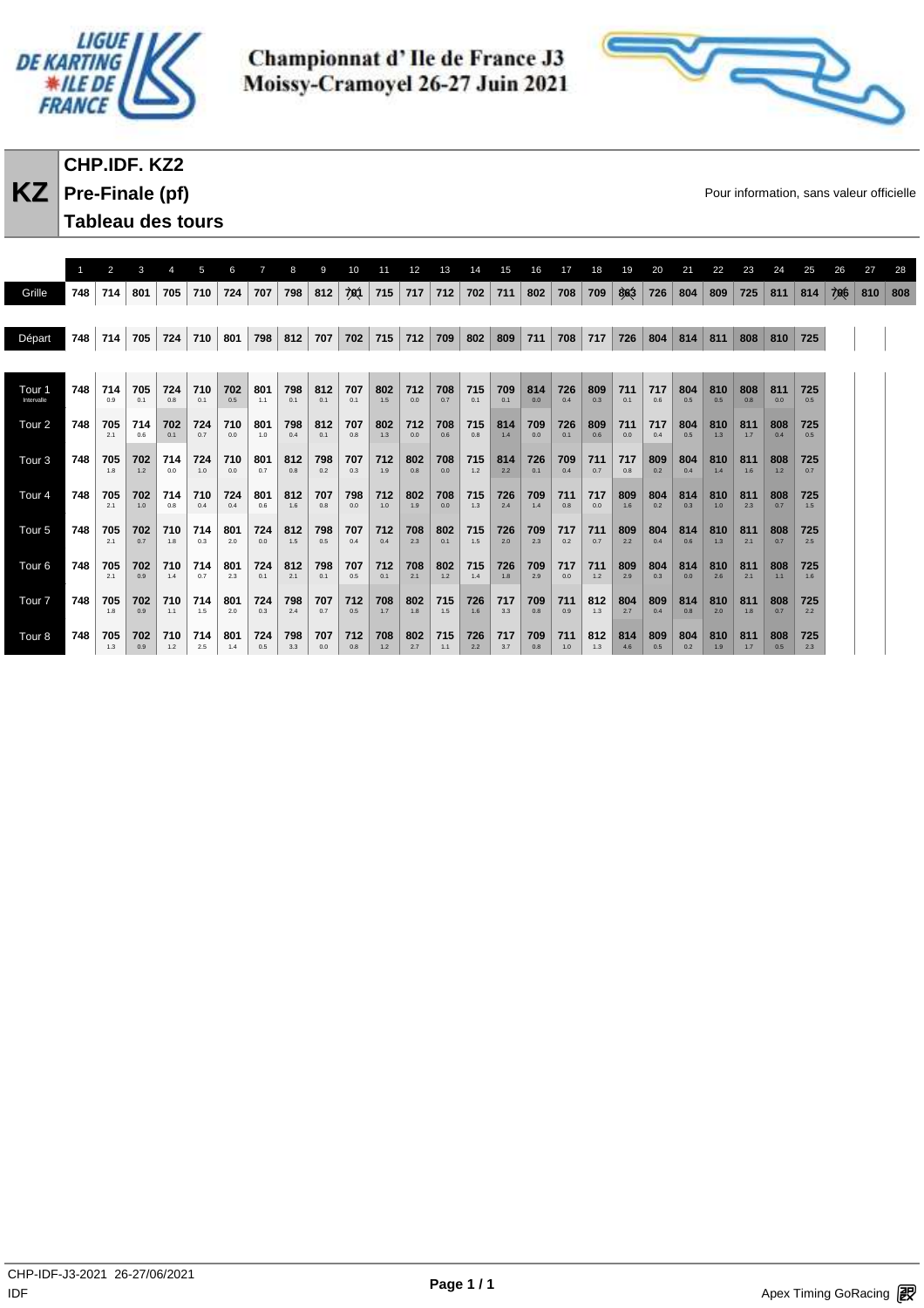Championnat d' Ile de France J3
Moissy-Cramoyel 26-27 Juin 2021

# KZ

## CHP.IDF. KZ2
## Pre-Finale (pf)
## Tableau des tours

Pour information, sans valeur officielle

| | 1 | 2 | 3 | 4 | 5 | 6 | 7 | 8 | 9 | 10 | 11 | 12 | 13 | 14 | 15 | 16 | 17 | 18 | 19 | 20 | 21 | 22 | 23 | 24 | 25 | 26 | 27 | 28 |
|---|---|---|---|---|---|---|---|---|---|---|---|---|---|---|---|---|---|---|---|---|---|---|---|---|---|---|---|---|
| Grille | 748 | 714 | 801 | 705 | 710 | 724 | 707 | 798 | 812 | 701 | 715 | 717 | 712 | 702 | 711 | 802 | 708 | 709 | 803 | 726 | 804 | 809 | 725 | 811 | 814 | 706 | 810 | 808 |
| Départ | 748 | 714 | 705 | 724 | 710 | 801 | 798 | 812 | 707 | 702 | 715 | 712 | 709 | 802 | 809 | 711 | 708 | 717 | 726 | 804 | 814 | 811 | 808 | 810 | 725 | | | |
| Tour 1 Intervalle | 748 | 714 0.9 | 705 0.1 | 724 0.8 | 710 0.1 | 702 0.5 | 801 1.1 | 798 0.1 | 812 0.1 | 707 0.1 | 802 1.5 | 712 0.0 | 708 0.7 | 715 0.1 | 709 0.1 | 814 0.0 | 726 0.4 | 809 0.3 | 711 0.1 | 717 0.6 | 804 0.5 | 810 0.5 | 808 0.8 | 811 0.0 | 725 0.5 | | | |
| Tour 2 | 748 | 705 2.1 | 714 0.6 | 702 0.1 | 724 0.7 | 710 0.0 | 801 1.0 | 798 0.4 | 812 0.1 | 707 0.8 | 802 1.3 | 712 0.0 | 708 0.6 | 715 0.8 | 814 1.4 | 709 0.0 | 726 0.1 | 809 0.6 | 711 0.0 | 717 0.4 | 804 0.5 | 810 1.3 | 811 1.7 | 808 0.4 | 725 0.5 | | | |
| Tour 3 | 748 | 705 1.8 | 702 1.2 | 714 0.0 | 724 1.0 | 710 0.0 | 801 0.7 | 812 0.8 | 798 0.2 | 707 0.3 | 712 1.9 | 802 0.8 | 708 0.0 | 715 1.2 | 814 2.2 | 726 0.1 | 709 0.4 | 711 0.7 | 717 0.8 | 809 0.2 | 804 0.4 | 810 1.4 | 811 1.6 | 808 1.2 | 725 0.7 | | | |
| Tour 4 | 748 | 705 2.1 | 702 1.0 | 714 0.8 | 710 0.4 | 724 0.4 | 801 0.6 | 812 1.6 | 707 0.8 | 798 0.0 | 712 1.0 | 802 1.9 | 708 0.0 | 715 1.3 | 726 2.4 | 709 1.4 | 711 0.8 | 717 0.0 | 809 1.6 | 804 0.2 | 814 0.3 | 810 1.0 | 811 2.3 | 808 0.7 | 725 1.5 | | | |
| Tour 5 | 748 | 705 2.1 | 702 0.7 | 710 1.8 | 714 0.3 | 801 2.0 | 724 0.0 | 812 1.5 | 798 0.5 | 707 0.4 | 712 0.4 | 708 2.3 | 802 0.1 | 715 1.5 | 726 2.0 | 709 2.3 | 717 0.2 | 711 0.7 | 809 2.2 | 804 0.4 | 814 0.6 | 810 1.3 | 811 2.1 | 808 0.7 | 725 2.5 | | | |
| Tour 6 | 748 | 705 2.1 | 702 0.9 | 710 1.4 | 714 0.7 | 801 2.3 | 724 0.1 | 812 2.1 | 798 0.1 | 707 0.5 | 712 0.1 | 708 2.1 | 802 1.2 | 715 1.4 | 726 1.8 | 709 2.9 | 717 0.0 | 711 1.2 | 809 2.9 | 804 0.3 | 814 0.0 | 810 2.6 | 811 2.1 | 808 1.1 | 725 1.6 | | | |
| Tour 7 | 748 | 705 1.8 | 702 0.9 | 710 1.1 | 714 1.5 | 801 2.0 | 724 0.3 | 798 2.4 | 707 0.7 | 712 0.5 | 708 1.7 | 802 1.8 | 715 1.5 | 726 1.6 | 717 3.3 | 709 0.8 | 711 0.9 | 812 1.3 | 804 2.7 | 809 0.4 | 814 0.8 | 810 2.0 | 811 1.8 | 808 0.7 | 725 2.2 | | | |
| Tour 8 | 748 | 705 1.3 | 702 0.9 | 710 1.2 | 714 2.5 | 801 1.4 | 724 0.5 | 798 3.3 | 707 0.0 | 712 0.8 | 708 1.2 | 802 2.7 | 715 1.1 | 726 2.2 | 717 3.7 | 709 0.8 | 711 1.0 | 812 1.3 | 814 4.6 | 809 0.5 | 804 0.2 | 810 1.9 | 811 1.7 | 808 0.5 | 725 2.3 | | | |

CHP-IDF-J3-2021 26-27/06/2021
IDF

Apex Timing GoRacing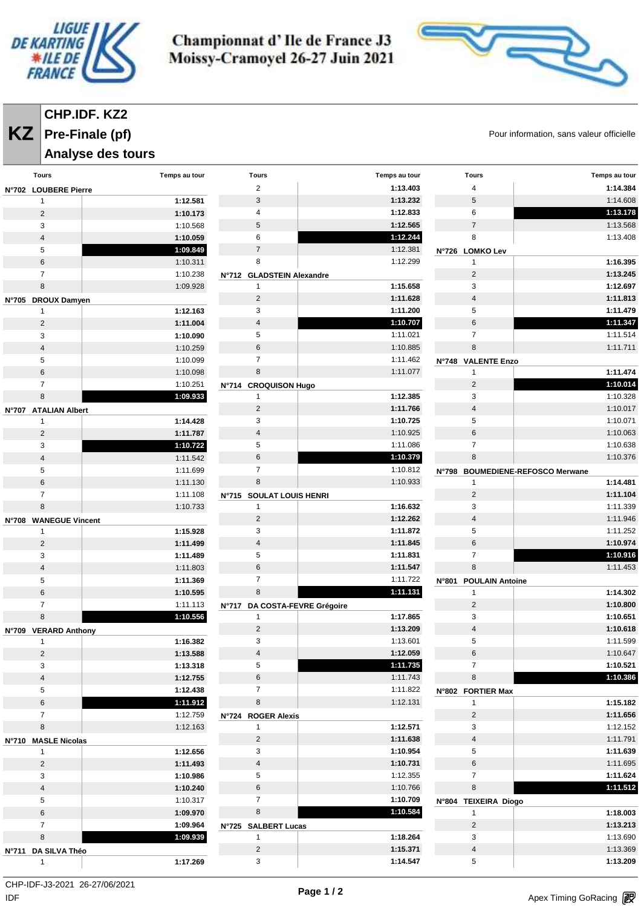# Championnat d' Ile de France J3
# Moissy-Cramoyel 26-27 Juin 2021

**KZ**

## CHP.IDF. KZ2
## Pre-Finale (pf)
## Analyse des tours

Pour information, sans valeur officielle

| Tours | Temps au tour |
|---|---|
| **N°702 LOUBERE Pierre** | |
| 1 | **1:12.581** |
| 2 | **1:10.173** |
| 3 | 1:10.568 |
| 4 | **1:10.059** |
| 5 | **1:09.849** |
| 6 | 1:10.311 |
| 7 | 1:10.238 |
| 8 | 1:09.928 |
| **N°705 DROUX Damyen** | |
| 1 | **1:12.163** |
| 2 | **1:11.004** |
| 3 | **1:10.090** |
| 4 | 1:10.259 |
| 5 | 1:10.099 |
| 6 | 1:10.098 |
| 7 | 1:10.251 |
| 8 | **1:09.933** |
| **N°707 ATALIAN Albert** | |
| 1 | **1:14.428** |
| 2 | **1:11.787** |
| 3 | **1:10.722** |
| 4 | 1:11.542 |
| 5 | 1:11.699 |
| 6 | 1:11.130 |
| 7 | 1:11.108 |
| 8 | 1:10.733 |
| **N°708 WANEGUE Vincent** | |
| 1 | **1:15.928** |
| 2 | **1:11.499** |
| 3 | **1:11.489** |
| 4 | 1:11.803 |
| 5 | **1:11.369** |
| 6 | **1:10.595** |
| 7 | 1:11.113 |
| 8 | **1:10.556** |
| **N°709 VERARD Anthony** | |
| 1 | **1:16.382** |
| 2 | **1:13.588** |
| 3 | **1:13.318** |
| 4 | **1:12.755** |
| 5 | **1:12.438** |
| 6 | **1:11.912** |
| 7 | 1:12.759 |
| 8 | 1:12.163 |
| **N°710 MASLE Nicolas** | |
| 1 | **1:12.656** |
| 2 | **1:11.493** |
| 3 | **1:10.986** |
| 4 | **1:10.240** |
| 5 | 1:10.317 |
| 6 | **1:09.970** |
| 7 | **1:09.964** |
| 8 | **1:09.939** |
| **N°711 DA SILVA Théo** | |
| 1 | **1:17.269** |
| 2 | **1:13.403** |
| 3 | **1:13.232** |
| 4 | **1:12.833** |
| 5 | **1:12.565** |
| 6 | **1:12.244** |
| 7 | 1:12.381 |
| 8 | 1:12.299 |
| **N°712 GLADSTEIN Alexandre** | |
| 1 | **1:15.658** |
| 2 | **1:11.628** |
| 3 | **1:11.200** |
| 4 | **1:10.707** |
| 5 | 1:11.021 |
| 6 | 1:10.885 |
| 7 | 1:11.462 |
| 8 | 1:11.077 |
| **N°714 CROQUISON Hugo** | |
| 1 | **1:12.385** |
| 2 | **1:11.766** |
| 3 | **1:10.725** |
| 4 | 1:10.925 |
| 5 | 1:11.086 |
| 6 | **1:10.379** |
| 7 | 1:10.812 |
| 8 | 1:10.933 |
| **N°715 SOULAT LOUIS HENRI** | |
| 1 | **1:16.632** |
| 2 | **1:12.262** |
| 3 | **1:11.872** |
| 4 | **1:11.845** |
| 5 | **1:11.831** |
| 6 | **1:11.547** |
| 7 | 1:11.722 |
| 8 | **1:11.131** |
| **N°717 DA COSTA-FEVRE Grégoire** | |
| 1 | **1:17.865** |
| 2 | **1:13.209** |
| 3 | 1:13.601 |
| 4 | **1:12.059** |
| 5 | **1:11.735** |
| 6 | 1:11.743 |
| 7 | 1:11.822 |
| 8 | 1:12.131 |
| **N°724 ROGER Alexis** | |
| 1 | **1:12.571** |
| 2 | **1:11.638** |
| 3 | **1:10.954** |
| 4 | **1:10.731** |
| 5 | 1:12.355 |
| 6 | 1:10.766 |
| 7 | **1:10.709** |
| 8 | **1:10.584** |
| **N°725 SALBERT Lucas** | |
| 1 | **1:18.264** |
| 2 | **1:15.371** |
| 3 | **1:14.547** |
| 4 | **1:14.384** |
| 5 | 1:14.608 |
| 6 | **1:13.178** |
| 7 | 1:13.568 |
| 8 | 1:13.408 |
| **N°726 LOMKO Lev** | |
| 1 | **1:16.395** |
| 2 | **1:13.245** |
| 3 | **1:12.697** |
| 4 | **1:11.813** |
| 5 | **1:11.479** |
| 6 | **1:11.347** |
| 7 | 1:11.514 |
| 8 | 1:11.711 |
| **N°748 VALENTE Enzo** | |
| 1 | **1:11.474** |
| 2 | **1:10.014** |
| 3 | 1:10.328 |
| 4 | 1:10.017 |
| 5 | 1:10.071 |
| 6 | 1:10.063 |
| 7 | 1:10.638 |
| 8 | 1:10.376 |
| **N°798 BOUMEDIENE-REFOSCO Merwane** | |
| 1 | **1:14.481** |
| 2 | **1:11.104** |
| 3 | 1:11.339 |
| 4 | 1:11.946 |
| 5 | 1:11.252 |
| 6 | **1:10.974** |
| 7 | **1:10.916** |
| 8 | 1:11.453 |
| **N°801 POULAIN Antoine** | |
| 1 | **1:14.302** |
| 2 | **1:10.800** |
| 3 | **1:10.651** |
| 4 | **1:10.618** |
| 5 | 1:11.599 |
| 6 | 1:10.647 |
| 7 | **1:10.521** |
| 8 | **1:10.386** |
| **N°802 FORTIER Max** | |
| 1 | **1:15.182** |
| 2 | **1:11.656** |
| 3 | 1:12.152 |
| 4 | 1:11.791 |
| 5 | **1:11.639** |
| 6 | 1:11.695 |
| 7 | **1:11.624** |
| 8 | **1:11.512** |
| **N°804 TEIXEIRA Diogo** | |
| 1 | **1:18.003** |
| 2 | **1:13.213** |
| 3 | 1:13.690 |
| 4 | 1:13.369 |
| 5 | **1:13.209** |

CHP-IDF-J3-2021 26-27/06/2021
IDF

Apex Timing GoRacing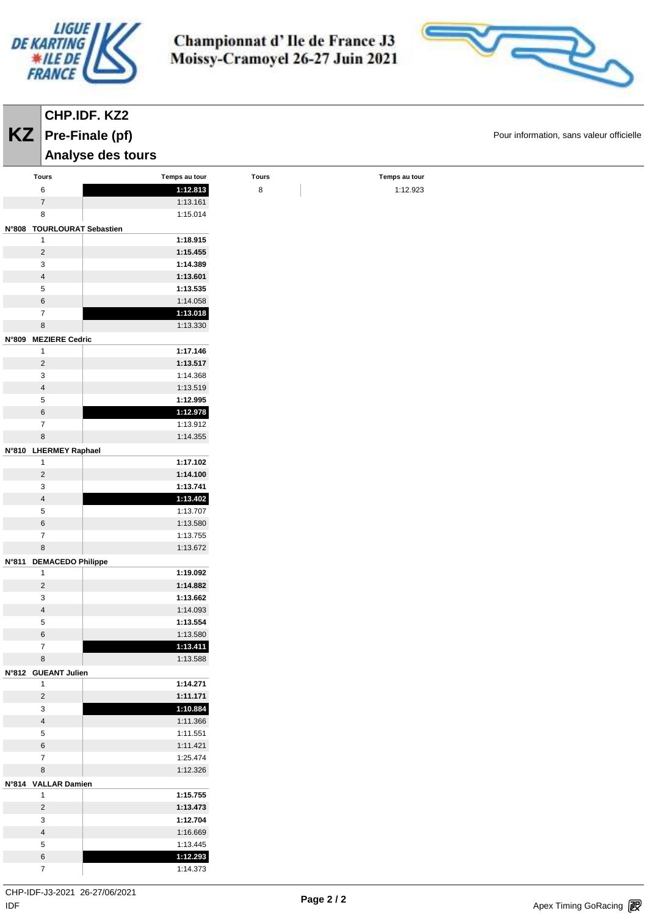# Championnat d' Ile de France J3
# Moissy-Cramoyel 26-27 Juin 2021

## KZ CHP.IDF. KZ2
## Pre-Finale (pf)
## Analyse des tours

Pour information, sans valeur officielle

| Tours | Temps au tour |
|---|---|
| 6 | **1:12.813** |
| 7 | 1:13.161 |
| 8 | 1:15.014 |

**N°808 TOURLOURAT Sebastien**

| Tours | Temps au tour |
|---|---|
| 1 | **1:18.915** |
| 2 | **1:15.455** |
| 3 | **1:14.389** |
| 4 | **1:13.601** |
| 5 | **1:13.535** |
| 6 | 1:14.058 |
| 7 | **1:13.018** |
| 8 | 1:13.330 |

**N°809 MEZIERE Cedric**

| Tours | Temps au tour |
|---|---|
| 1 | **1:17.146** |
| 2 | **1:13.517** |
| 3 | 1:14.368 |
| 4 | 1:13.519 |
| 5 | **1:12.995** |
| 6 | **1:12.978** |
| 7 | 1:13.912 |
| 8 | 1:14.355 |

**N°810 LHERMEY Raphael**

| Tours | Temps au tour |
|---|---|
| 1 | **1:17.102** |
| 2 | **1:14.100** |
| 3 | **1:13.741** |
| 4 | **1:13.402** |
| 5 | 1:13.707 |
| 6 | 1:13.580 |
| 7 | 1:13.755 |
| 8 | 1:13.672 |

**N°811 DEMACEDO Philippe**

| Tours | Temps au tour |
|---|---|
| 1 | **1:19.092** |
| 2 | **1:14.882** |
| 3 | **1:13.662** |
| 4 | 1:14.093 |
| 5 | **1:13.554** |
| 6 | 1:13.580 |
| 7 | **1:13.411** |
| 8 | 1:13.588 |

**N°812 GUEANT Julien**

| Tours | Temps au tour |
|---|---|
| 1 | **1:14.271** |
| 2 | **1:11.171** |
| 3 | **1:10.884** |
| 4 | 1:11.366 |
| 5 | 1:11.551 |
| 6 | 1:11.421 |
| 7 | 1:25.474 |
| 8 | 1:12.326 |

**N°814 VALLAR Damien**

| Tours | Temps au tour |
|---|---|
| 1 | **1:15.755** |
| 2 | **1:13.473** |
| 3 | **1:12.704** |
| 4 | 1:16.669 |
| 5 | 1:13.445 |
| 6 | **1:12.293** |
| 7 | 1:14.373 |
| 8 | 1:12.923 |

CHP-IDF-J3-2021 26-27/06/2021
IDF

Apex Timing GoRacing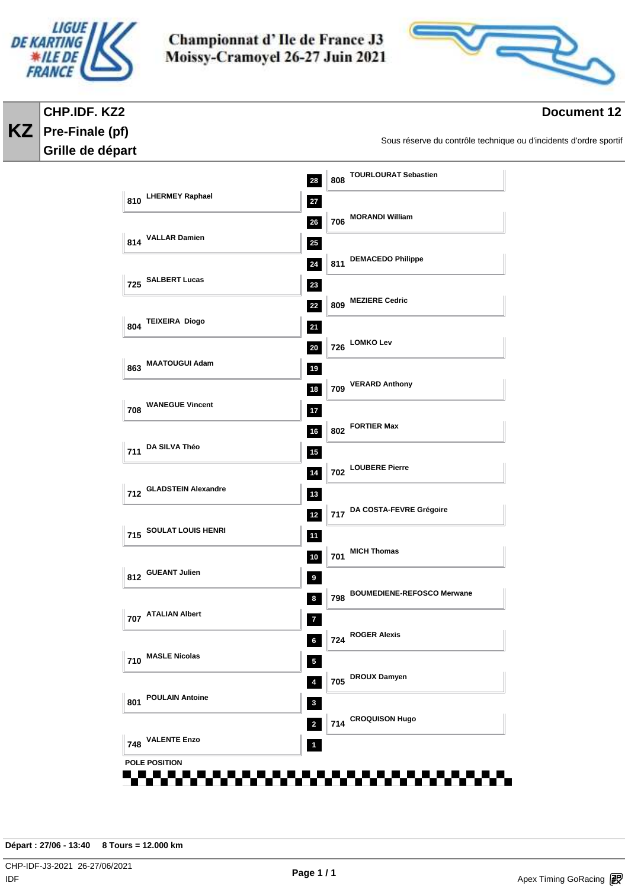# Championnat d' Ile de France J3
# Moissy-Cramoyel 26-27 Juin 2021

**KZ**

## CHP.IDF. KZ2
## Pre-Finale (pf)
## Grille de départ

**Document 12**

Sous réserve du contrôle technique ou d'incidents d'ordre sportif

| Position | N° | Pilote |
|---|---|---|
| 28 | 808 | TOURLOURAT Sebastien |
| 27 | 810 | LHERMEY Raphael |
| 26 | 706 | MORANDI William |
| 25 | 814 | VALLAR Damien |
| 24 | 811 | DEMACEDO Philippe |
| 23 | 725 | SALBERT Lucas |
| 22 | 809 | MEZIERE Cedric |
| 21 | 804 | TEIXEIRA Diogo |
| 20 | 726 | LOMKO Lev |
| 19 | 863 | MAATOUGUI Adam |
| 18 | 709 | VERARD Anthony |
| 17 | 708 | WANEGUE Vincent |
| 16 | 802 | FORTIER Max |
| 15 | 711 | DA SILVA Théo |
| 14 | 702 | LOUBERE Pierre |
| 13 | 712 | GLADSTEIN Alexandre |
| 12 | 717 | DA COSTA-FEVRE Grégoire |
| 11 | 715 | SOULAT LOUIS HENRI |
| 10 | 701 | MICH Thomas |
| 9 | 812 | GUEANT Julien |
| 8 | 798 | BOUMEDIENE-REFOSCO Merwane |
| 7 | 707 | ATALIAN Albert |
| 6 | 724 | ROGER Alexis |
| 5 | 710 | MASLE Nicolas |
| 4 | 705 | DROUX Damyen |
| 3 | 801 | POULAIN Antoine |
| 2 | 714 | CROQUISON Hugo |
| 1 | 748 | VALENTE Enzo |

POLE POSITION

**Départ : 27/06 - 13:40 8 Tours = 12.000 km**

CHP-IDF-J3-2021 26-27/06/2021
IDF

Apex Timing GoRacing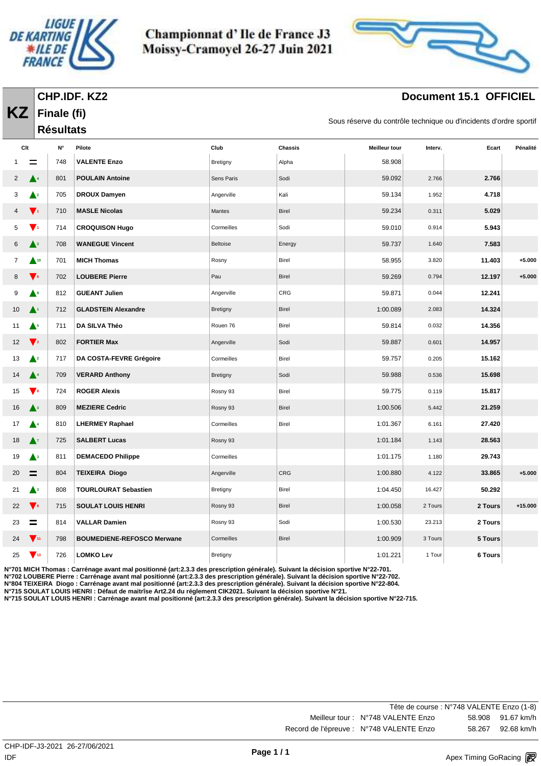# Championnat d' Ile de France J3
# Moissy-Cramoyel 26-27 Juin 2021

**KZ**

## CHP.IDF. KZ2
## Finale (fi)
## Résultats

**Document 15.1 OFFICIEL**

Sous réserve du contrôle technique ou d'incidents d'ordre sportif

| Clt | | N° | Pilote | Club | Chassis | Meilleur tour | Interv. | Ecart | Pénalité |
|---|---|---|---|---|---|---|---|---|---|
| 1 | = | 748 | **VALENTE Enzo** | Bretigny | Alpha | 58.908 | | | |
| 2 | ▲4 | 801 | **POULAIN Antoine** | Sens Paris | Sodi | 59.092 | 2.766 | **2.766** | |
| 3 | ▲2 | 705 | **DROUX Damyen** | Angerville | Kali | 59.134 | 1.952 | **4.718** | |
| 4 | ▼1 | 710 | **MASLE Nicolas** | Mantes | Birel | 59.234 | 0.311 | **5.029** | |
| 5 | ▼1 | 714 | **CROQUISON Hugo** | Cormeilles | Sodi | 59.010 | 0.914 | **5.943** | |
| 6 | ▲3 | 708 | **WANEGUE Vincent** | Beltoise | Energy | 59.737 | 1.640 | **7.583** | |
| 7 | ▲19 | 701 | **MICH Thomas** | Rosny | Birel | 58.955 | 3.820 | **11.403** | **+5.000** |
| 8 | ▼6 | 702 | **LOUBERE Pierre** | Pau | Birel | 59.269 | 0.794 | **12.197** | **+5.000** |
| 9 | ▲8 | 812 | **GUEANT Julien** | Angerville | CRG | 59.871 | 0.044 | **12.241** | |
| 10 | ▲1 | 712 | **GLADSTEIN Alexandre** | Bretigny | Birel | 1:00.089 | 2.083 | **14.324** | |
| 11 | ▲5 | 711 | **DA SILVA Théo** | Rouen 76 | Birel | 59.814 | 0.032 | **14.356** | |
| 12 | ▼2 | 802 | **FORTIER Max** | Angerville | Sodi | 59.887 | 0.601 | **14.957** | |
| 13 | ▲2 | 717 | **DA COSTA-FEVRE Grégoire** | Cormeilles | Birel | 59.757 | 0.205 | **15.162** | |
| 14 | ▲4 | 709 | **VERARD Anthony** | Bretigny | Sodi | 59.988 | 0.536 | **15.698** | |
| 15 | ▼8 | 724 | **ROGER Alexis** | Rosny 93 | Birel | 59.775 | 0.119 | **15.817** | |
| 16 | ▲3 | 809 | **MEZIERE Cedric** | Rosny 93 | Birel | 1:00.506 | 5.442 | **21.259** | |
| 17 | ▲4 | 810 | **LHERMEY Raphael** | Cormeilles | Birel | 1:01.367 | 6.161 | **27.420** | |
| 18 | ▲7 | 725 | **SALBERT Lucas** | Rosny 93 | | 1:01.184 | 1.143 | **28.563** | |
| 19 | ▲3 | 811 | **DEMACEDO Philippe** | Cormeilles | | 1:01.175 | 1.180 | **29.743** | |
| 20 | = | 804 | **TEIXEIRA Diogo** | Angerville | CRG | 1:00.880 | 4.122 | **33.865** | **+5.000** |
| 21 | ▲3 | 808 | **TOURLOURAT Sebastien** | Bretigny | Birel | 1:04.450 | 16.427 | **50.292** | |
| 22 | ▼8 | 715 | **SOULAT LOUIS HENRI** | Rosny 93 | Birel | 1:00.058 | 2 Tours | **2 Tours** | **+15.000** |
| 23 | = | 814 | **VALLAR Damien** | Rosny 93 | Sodi | 1:00.530 | 23.213 | **2 Tours** | |
| 24 | ▼11 | 798 | **BOUMEDIENE-REFOSCO Merwane** | Cormeilles | Birel | 1:00.909 | 3 Tours | **5 Tours** | |
| 25 | ▼13 | 726 | **LOMKO Lev** | Bretigny | | 1:01.221 | 1 Tour | **6 Tours** | |

**N°701 MICH Thomas : Carrénage avant mal positionné (art:2.3.3 des prescription générale). Suivant la décision sportive N°22-701.**
**N°702 LOUBERE Pierre : Carrénage avant mal positionné (art:2.3.3 des prescription générale). Suivant la décision sportive N°22-702.**
**N°804 TEIXEIRA Diogo : Carrénage avant mal positionné (art:2.3.3 des prescription générale). Suivant la décision sportive N°22-804.**
**N°715 SOULAT LOUIS HENRI : Défaut de maitrîse Art2.24 du réglement CIK2021. Suivant la décision sportive N°21.**
**N°715 SOULAT LOUIS HENRI : Carrénage avant mal positionné (art:2.3.3 des prescription générale). Suivant la décision sportive N°22-715.**

Tête de course : N°748 VALENTE Enzo (1-8)

| | | | |
|---|---|---|---|
| Meilleur tour : | N°748 VALENTE Enzo | 58.908 | 91.67 km/h |
| Record de l'épreuve : | N°748 VALENTE Enzo | 58.267 | 92.68 km/h |

CHP-IDF-J3-2021 26-27/06/2021
IDF

Apex Timing GoRacing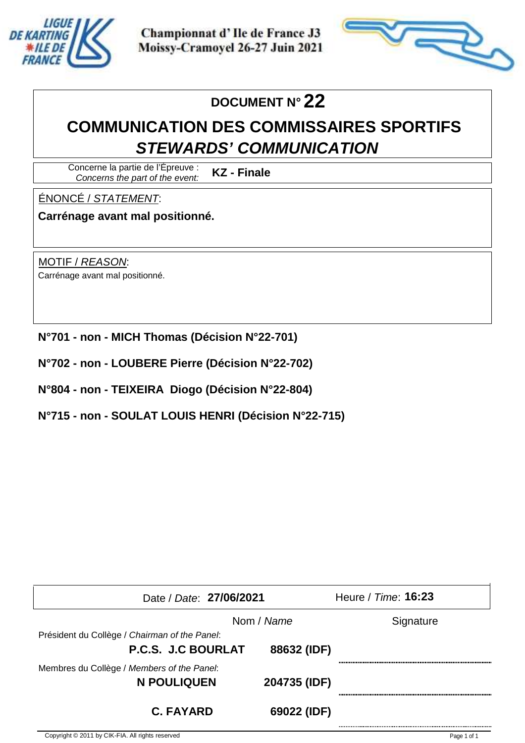Championnat d' Ile de France J3
Moissy-Cramoyel 26-27 Juin 2021

# DOCUMENT N° 22

## COMMUNICATION DES COMMISSAIRES SPORTIFS
## *STEWARDS' COMMUNICATION*

Concerne la partie de l'Épreuve : *Concerns the part of the event:* **KZ - Finale**

ÉNONCÉ / *STATEMENT*:

**Carrénage avant mal positionné.**

MOTIF / *REASON*:

Carrénage avant mal positionné.

**N°701 - non - MICH Thomas (Décision N°22-701)**

**N°702 - non - LOUBERE Pierre (Décision N°22-702)**

**N°804 - non - TEIXEIRA Diogo (Décision N°22-804)**

**N°715 - non - SOULAT LOUIS HENRI (Décision N°22-715)**

Date / *Date*: **27/06/2021** Heure / *Time*: **16:23**

| | Nom / *Name* | | Signature |
|---|---|---|---|
| Président du Collège / *Chairman of the Panel*: | **P.C.S. J.C BOURLAT** | **88632 (IDF)** | |
| Membres du Collège / *Members of the Panel*: | **N POULIQUEN** | **204735 (IDF)** | |
| | **C. FAYARD** | **69022 (IDF)** | |

Copyright © 2011 by CIK-FIA. All rights reserved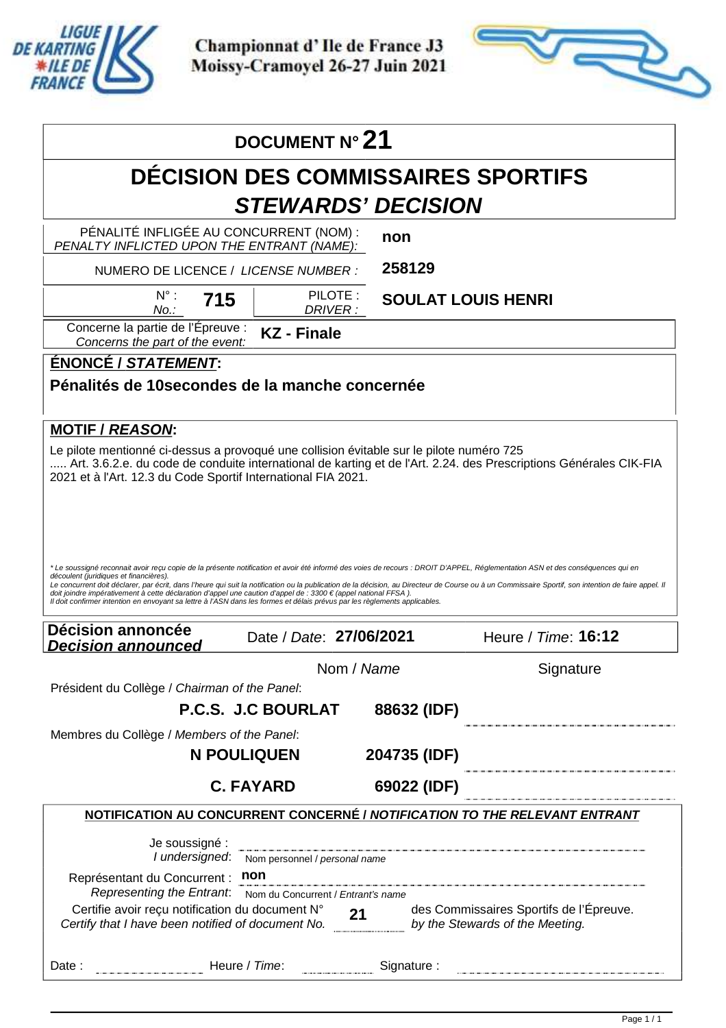**Championnat d' Ile de France J3**
**Moissy-Cramoyel 26-27 Juin 2021**

## DOCUMENT N° 21

# DÉCISION DES COMMISSAIRES SPORTIFS
## *STEWARDS' DECISION*

| | |
|---|---|
| PÉNALITÉ INFLIGÉE AU CONCURRENT (NOM) : *PENALTY INFLICTED UPON THE ENTRANT (NAME):* | **non** |
| NUMERO DE LICENCE / *LICENSE NUMBER :* | **258129** |
| N° : *No.:* **715** — PILOTE : *DRIVER :* | **SOULAT LOUIS HENRI** |
| Concerne la partie de l'Épreuve : *Concerns the part of the event:* | **KZ - Finale** |

**ÉNONCÉ / *STATEMENT*:**

**Pénalités de 10secondes de la manche concernée**

**MOTIF / *REASON*:**

Le pilote mentionné ci-dessus a provoqué une collision évitable sur le pilote numéro 725
..... Art. 3.6.2.e. du code de conduite international de karting et de l'Art. 2.24. des Prescriptions Générales CIK-FIA 2021 et à l'Art. 12.3 du Code Sportif International FIA 2021.

*\* Le soussigné reconnait avoir reçu copie de la présente notification et avoir été informé des voies de recours : DROIT D'APPEL, Réglementation ASN et des conséquences qui en découlent (juridiques et financières).*
*Le concurrent doit déclarer, par écrit, dans l'heure qui suit la notification ou la publication de la décision, au Directeur de Course ou à un Commissaire Sportif, son intention de faire appel. Il doit joindre impérativement à cette déclaration d'appel une caution d'appel de : 3300 € (appel national FFSA ).*
*Il doit confirmer intention en envoyant sa lettre à l'ASN dans les formes et délais prévus par les règlements applicables.*

**Décision annoncée / *Decision announced*** — Date / *Date*: **27/06/2021** — Heure / *Time*: **16:12**

| | Nom / *Name* | | Signature |
|---|---|---|---|
| Président du Collège / *Chairman of the Panel*: | **P.C.S. J.C BOURLAT** | **88632 (IDF)** | |
| Membres du Collège / *Members of the Panel*: | **N POULIQUEN** | **204735 (IDF)** | |
| | **C. FAYARD** | **69022 (IDF)** | |

**NOTIFICATION AU CONCURRENT CONCERNÉ / *NOTIFICATION TO THE RELEVANT ENTRANT***

Je soussigné : / *I undersigned*: ____________ Nom personnel / *personal name*

Représentant du Concurrent : / *Representing the Entrant*: **non** — Nom du Concurrent / *Entrant's name*

Certifie avoir reçu notification du document N° **21** des Commissaires Sportifs de l'Épreuve.
*Certify that I have been notified of document No.* **21** *by the Stewards of the Meeting.*

Date : ____________ Heure / *Time*: ____________ Signature : ____________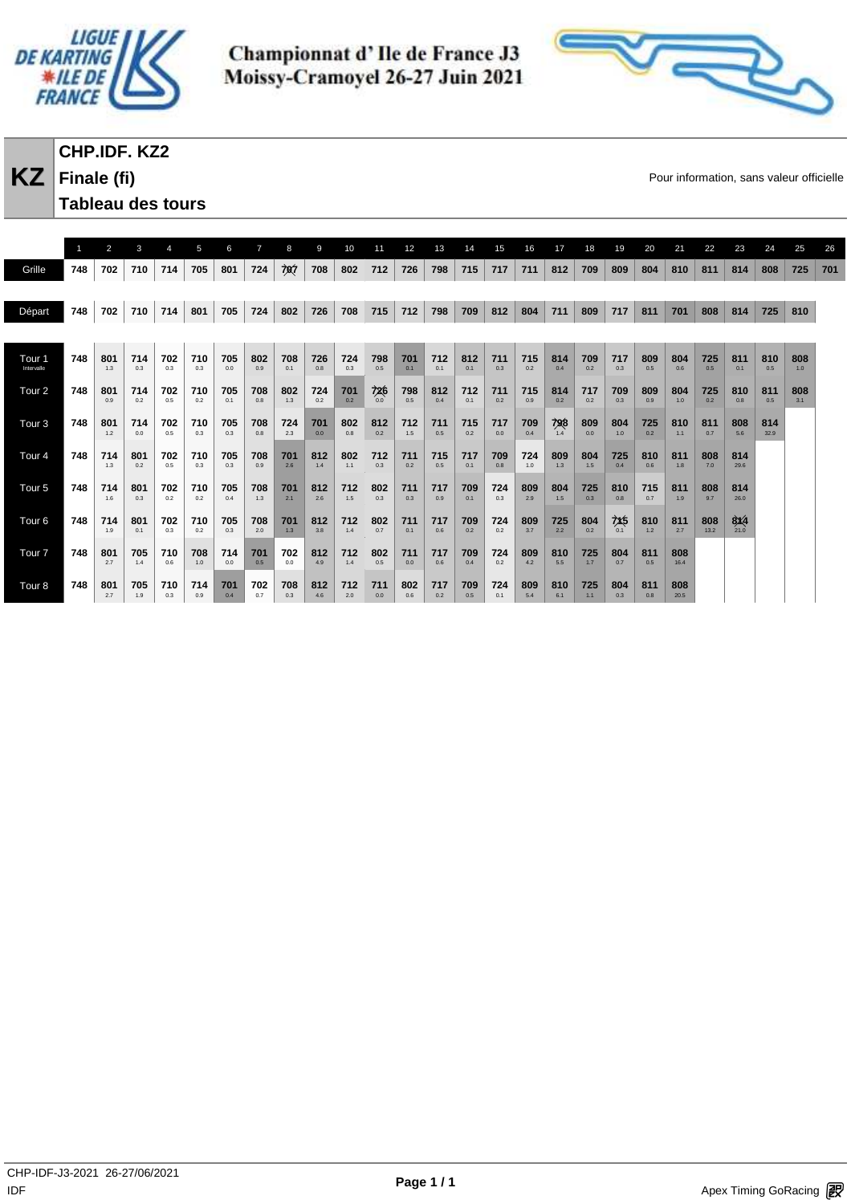Championnat d' Ile de France J3
Moissy-Cramoyel 26-27 Juin 2021

# KZ CHP.IDF. KZ2

## Finale (fi)

## Tableau des tours

Pour information, sans valeur officielle

| | 1 | 2 | 3 | 4 | 5 | 6 | 7 | 8 | 9 | 10 | 11 | 12 | 13 | 14 | 15 | 16 | 17 | 18 | 19 | 20 | 21 | 22 | 23 | 24 | 25 | 26 |
|---|---|---|---|---|---|---|---|---|---|---|---|---|---|---|---|---|---|---|---|---|---|---|---|---|---|---|
| Grille | 748 | 702 | 710 | 714 | 705 | 801 | 724 | 707 | 708 | 802 | 712 | 726 | 798 | 715 | 717 | 711 | 812 | 709 | 809 | 804 | 810 | 811 | 814 | 808 | 725 | 701 |
| Départ | 748 | 702 | 710 | 714 | 801 | 705 | 724 | 802 | 726 | 708 | 715 | 712 | 798 | 709 | 812 | 804 | 711 | 809 | 717 | 811 | 701 | 808 | 814 | 725 | 810 | |
| Tour 1 Intervalle | 748 | 801 1.3 | 714 0.3 | 702 0.3 | 710 0.3 | 705 0.0 | 802 0.9 | 708 0.1 | 726 0.8 | 724 0.3 | 798 0.5 | 701 0.1 | 712 0.1 | 812 0.1 | 711 0.3 | 715 0.2 | 814 0.4 | 709 0.2 | 717 0.3 | 809 0.5 | 804 0.6 | 725 0.5 | 811 0.1 | 810 0.5 | 808 1.0 | |
| Tour 2 | 748 | 801 0.9 | 714 0.2 | 702 0.5 | 710 0.2 | 705 0.1 | 708 0.8 | 802 1.3 | 724 0.2 | 701 0.2 | 726 0.0 | 798 0.5 | 812 0.4 | 712 0.1 | 711 0.2 | 715 0.9 | 814 0.2 | 717 0.2 | 709 0.3 | 809 0.9 | 804 1.0 | 725 0.2 | 810 0.8 | 811 0.5 | 808 3.1 | |
| Tour 3 | 748 | 801 1.2 | 714 0.0 | 702 0.5 | 710 0.3 | 705 0.3 | 708 0.8 | 724 2.3 | 701 0.0 | 802 0.8 | 812 0.2 | 712 1.5 | 711 0.5 | 715 0.2 | 717 0.0 | 709 0.4 | 798 1.4 | 809 0.0 | 804 1.0 | 725 0.2 | 810 1.1 | 811 0.7 | 808 5.6 | 814 32.9 | | |
| Tour 4 | 748 | 714 1.3 | 801 0.2 | 702 0.5 | 710 0.3 | 705 0.3 | 708 0.9 | 701 2.6 | 812 1.4 | 802 1.1 | 712 0.3 | 711 0.2 | 715 0.5 | 717 0.1 | 709 0.8 | 724 1.0 | 809 1.3 | 804 1.5 | 725 0.4 | 810 0.6 | 811 1.8 | 808 7.0 | 814 29.6 | | | |
| Tour 5 | 748 | 714 1.6 | 801 0.3 | 702 0.2 | 710 0.2 | 705 0.4 | 708 1.3 | 701 2.1 | 812 2.6 | 712 1.5 | 802 0.3 | 711 0.3 | 717 0.9 | 709 0.1 | 724 0.3 | 809 2.9 | 804 1.5 | 725 0.3 | 810 0.8 | 715 0.7 | 811 1.9 | 808 9.7 | 814 26.0 | | | |
| Tour 6 | 748 | 714 1.9 | 801 0.1 | 702 0.3 | 710 0.2 | 705 0.3 | 708 2.0 | 701 1.3 | 812 3.8 | 712 1.4 | 802 0.7 | 711 0.1 | 717 0.6 | 709 0.2 | 724 0.2 | 809 3.7 | 725 2.2 | 804 0.2 | 715 0.1 | 810 1.2 | 811 2.7 | 808 13.2 | 814 21.0 | | | |
| Tour 7 | 748 | 801 2.7 | 705 1.4 | 710 0.6 | 708 1.0 | 714 0.0 | 701 0.5 | 702 0.0 | 812 4.9 | 712 1.4 | 802 0.5 | 711 0.0 | 717 0.6 | 709 0.4 | 724 0.2 | 809 4.2 | 810 5.5 | 725 1.7 | 804 0.7 | 811 0.5 | 808 16.4 | | | | | |
| Tour 8 | 748 | 801 2.7 | 705 1.9 | 710 0.3 | 714 0.9 | 701 0.4 | 702 0.7 | 708 0.3 | 812 4.6 | 712 2.0 | 711 0.0 | 802 0.6 | 717 0.2 | 709 0.5 | 724 0.1 | 809 5.4 | 810 6.1 | 725 1.1 | 804 0.3 | 811 0.8 | 808 20.5 | | | | | |

CHP-IDF-J3-2021 26-27/06/2021
IDF

Apex Timing GoRacing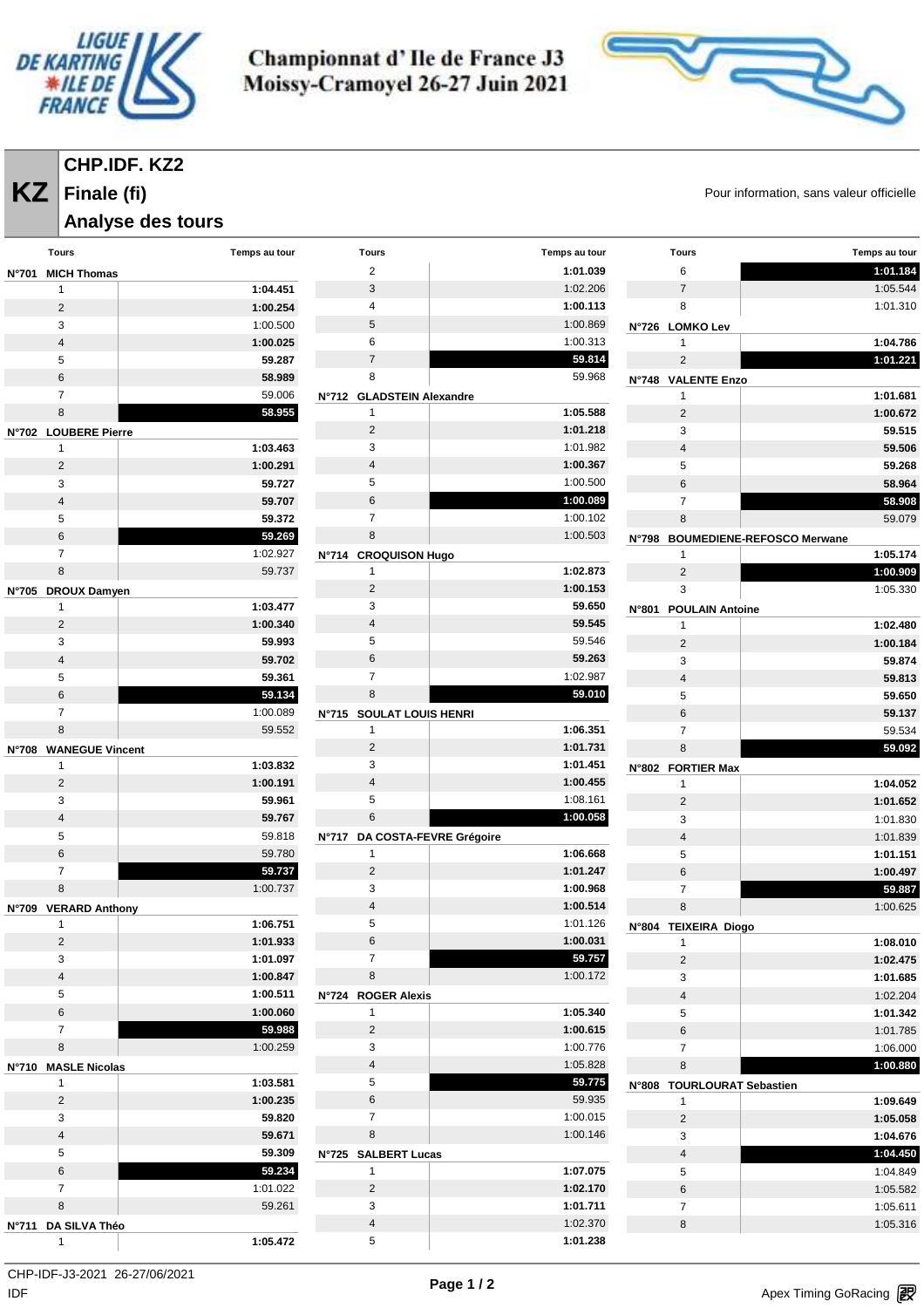Championnat d' Ile de France J3
Moissy-Cramoyel 26-27 Juin 2021

# CHP.IDF. KZ2

## KZ Finale (fi)

## Analyse des tours

Pour information, sans valeur officielle

| Tours | Temps au tour |
|---|---|
| **N°701 MICH Thomas** | |
| 1 | **1:04.451** |
| 2 | **1:00.254** |
| 3 | 1:00.500 |
| 4 | **1:00.025** |
| 5 | **59.287** |
| 6 | **58.989** |
| 7 | 59.006 |
| 8 | **58.955** |
| **N°702 LOUBERE Pierre** | |
| 1 | **1:03.463** |
| 2 | **1:00.291** |
| 3 | **59.727** |
| 4 | **59.707** |
| 5 | **59.372** |
| 6 | **59.269** |
| 7 | 1:02.927 |
| 8 | 59.737 |
| **N°705 DROUX Damyen** | |
| 1 | **1:03.477** |
| 2 | **1:00.340** |
| 3 | **59.993** |
| 4 | **59.702** |
| 5 | **59.361** |
| 6 | **59.134** |
| 7 | 1:00.089 |
| 8 | 59.552 |
| **N°708 WANEGUE Vincent** | |
| 1 | **1:03.832** |
| 2 | **1:00.191** |
| 3 | **59.961** |
| 4 | **59.767** |
| 5 | 59.818 |
| 6 | 59.780 |
| 7 | **59.737** |
| 8 | 1:00.737 |
| **N°709 VERARD Anthony** | |
| 1 | **1:06.751** |
| 2 | **1:01.933** |
| 3 | **1:01.097** |
| 4 | **1:00.847** |
| 5 | **1:00.511** |
| 6 | **1:00.060** |
| 7 | **59.988** |
| 8 | 1:00.259 |
| **N°710 MASLE Nicolas** | |
| 1 | **1:03.581** |
| 2 | **1:00.235** |
| 3 | **59.820** |
| 4 | **59.671** |
| 5 | **59.309** |
| 6 | **59.234** |
| 7 | 1:01.022 |
| 8 | 59.261 |
| **N°711 DA SILVA Théo** | |
| 1 | **1:05.472** |
| 2 | **1:01.039** |
| 3 | 1:02.206 |
| 4 | **1:00.113** |
| 5 | 1:00.869 |
| 6 | 1:00.313 |
| 7 | **59.814** |
| 8 | 59.968 |
| **N°712 GLADSTEIN Alexandre** | |
| 1 | **1:05.588** |
| 2 | **1:01.218** |
| 3 | 1:01.982 |
| 4 | **1:00.367** |
| 5 | 1:00.500 |
| 6 | **1:00.089** |
| 7 | 1:00.102 |
| 8 | 1:00.503 |
| **N°714 CROQUISON Hugo** | |
| 1 | **1:02.873** |
| 2 | **1:00.153** |
| 3 | **59.650** |
| 4 | **59.545** |
| 5 | 59.546 |
| 6 | **59.263** |
| 7 | 1:02.987 |
| 8 | **59.010** |
| **N°715 SOULAT LOUIS HENRI** | |
| 1 | **1:06.351** |
| 2 | **1:01.731** |
| 3 | **1:01.451** |
| 4 | **1:00.455** |
| 5 | 1:08.161 |
| 6 | **1:00.058** |
| **N°717 DA COSTA-FEVRE Grégoire** | |
| 1 | **1:06.668** |
| 2 | **1:01.247** |
| 3 | **1:00.968** |
| 4 | **1:00.514** |
| 5 | 1:01.126 |
| 6 | **1:00.031** |
| 7 | **59.757** |
| 8 | 1:00.172 |
| **N°724 ROGER Alexis** | |
| 1 | **1:05.340** |
| 2 | **1:00.615** |
| 3 | 1:00.776 |
| 4 | 1:05.828 |
| 5 | **59.775** |
| 6 | 59.935 |
| 7 | 1:00.015 |
| 8 | 1:00.146 |
| **N°725 SALBERT Lucas** | |
| 1 | **1:07.075** |
| 2 | **1:02.170** |
| 3 | **1:01.711** |
| 4 | 1:02.370 |
| 5 | **1:01.238** |
| 6 | **1:01.184** |
| 7 | 1:05.544 |
| 8 | 1:01.310 |
| **N°726 LOMKO Lev** | |
| 1 | **1:04.786** |
| 2 | **1:01.221** |
| **N°748 VALENTE Enzo** | |
| 1 | **1:01.681** |
| 2 | **1:00.672** |
| 3 | **59.515** |
| 4 | **59.506** |
| 5 | **59.268** |
| 6 | **58.964** |
| 7 | **58.908** |
| 8 | 59.079 |
| **N°798 BOUMEDIENE-REFOSCO Merwane** | |
| 1 | **1:05.174** |
| 2 | **1:00.909** |
| 3 | 1:05.330 |
| **N°801 POULAIN Antoine** | |
| 1 | **1:02.480** |
| 2 | **1:00.184** |
| 3 | **59.874** |
| 4 | **59.813** |
| 5 | **59.650** |
| 6 | **59.137** |
| 7 | 59.534 |
| 8 | **59.092** |
| **N°802 FORTIER Max** | |
| 1 | **1:04.052** |
| 2 | **1:01.652** |
| 3 | 1:01.830 |
| 4 | 1:01.839 |
| 5 | **1:01.151** |
| 6 | **1:00.497** |
| 7 | **59.887** |
| 8 | 1:00.625 |
| **N°804 TEIXEIRA Diogo** | |
| 1 | **1:08.010** |
| 2 | **1:02.475** |
| 3 | **1:01.685** |
| 4 | 1:02.204 |
| 5 | **1:01.342** |
| 6 | 1:01.785 |
| 7 | 1:06.000 |
| 8 | **1:00.880** |
| **N°808 TOURLOURAT Sebastien** | |
| 1 | **1:09.649** |
| 2 | **1:05.058** |
| 3 | **1:04.676** |
| 4 | **1:04.450** |
| 5 | 1:04.849 |
| 6 | 1:05.582 |
| 7 | 1:05.611 |
| 8 | 1:05.316 |

CHP-IDF-J3-2021 26-27/06/2021
IDF

Apex Timing GoRacing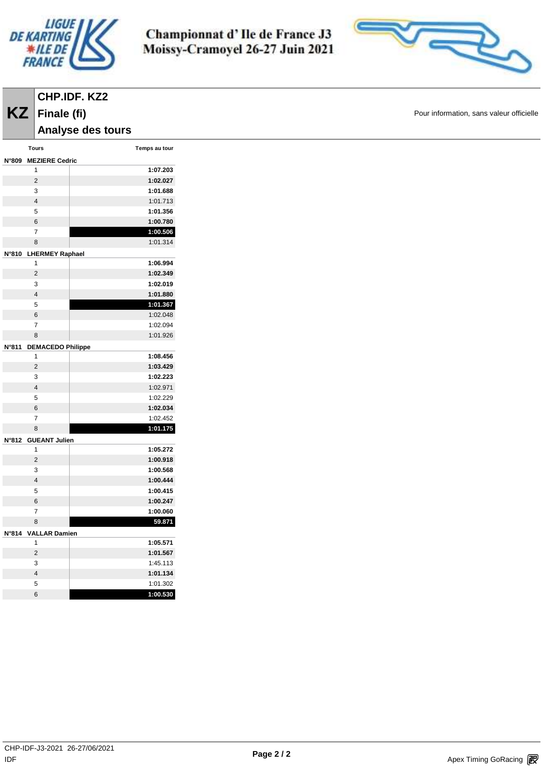**Championnat d' Ile de France J3**
**Moissy-Cramoyel 26-27 Juin 2021**

# KZ

## CHP.IDF. KZ2

## Finale (fi)

## Analyse des tours

Pour information, sans valeur officielle

| Tours | Temps au tour |
|---|---|
| **N°809 MEZIERE Cedric** | |
| 1 | **1:07.203** |
| 2 | **1:02.027** |
| 3 | **1:01.688** |
| 4 | 1:01.713 |
| 5 | **1:01.356** |
| 6 | **1:00.780** |
| 7 | **1:00.506** |
| 8 | 1:01.314 |
| **N°810 LHERMEY Raphael** | |
| 1 | **1:06.994** |
| 2 | **1:02.349** |
| 3 | **1:02.019** |
| 4 | **1:01.880** |
| 5 | **1:01.367** |
| 6 | 1:02.048 |
| 7 | 1:02.094 |
| 8 | 1:01.926 |
| **N°811 DEMACEDO Philippe** | |
| 1 | **1:08.456** |
| 2 | **1:03.429** |
| 3 | **1:02.223** |
| 4 | 1:02.971 |
| 5 | 1:02.229 |
| 6 | **1:02.034** |
| 7 | 1:02.452 |
| 8 | **1:01.175** |
| **N°812 GUEANT Julien** | |
| 1 | **1:05.272** |
| 2 | **1:00.918** |
| 3 | **1:00.568** |
| 4 | **1:00.444** |
| 5 | **1:00.415** |
| 6 | **1:00.247** |
| 7 | **1:00.060** |
| 8 | **59.871** |
| **N°814 VALLAR Damien** | |
| 1 | **1:05.571** |
| 2 | **1:01.567** |
| 3 | 1:45.113 |
| 4 | **1:01.134** |
| 5 | 1:01.302 |
| 6 | **1:00.530** |

CHP-IDF-J3-2021 26-27/06/2021
IDF

Apex Timing GoRacing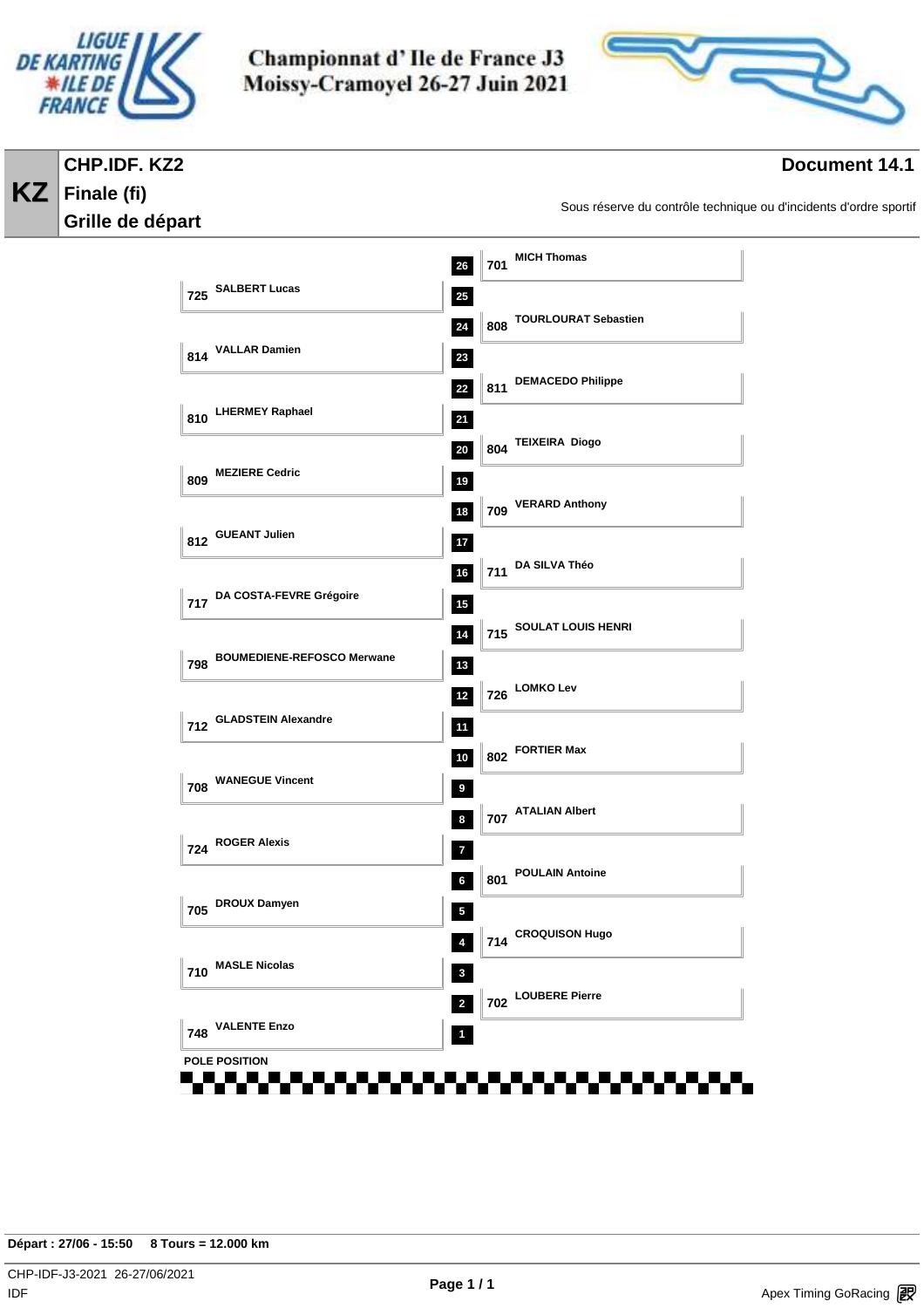# Championnat d' Ile de France J3
# Moissy-Cramoyel 26-27 Juin 2021

**KZ**

## CHP.IDF. KZ2
## Finale (fi)
## Grille de départ

**Document 14.1**

Sous réserve du contrôle technique ou d'incidents d'ordre sportif

| Position | N° | Pilote |
|---|---|---|
| 26 | 701 | MICH Thomas |
| 25 | 725 | SALBERT Lucas |
| 24 | 808 | TOURLOURAT Sebastien |
| 23 | 814 | VALLAR Damien |
| 22 | 811 | DEMACEDO Philippe |
| 21 | 810 | LHERMEY Raphael |
| 20 | 804 | TEIXEIRA Diogo |
| 19 | 809 | MEZIERE Cedric |
| 18 | 709 | VERARD Anthony |
| 17 | 812 | GUEANT Julien |
| 16 | 711 | DA SILVA Théo |
| 15 | 717 | DA COSTA-FEVRE Grégoire |
| 14 | 715 | SOULAT LOUIS HENRI |
| 13 | 798 | BOUMEDIENE-REFOSCO Merwane |
| 12 | 726 | LOMKO Lev |
| 11 | 712 | GLADSTEIN Alexandre |
| 10 | 802 | FORTIER Max |
| 9 | 708 | WANEGUE Vincent |
| 8 | 707 | ATALIAN Albert |
| 7 | 724 | ROGER Alexis |
| 6 | 801 | POULAIN Antoine |
| 5 | 705 | DROUX Damyen |
| 4 | 714 | CROQUISON Hugo |
| 3 | 710 | MASLE Nicolas |
| 2 | 702 | LOUBERE Pierre |
| 1 | 748 | VALENTE Enzo |

POLE POSITION

**Départ : 27/06 - 15:50 8 Tours = 12.000 km**

CHP-IDF-J3-2021 26-27/06/2021
IDF

Apex Timing GoRacing